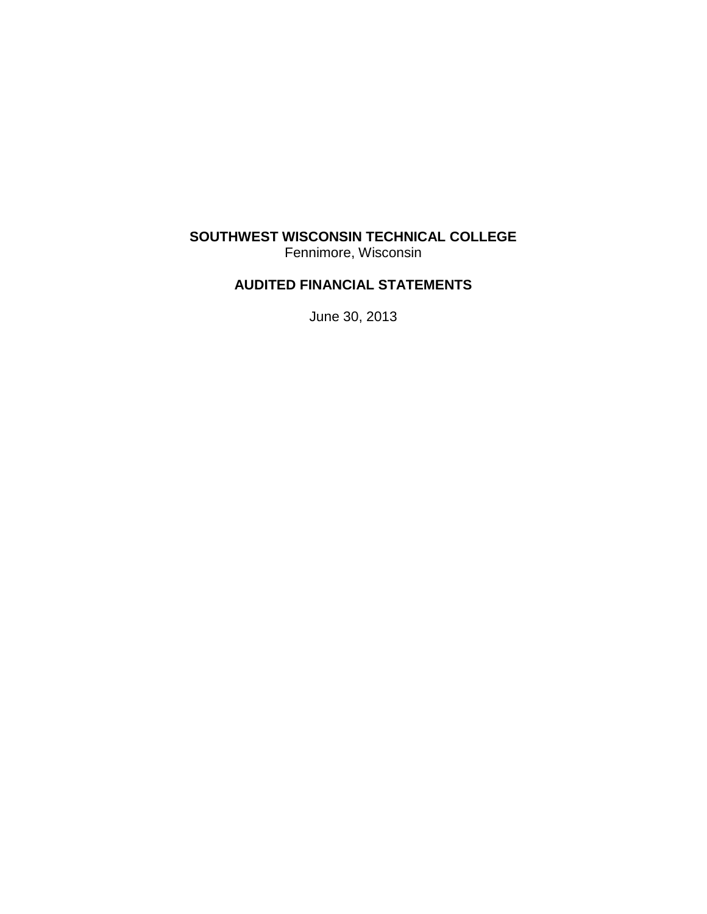# SOUTHWEST WISCONSIN TECHNICAL COLLEGE

Fennimore, Wisconsin

## AUDITED FINANCIAL STATEMENTS

June 30, 2013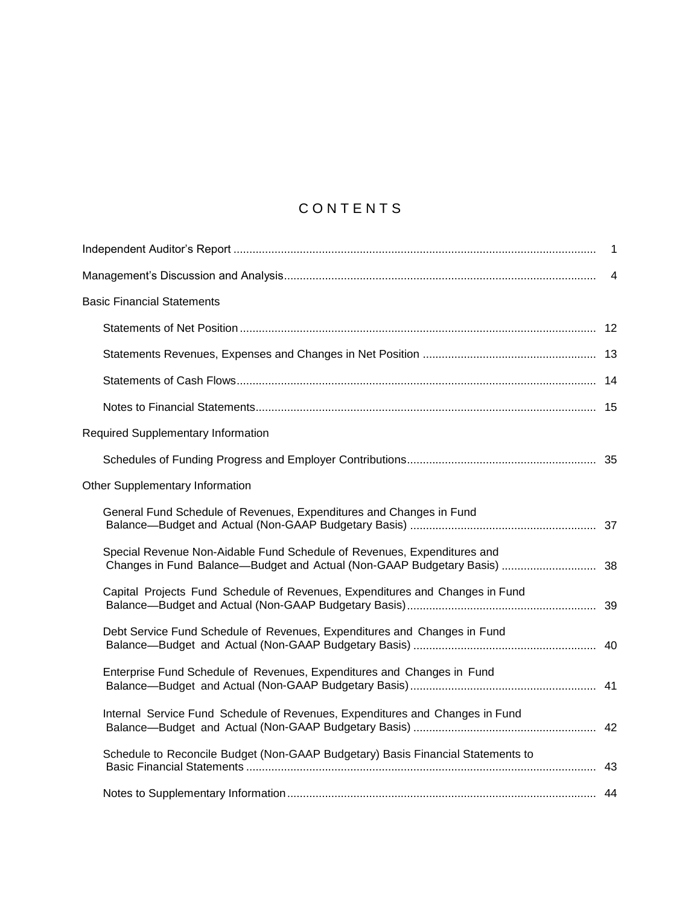# CONTENTS

| | |
|---|---|
| Independent Auditor's Report | 1 |
| Management's Discussion and Analysis | 4 |
| **Basic Financial Statements** | |
| Statements of Net Position | 12 |
| Statements Revenues, Expenses and Changes in Net Position | 13 |
| Statements of Cash Flows | 14 |
| Notes to Financial Statements | 15 |
| **Required Supplementary Information** | |
| Schedules of Funding Progress and Employer Contributions | 35 |
| **Other Supplementary Information** | |
| General Fund Schedule of Revenues, Expenditures and Changes in Fund Balance—Budget and Actual (Non-GAAP Budgetary Basis) | 37 |
| Special Revenue Non-Aidable Fund Schedule of Revenues, Expenditures and Changes in Fund Balance—Budget and Actual (Non-GAAP Budgetary Basis) | 38 |
| Capital Projects Fund Schedule of Revenues, Expenditures and Changes in Fund Balance—Budget and Actual (Non-GAAP Budgetary Basis) | 39 |
| Debt Service Fund Schedule of Revenues, Expenditures and Changes in Fund Balance—Budget and Actual (Non-GAAP Budgetary Basis) | 40 |
| Enterprise Fund Schedule of Revenues, Expenditures and Changes in Fund Balance—Budget and Actual (Non-GAAP Budgetary Basis) | 41 |
| Internal Service Fund Schedule of Revenues, Expenditures and Changes in Fund Balance—Budget and Actual (Non-GAAP Budgetary Basis) | 42 |
| Schedule to Reconcile Budget (Non-GAAP Budgetary) Basis Financial Statements to Basic Financial Statements | 43 |
| Notes to Supplementary Information | 44 |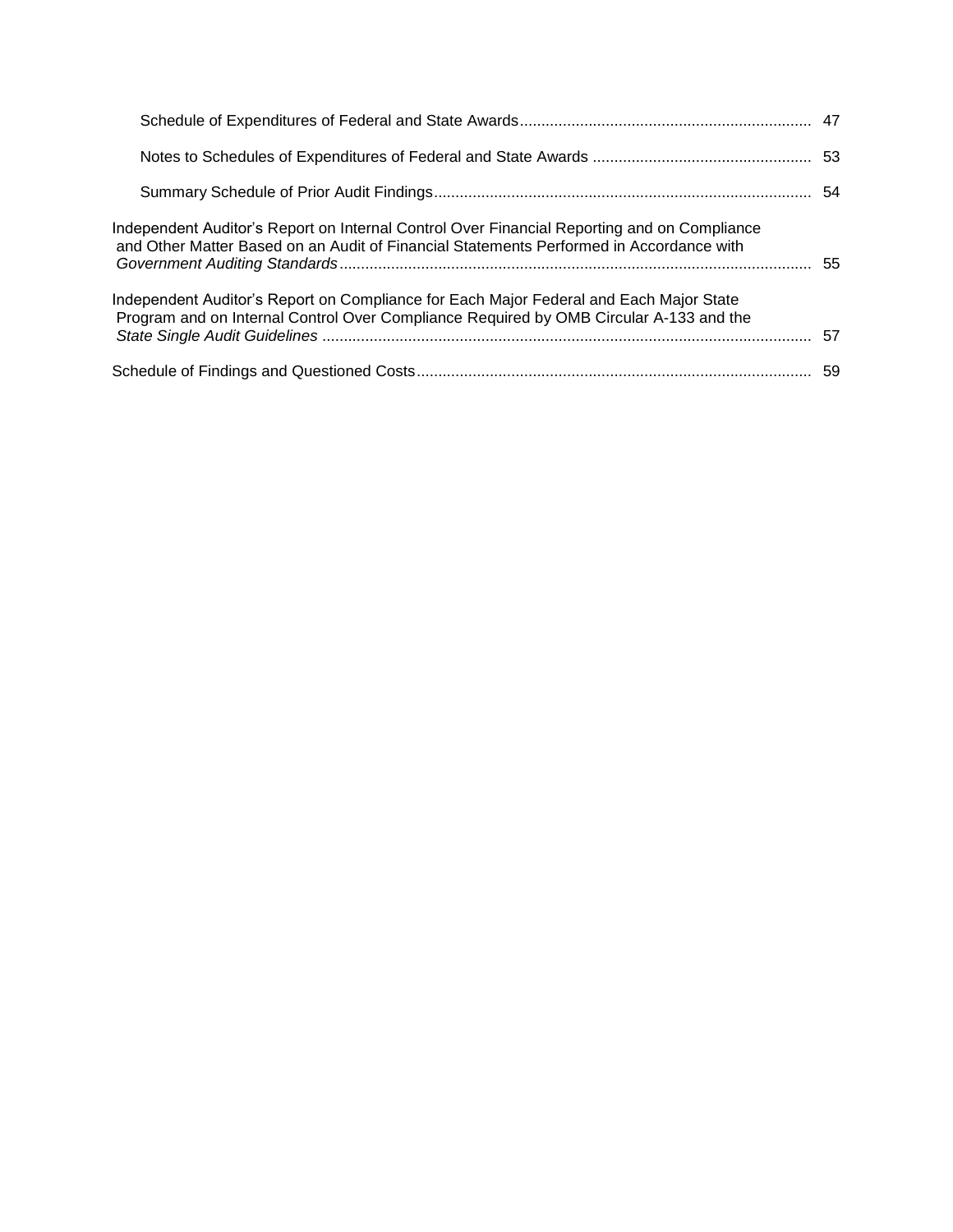| | |
|---|---|
| Schedule of Expenditures of Federal and State Awards | 47 |
| Notes to Schedules of Expenditures of Federal and State Awards | 53 |
| Summary Schedule of Prior Audit Findings | 54 |
| Independent Auditor's Report on Internal Control Over Financial Reporting and on Compliance and Other Matter Based on an Audit of Financial Statements Performed in Accordance with *Government Auditing Standards* | 55 |
| Independent Auditor's Report on Compliance for Each Major Federal and Each Major State Program and on Internal Control Over Compliance Required by OMB Circular A-133 and the *State Single Audit Guidelines* | 57 |
| Schedule of Findings and Questioned Costs | 59 |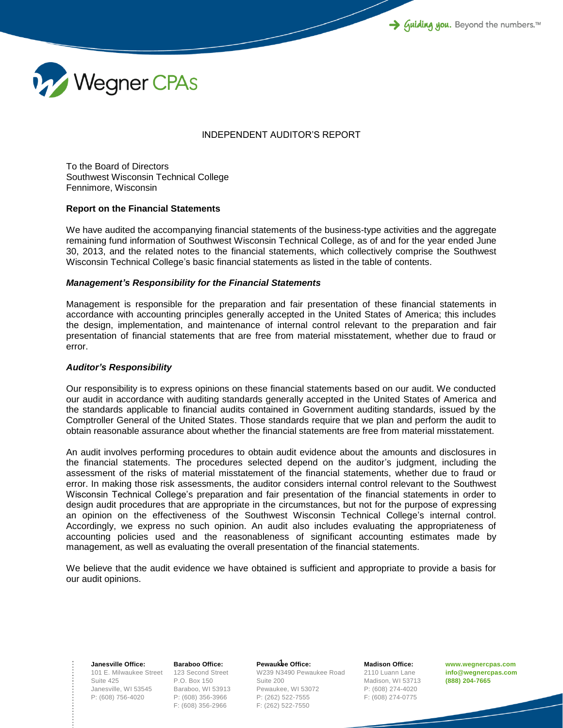Wegner CPAs

# INDEPENDENT AUDITOR'S REPORT

To the Board of Directors
Southwest Wisconsin Technical College
Fennimore, Wisconsin

**Report on the Financial Statements**

We have audited the accompanying financial statements of the business-type activities and the aggregate remaining fund information of Southwest Wisconsin Technical College, as of and for the year ended June 30, 2013, and the related notes to the financial statements, which collectively comprise the Southwest Wisconsin Technical College's basic financial statements as listed in the table of contents.

***Management's Responsibility for the Financial Statements***

Management is responsible for the preparation and fair presentation of these financial statements in accordance with accounting principles generally accepted in the United States of America; this includes the design, implementation, and maintenance of internal control relevant to the preparation and fair presentation of financial statements that are free from material misstatement, whether due to fraud or error.

***Auditor's Responsibility***

Our responsibility is to express opinions on these financial statements based on our audit. We conducted our audit in accordance with auditing standards generally accepted in the United States of America and the standards applicable to financial audits contained in Government auditing standards, issued by the Comptroller General of the United States. Those standards require that we plan and perform the audit to obtain reasonable assurance about whether the financial statements are free from material misstatement.

An audit involves performing procedures to obtain audit evidence about the amounts and disclosures in the financial statements. The procedures selected depend on the auditor's judgment, including the assessment of the risks of material misstatement of the financial statements, whether due to fraud or error. In making those risk assessments, the auditor considers internal control relevant to the Southwest Wisconsin Technical College's preparation and fair presentation of the financial statements in order to design audit procedures that are appropriate in the circumstances, but not for the purpose of expressing an opinion on the effectiveness of the Southwest Wisconsin Technical College's internal control. Accordingly, we express no such opinion. An audit also includes evaluating the appropriateness of accounting policies used and the reasonableness of significant accounting estimates made by management, as well as evaluating the overall presentation of the financial statements.

We believe that the audit evidence we have obtained is sufficient and appropriate to provide a basis for our audit opinions.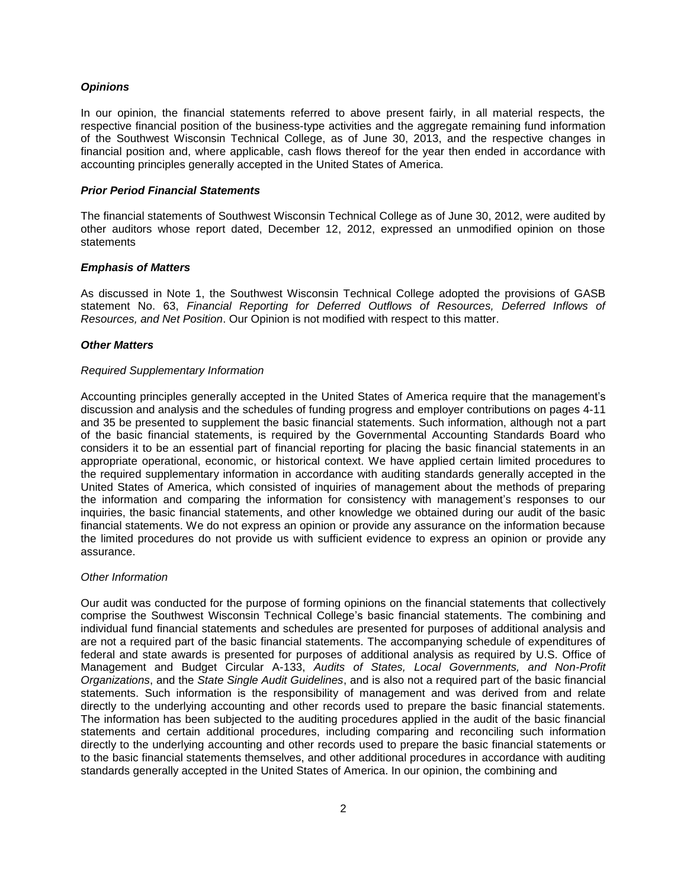***Opinions***

In our opinion, the financial statements referred to above present fairly, in all material respects, the respective financial position of the business-type activities and the aggregate remaining fund information of the Southwest Wisconsin Technical College, as of June 30, 2013, and the respective changes in financial position and, where applicable, cash flows thereof for the year then ended in accordance with accounting principles generally accepted in the United States of America.

***Prior Period Financial Statements***

The financial statements of Southwest Wisconsin Technical College as of June 30, 2012, were audited by other auditors whose report dated, December 12, 2012, expressed an unmodified opinion on those statements

***Emphasis of Matters***

As discussed in Note 1, the Southwest Wisconsin Technical College adopted the provisions of GASB statement No. 63, *Financial Reporting for Deferred Outflows of Resources, Deferred Inflows of Resources, and Net Position*. Our Opinion is not modified with respect to this matter.

***Other Matters***

*Required Supplementary Information*

Accounting principles generally accepted in the United States of America require that the management's discussion and analysis and the schedules of funding progress and employer contributions on pages 4-11 and 35 be presented to supplement the basic financial statements. Such information, although not a part of the basic financial statements, is required by the Governmental Accounting Standards Board who considers it to be an essential part of financial reporting for placing the basic financial statements in an appropriate operational, economic, or historical context. We have applied certain limited procedures to the required supplementary information in accordance with auditing standards generally accepted in the United States of America, which consisted of inquiries of management about the methods of preparing the information and comparing the information for consistency with management's responses to our inquiries, the basic financial statements, and other knowledge we obtained during our audit of the basic financial statements. We do not express an opinion or provide any assurance on the information because the limited procedures do not provide us with sufficient evidence to express an opinion or provide any assurance.

*Other Information*

Our audit was conducted for the purpose of forming opinions on the financial statements that collectively comprise the Southwest Wisconsin Technical College's basic financial statements. The combining and individual fund financial statements and schedules are presented for purposes of additional analysis and are not a required part of the basic financial statements. The accompanying schedule of expenditures of federal and state awards is presented for purposes of additional analysis as required by U.S. Office of Management and Budget Circular A-133, *Audits of States, Local Governments, and Non-Profit Organizations*, and the *State Single Audit Guidelines*, and is also not a required part of the basic financial statements. Such information is the responsibility of management and was derived from and relate directly to the underlying accounting and other records used to prepare the basic financial statements. The information has been subjected to the auditing procedures applied in the audit of the basic financial statements and certain additional procedures, including comparing and reconciling such information directly to the underlying accounting and other records used to prepare the basic financial statements or to the basic financial statements themselves, and other additional procedures in accordance with auditing standards generally accepted in the United States of America. In our opinion, the combining and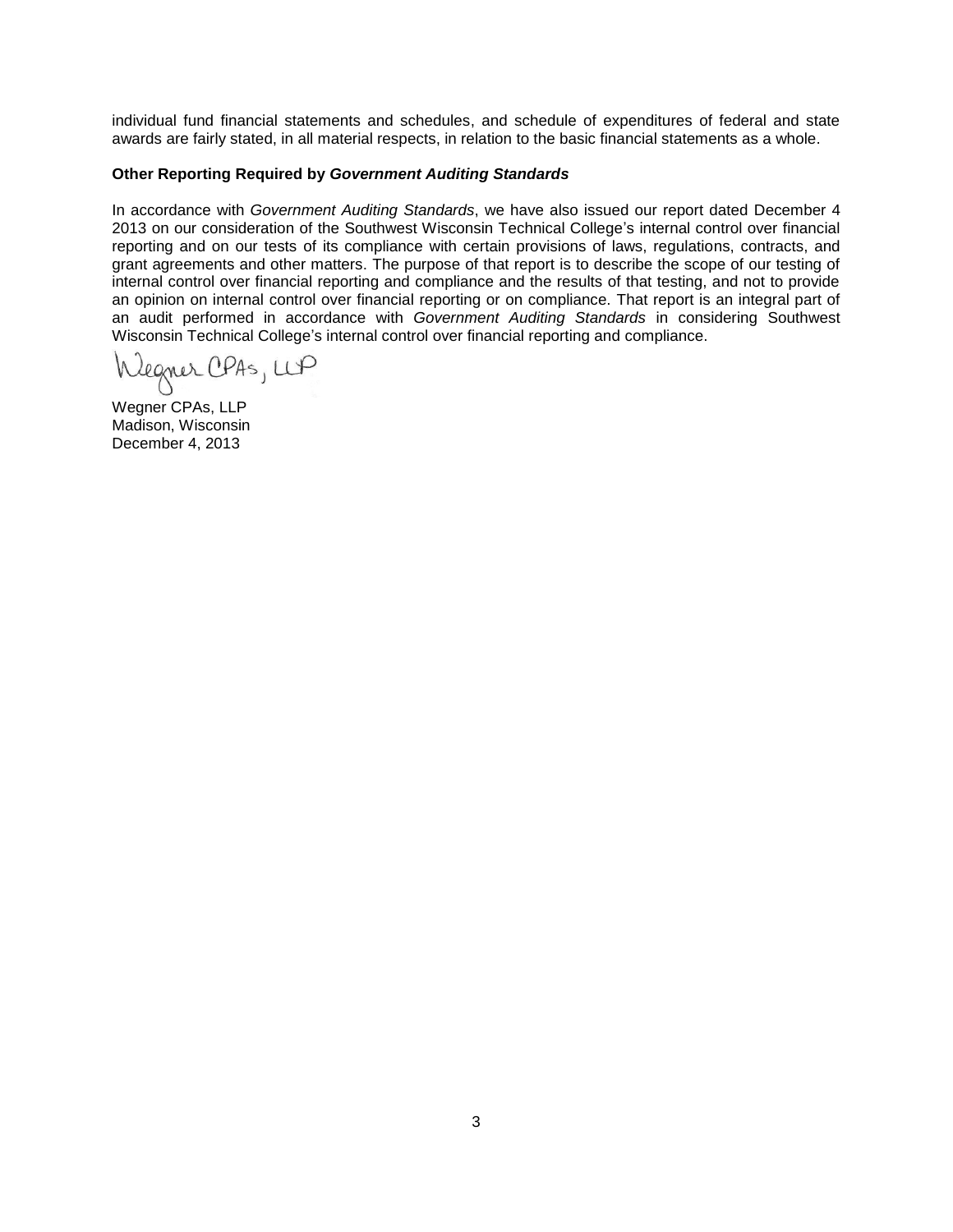individual fund financial statements and schedules, and schedule of expenditures of federal and state awards are fairly stated, in all material respects, in relation to the basic financial statements as a whole.

**Other Reporting Required by *Government Auditing Standards***

In accordance with *Government Auditing Standards*, we have also issued our report dated December 4 2013 on our consideration of the Southwest Wisconsin Technical College's internal control over financial reporting and on our tests of its compliance with certain provisions of laws, regulations, contracts, and grant agreements and other matters. The purpose of that report is to describe the scope of our testing of internal control over financial reporting and compliance and the results of that testing, and not to provide an opinion on internal control over financial reporting or on compliance. That report is an integral part of an audit performed in accordance with *Government Auditing Standards* in considering Southwest Wisconsin Technical College's internal control over financial reporting and compliance.

Wegner CPAs, LLP

Wegner CPAs, LLP
Madison, Wisconsin
December 4, 2013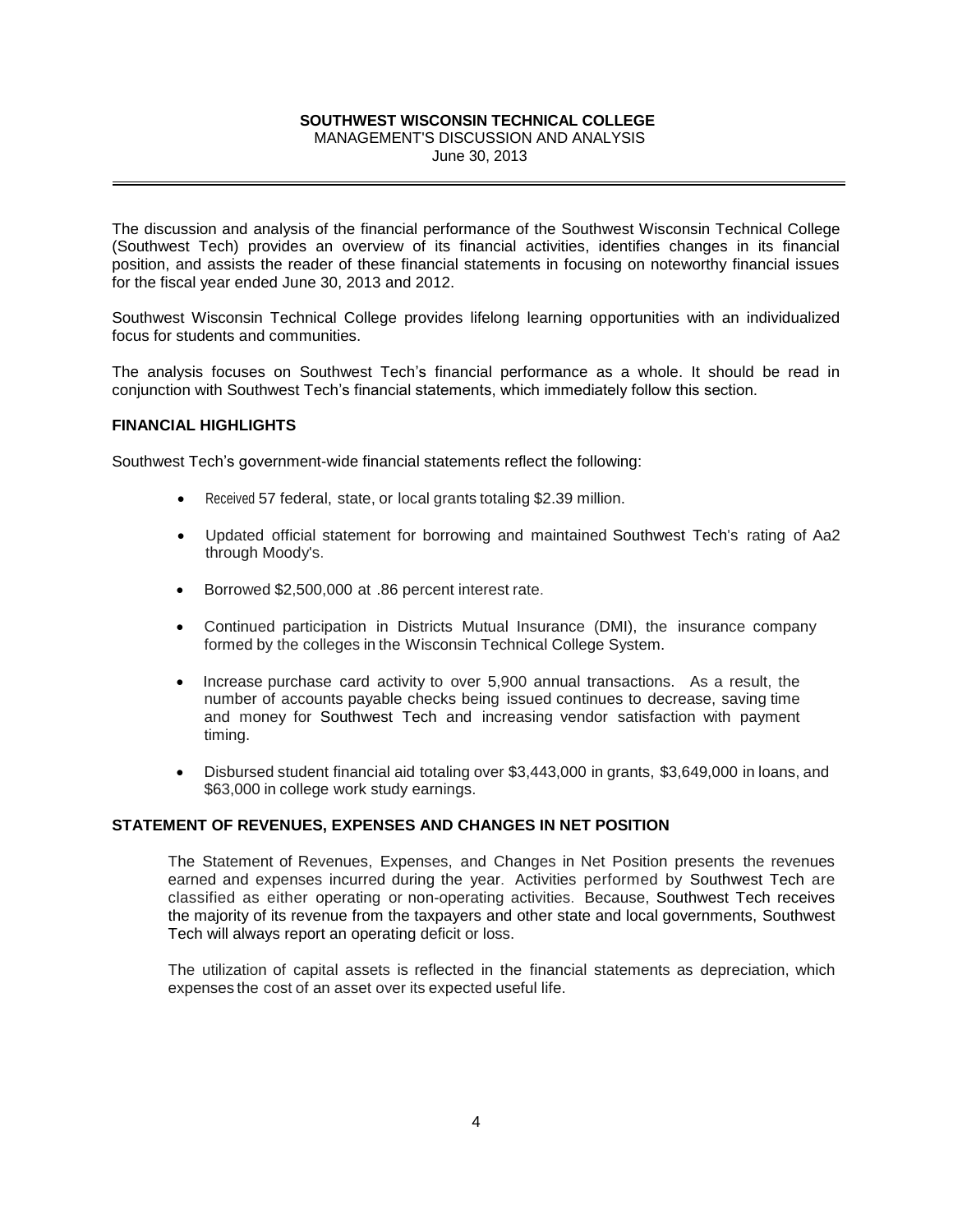# SOUTHWEST WISCONSIN TECHNICAL COLLEGE

MANAGEMENT'S DISCUSSION AND ANALYSIS

June 30, 2013

The discussion and analysis of the financial performance of the Southwest Wisconsin Technical College (Southwest Tech) provides an overview of its financial activities, identifies changes in its financial position, and assists the reader of these financial statements in focusing on noteworthy financial issues for the fiscal year ended June 30, 2013 and 2012.

Southwest Wisconsin Technical College provides lifelong learning opportunities with an individualized focus for students and communities.

The analysis focuses on Southwest Tech's financial performance as a whole. It should be read in conjunction with Southwest Tech's financial statements, which immediately follow this section.

## FINANCIAL HIGHLIGHTS

Southwest Tech's government-wide financial statements reflect the following:

- Received 57 federal, state, or local grants totaling $2.39 million.
- Updated official statement for borrowing and maintained Southwest Tech's rating of Aa2 through Moody's.
- Borrowed $2,500,000 at .86 percent interest rate.
- Continued participation in Districts Mutual Insurance (DMI), the insurance company formed by the colleges in the Wisconsin Technical College System.
- Increase purchase card activity to over 5,900 annual transactions. As a result, the number of accounts payable checks being issued continues to decrease, saving time and money for Southwest Tech and increasing vendor satisfaction with payment timing.
- Disbursed student financial aid totaling over $3,443,000 in grants, $3,649,000 in loans, and $63,000 in college work study earnings.

## STATEMENT OF REVENUES, EXPENSES AND CHANGES IN NET POSITION

The Statement of Revenues, Expenses, and Changes in Net Position presents the revenues earned and expenses incurred during the year. Activities performed by Southwest Tech are classified as either operating or non-operating activities. Because, Southwest Tech receives the majority of its revenue from the taxpayers and other state and local governments, Southwest Tech will always report an operating deficit or loss.

The utilization of capital assets is reflected in the financial statements as depreciation, which expenses the cost of an asset over its expected useful life.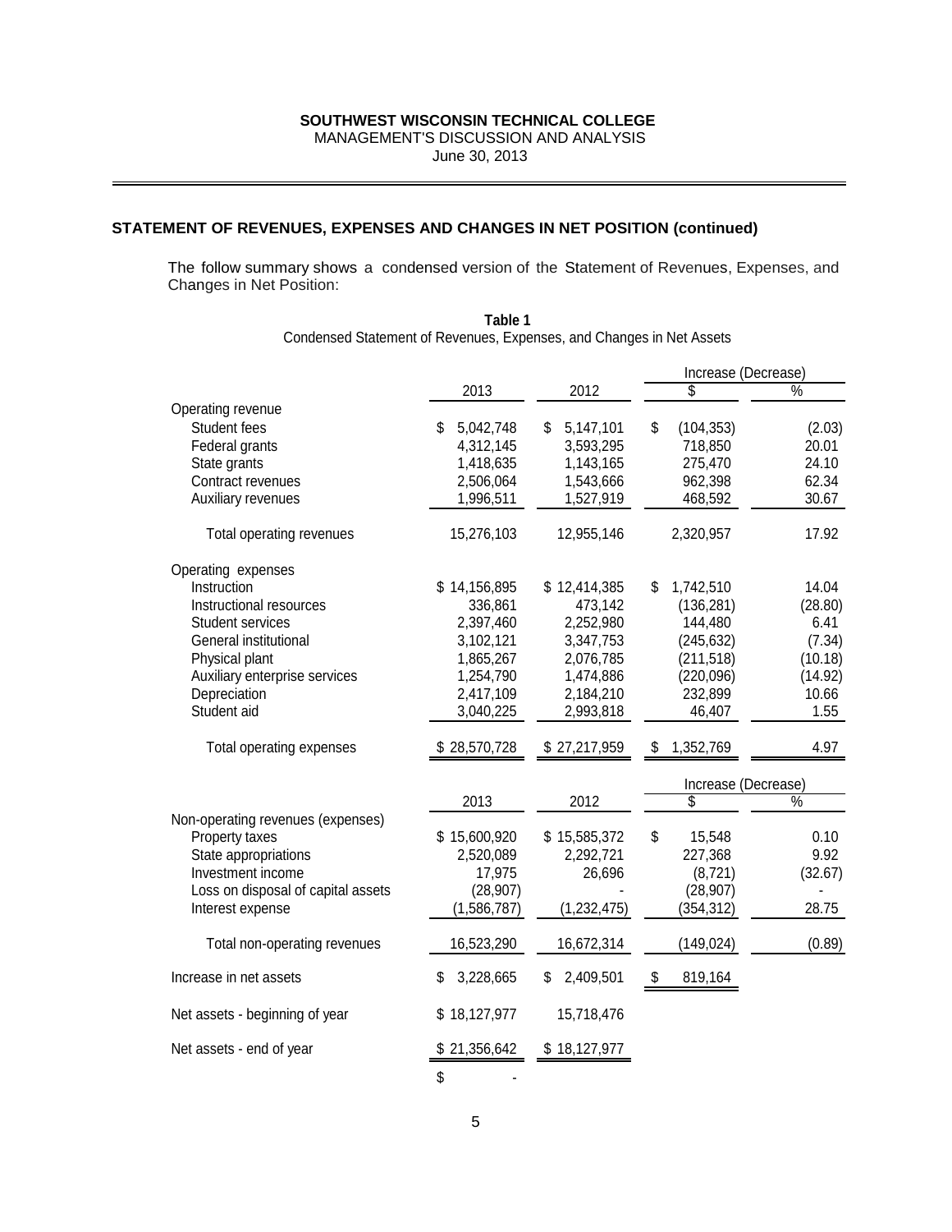**SOUTHWEST WISCONSIN TECHNICAL COLLEGE**
MANAGEMENT'S DISCUSSION AND ANALYSIS
June 30, 2013

## STATEMENT OF REVENUES, EXPENSES AND CHANGES IN NET POSITION (continued)

The follow summary shows a condensed version of the Statement of Revenues, Expenses, and Changes in Net Position:

**Table 1**
Condensed Statement of Revenues, Expenses, and Changes in Net Assets

| | 2013 | 2012 | Increase (Decrease) $ | Increase (Decrease) % |
|---|---|---|---|---|
| Operating revenue | | | | |
| Student fees | $ 5,042,748 | $ 5,147,101 | $ (104,353) | (2.03) |
| Federal grants | 4,312,145 | 3,593,295 | 718,850 | 20.01 |
| State grants | 1,418,635 | 1,143,165 | 275,470 | 24.10 |
| Contract revenues | 2,506,064 | 1,543,666 | 962,398 | 62.34 |
| Auxiliary revenues | 1,996,511 | 1,527,919 | 468,592 | 30.67 |
| Total operating revenues | 15,276,103 | 12,955,146 | 2,320,957 | 17.92 |
| Operating expenses | | | | |
| Instruction | $ 14,156,895 | $ 12,414,385 | $ 1,742,510 | 14.04 |
| Instructional resources | 336,861 | 473,142 | (136,281) | (28.80) |
| Student services | 2,397,460 | 2,252,980 | 144,480 | 6.41 |
| General institutional | 3,102,121 | 3,347,753 | (245,632) | (7.34) |
| Physical plant | 1,865,267 | 2,076,785 | (211,518) | (10.18) |
| Auxiliary enterprise services | 1,254,790 | 1,474,886 | (220,096) | (14.92) |
| Depreciation | 2,417,109 | 2,184,210 | 232,899 | 10.66 |
| Student aid | 3,040,225 | 2,993,818 | 46,407 | 1.55 |
| Total operating expenses | $ 28,570,728 | $ 27,217,959 | $ 1,352,769 | 4.97 |

| | 2013 | 2012 | Increase (Decrease) $ | Increase (Decrease) % |
|---|---|---|---|---|
| Non-operating revenues (expenses) | | | | |
| Property taxes | $ 15,600,920 | $ 15,585,372 | $ 15,548 | 0.10 |
| State appropriations | 2,520,089 | 2,292,721 | 227,368 | 9.92 |
| Investment income | 17,975 | 26,696 | (8,721) | (32.67) |
| Loss on disposal of capital assets | (28,907) | - | (28,907) | - |
| Interest expense | (1,586,787) | (1,232,475) | (354,312) | 28.75 |
| Total non-operating revenues | 16,523,290 | 16,672,314 | (149,024) | (0.89) |
| Increase in net assets | $ 3,228,665 | $ 2,409,501 | $ 819,164 | |
| Net assets - beginning of year | $ 18,127,977 | 15,718,476 | | |
| Net assets - end of year | $ 21,356,642 | $ 18,127,977 | | |
| | $ - | | | |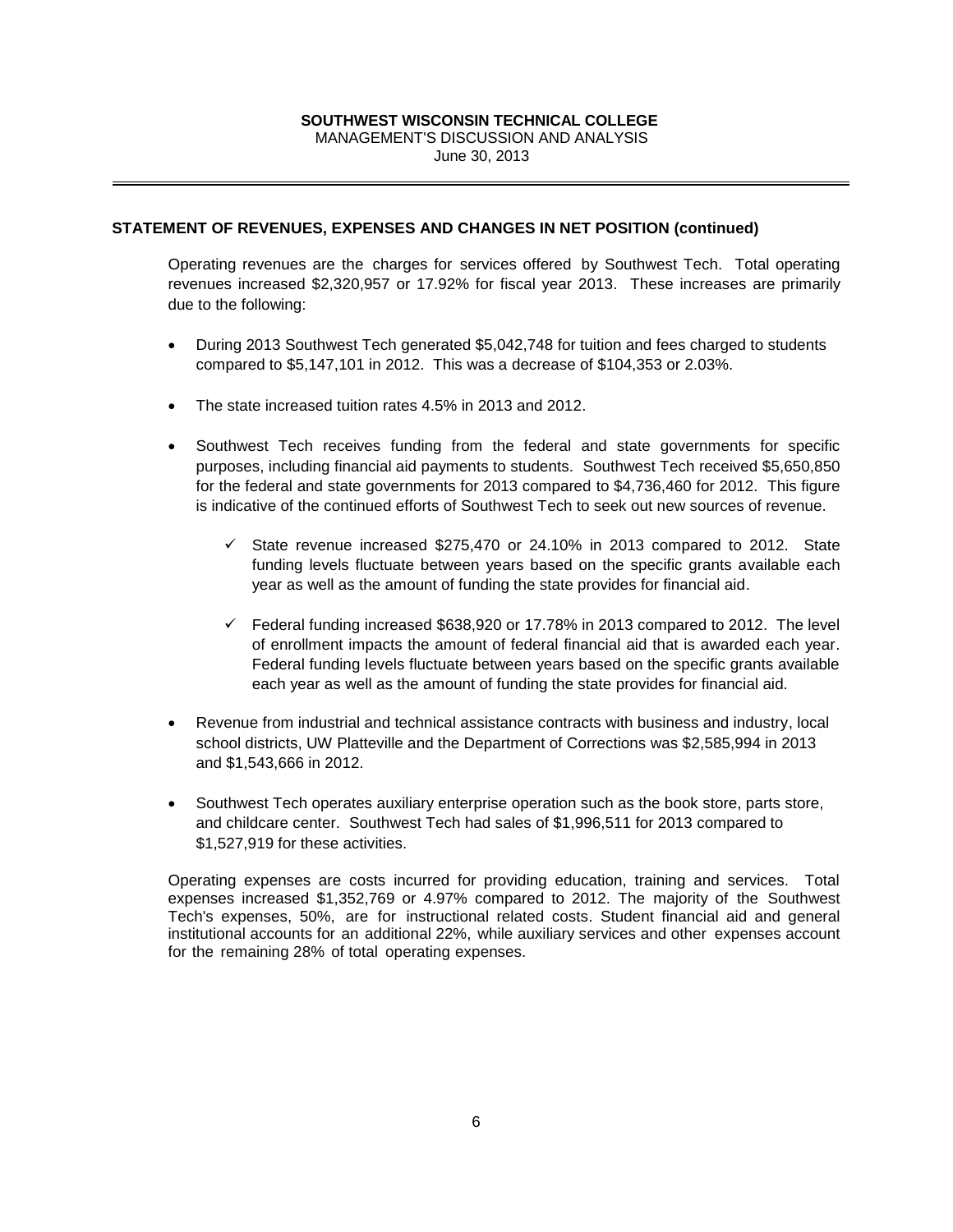## STATEMENT OF REVENUES, EXPENSES AND CHANGES IN NET POSITION (continued)

Operating revenues are the charges for services offered by Southwest Tech. Total operating revenues increased $2,320,957 or 17.92% for fiscal year 2013. These increases are primarily due to the following:

- During 2013 Southwest Tech generated $5,042,748 for tuition and fees charged to students compared to $5,147,101 in 2012. This was a decrease of $104,353 or 2.03%.
- The state increased tuition rates 4.5% in 2013 and 2012.
- Southwest Tech receives funding from the federal and state governments for specific purposes, including financial aid payments to students. Southwest Tech received $5,650,850 for the federal and state governments for 2013 compared to $4,736,460 for 2012. This figure is indicative of the continued efforts of Southwest Tech to seek out new sources of revenue.
  - ✓ State revenue increased $275,470 or 24.10% in 2013 compared to 2012. State funding levels fluctuate between years based on the specific grants available each year as well as the amount of funding the state provides for financial aid.
  - ✓ Federal funding increased $638,920 or 17.78% in 2013 compared to 2012. The level of enrollment impacts the amount of federal financial aid that is awarded each year. Federal funding levels fluctuate between years based on the specific grants available each year as well as the amount of funding the state provides for financial aid.
- Revenue from industrial and technical assistance contracts with business and industry, local school districts, UW Platteville and the Department of Corrections was $2,585,994 in 2013 and $1,543,666 in 2012.
- Southwest Tech operates auxiliary enterprise operation such as the book store, parts store, and childcare center. Southwest Tech had sales of $1,996,511 for 2013 compared to $1,527,919 for these activities.

Operating expenses are costs incurred for providing education, training and services. Total expenses increased $1,352,769 or 4.97% compared to 2012. The majority of the Southwest Tech's expenses, 50%, are for instructional related costs. Student financial aid and general institutional accounts for an additional 22%, while auxiliary services and other expenses account for the remaining 28% of total operating expenses.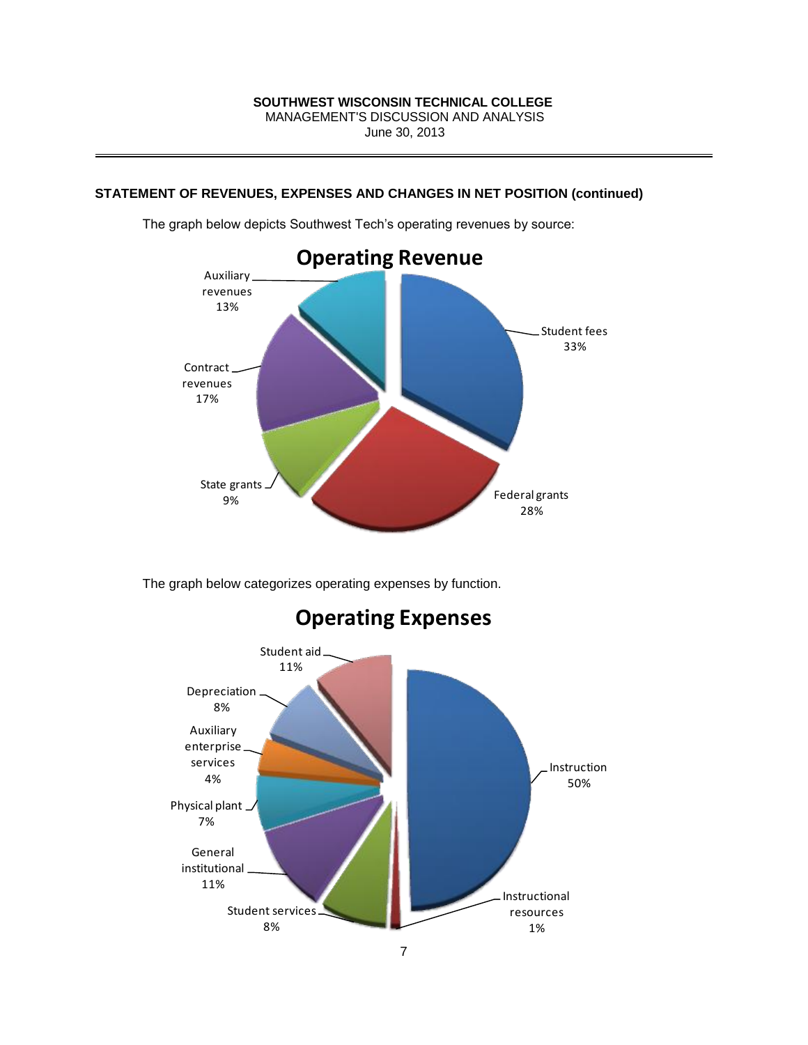## STATEMENT OF REVENUES, EXPENSES AND CHANGES IN NET POSITION (continued)

The graph below depicts Southwest Tech's operating revenues by source:

**Operating Revenue**

| Source | Percentage |
|---|---|
| Student fees | 33% |
| Federal grants | 28% |
| State grants | 9% |
| Contract revenues | 17% |
| Auxiliary revenues | 13% |

The graph below categorizes operating expenses by function.

**Operating Expenses**

| Function | Percentage |
|---|---|
| Instruction | 50% |
| Instructional resources | 1% |
| Student services | 8% |
| General institutional | 11% |
| Physical plant | 7% |
| Auxiliary enterprise services | 4% |
| Depreciation | 8% |
| Student aid | 11% |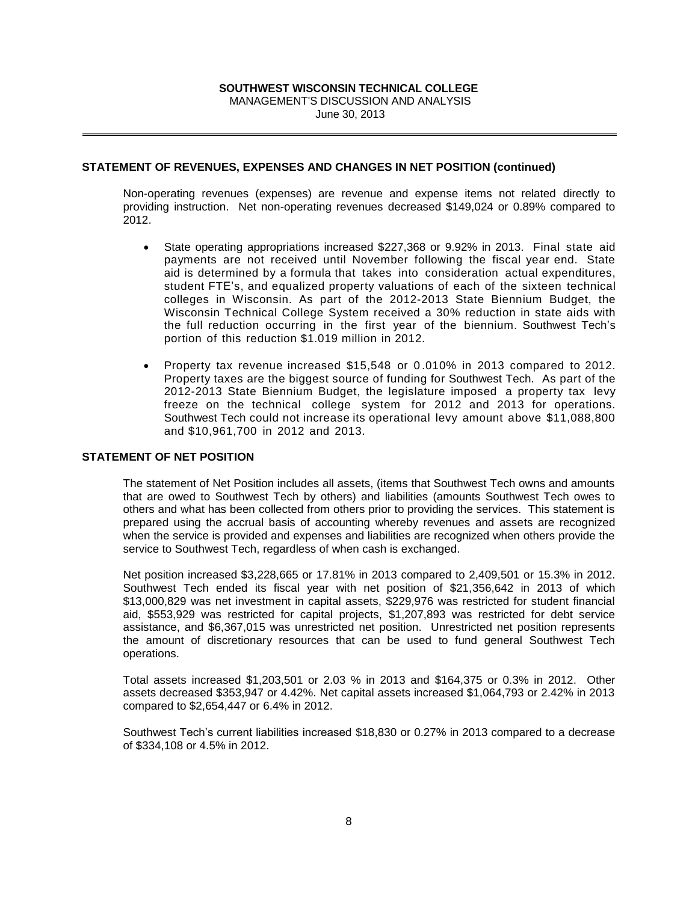## STATEMENT OF REVENUES, EXPENSES AND CHANGES IN NET POSITION (continued)

Non-operating revenues (expenses) are revenue and expense items not related directly to providing instruction. Net non-operating revenues decreased $149,024 or 0.89% compared to 2012.

- State operating appropriations increased $227,368 or 9.92% in 2013. Final state aid payments are not received until November following the fiscal year end. State aid is determined by a formula that takes into consideration actual expenditures, student FTE's, and equalized property valuations of each of the sixteen technical colleges in Wisconsin. As part of the 2012-2013 State Biennium Budget, the Wisconsin Technical College System received a 30% reduction in state aids with the full reduction occurring in the first year of the biennium. Southwest Tech's portion of this reduction $1.019 million in 2012.

- Property tax revenue increased $15,548 or 0.010% in 2013 compared to 2012. Property taxes are the biggest source of funding for Southwest Tech. As part of the 2012-2013 State Biennium Budget, the legislature imposed a property tax levy freeze on the technical college system for 2012 and 2013 for operations. Southwest Tech could not increase its operational levy amount above $11,088,800 and $10,961,700 in 2012 and 2013.

## STATEMENT OF NET POSITION

The statement of Net Position includes all assets, (items that Southwest Tech owns and amounts that are owed to Southwest Tech by others) and liabilities (amounts Southwest Tech owes to others and what has been collected from others prior to providing the services. This statement is prepared using the accrual basis of accounting whereby revenues and assets are recognized when the service is provided and expenses and liabilities are recognized when others provide the service to Southwest Tech, regardless of when cash is exchanged.

Net position increased $3,228,665 or 17.81% in 2013 compared to 2,409,501 or 15.3% in 2012. Southwest Tech ended its fiscal year with net position of $21,356,642 in 2013 of which $13,000,829 was net investment in capital assets, $229,976 was restricted for student financial aid, $553,929 was restricted for capital projects, $1,207,893 was restricted for debt service assistance, and $6,367,015 was unrestricted net position. Unrestricted net position represents the amount of discretionary resources that can be used to fund general Southwest Tech operations.

Total assets increased $1,203,501 or 2.03 % in 2013 and $164,375 or 0.3% in 2012. Other assets decreased $353,947 or 4.42%. Net capital assets increased $1,064,793 or 2.42% in 2013 compared to $2,654,447 or 6.4% in 2012.

Southwest Tech's current liabilities increased $18,830 or 0.27% in 2013 compared to a decrease of $334,108 or 4.5% in 2012.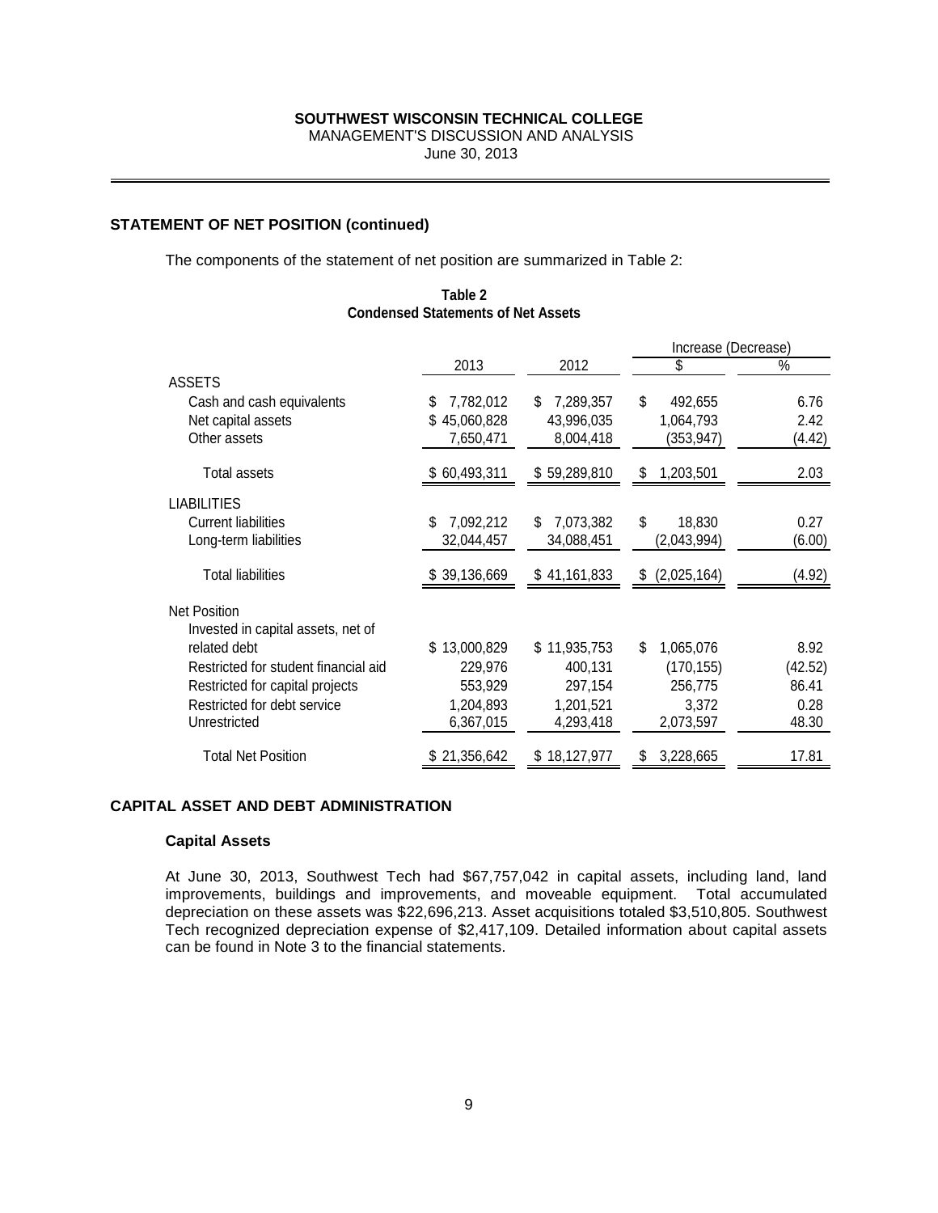SOUTHWEST WISCONSIN TECHNICAL COLLEGE
MANAGEMENT'S DISCUSSION AND ANALYSIS
June 30, 2013

## STATEMENT OF NET POSITION (continued)

The components of the statement of net position are summarized in Table 2:

**Table 2**
**Condensed Statements of Net Assets**

| | 2013 | 2012 | Increase (Decrease) $ | Increase (Decrease) % |
|---|---|---|---|---|
| ASSETS | | | | |
| Cash and cash equivalents | $ 7,782,012 | $ 7,289,357 | $ 492,655 | 6.76 |
| Net capital assets | $ 45,060,828 | 43,996,035 | 1,064,793 | 2.42 |
| Other assets | 7,650,471 | 8,004,418 | (353,947) | (4.42) |
| Total assets | $ 60,493,311 | $ 59,289,810 | $ 1,203,501 | 2.03 |
| LIABILITIES | | | | |
| Current liabilities | $ 7,092,212 | $ 7,073,382 | $ 18,830 | 0.27 |
| Long-term liabilities | 32,044,457 | 34,088,451 | (2,043,994) | (6.00) |
| Total liabilities | $ 39,136,669 | $ 41,161,833 | $ (2,025,164) | (4.92) |
| Net Position | | | | |
| Invested in capital assets, net of related debt | $ 13,000,829 | $ 11,935,753 | $ 1,065,076 | 8.92 |
| Restricted for student financial aid | 229,976 | 400,131 | (170,155) | (42.52) |
| Restricted for capital projects | 553,929 | 297,154 | 256,775 | 86.41 |
| Restricted for debt service | 1,204,893 | 1,201,521 | 3,372 | 0.28 |
| Unrestricted | 6,367,015 | 4,293,418 | 2,073,597 | 48.30 |
| Total Net Position | $ 21,356,642 | $ 18,127,977 | $ 3,228,665 | 17.81 |

## CAPITAL ASSET AND DEBT ADMINISTRATION

### Capital Assets

At June 30, 2013, Southwest Tech had $67,757,042 in capital assets, including land, land improvements, buildings and improvements, and moveable equipment. Total accumulated depreciation on these assets was $22,696,213. Asset acquisitions totaled $3,510,805. Southwest Tech recognized depreciation expense of $2,417,109. Detailed information about capital assets can be found in Note 3 to the financial statements.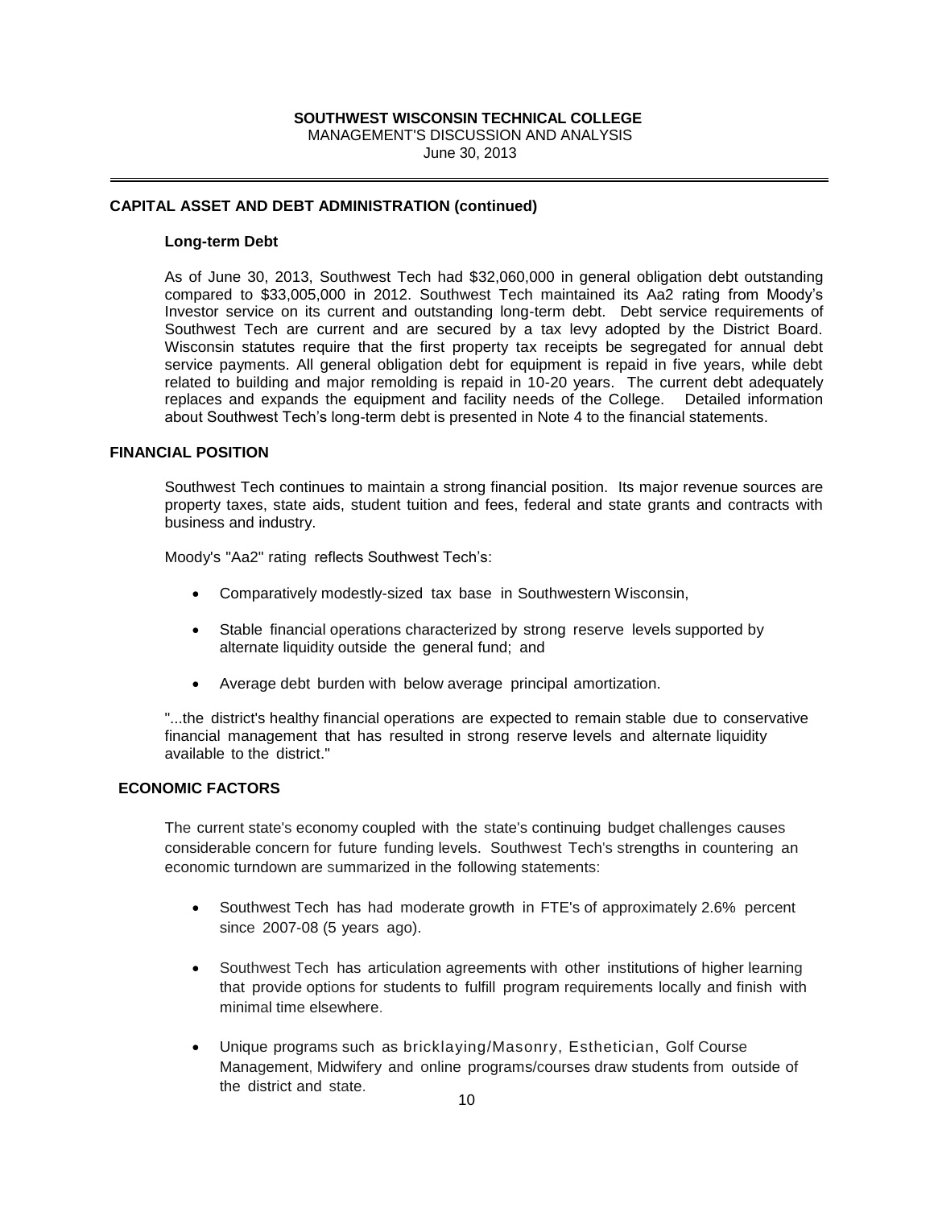## CAPITAL ASSET AND DEBT ADMINISTRATION (continued)

### Long-term Debt

As of June 30, 2013, Southwest Tech had $32,060,000 in general obligation debt outstanding compared to $33,005,000 in 2012. Southwest Tech maintained its Aa2 rating from Moody's Investor service on its current and outstanding long-term debt. Debt service requirements of Southwest Tech are current and are secured by a tax levy adopted by the District Board. Wisconsin statutes require that the first property tax receipts be segregated for annual debt service payments. All general obligation debt for equipment is repaid in five years, while debt related to building and major remolding is repaid in 10-20 years. The current debt adequately replaces and expands the equipment and facility needs of the College. Detailed information about Southwest Tech's long-term debt is presented in Note 4 to the financial statements.

## FINANCIAL POSITION

Southwest Tech continues to maintain a strong financial position. Its major revenue sources are property taxes, state aids, student tuition and fees, federal and state grants and contracts with business and industry.

Moody's "Aa2" rating reflects Southwest Tech's:

- Comparatively modestly-sized tax base in Southwestern Wisconsin,
- Stable financial operations characterized by strong reserve levels supported by alternate liquidity outside the general fund; and
- Average debt burden with below average principal amortization.

"...the district's healthy financial operations are expected to remain stable due to conservative financial management that has resulted in strong reserve levels and alternate liquidity available to the district."

## ECONOMIC FACTORS

The current state's economy coupled with the state's continuing budget challenges causes considerable concern for future funding levels. Southwest Tech's strengths in countering an economic turndown are summarized in the following statements:

- Southwest Tech has had moderate growth in FTE's of approximately 2.6% percent since 2007-08 (5 years ago).
- Southwest Tech has articulation agreements with other institutions of higher learning that provide options for students to fulfill program requirements locally and finish with minimal time elsewhere.
- Unique programs such as bricklaying/Masonry, Esthetician, Golf Course Management, Midwifery and online programs/courses draw students from outside of the district and state.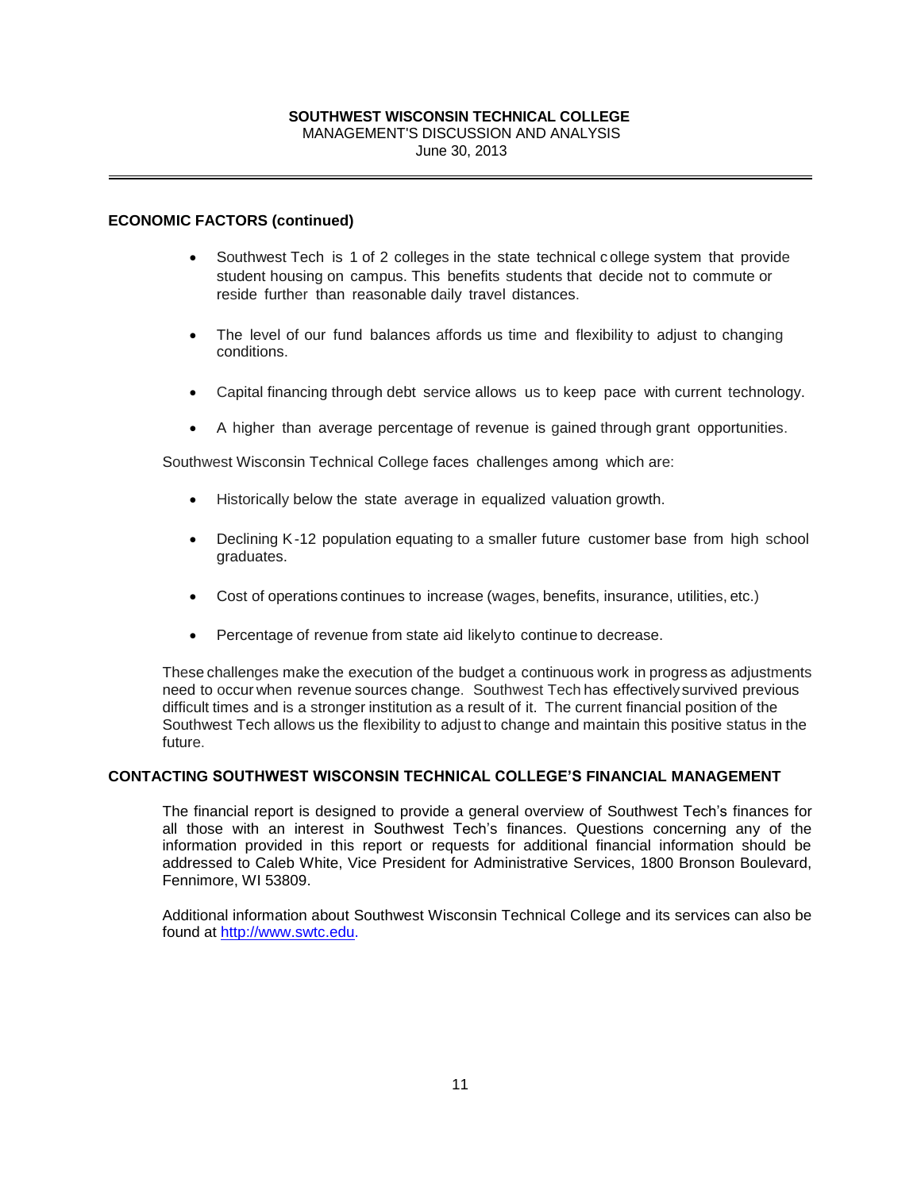## ECONOMIC FACTORS (continued)

- Southwest Tech is 1 of 2 colleges in the state technical college system that provide student housing on campus. This benefits students that decide not to commute or reside further than reasonable daily travel distances.
- The level of our fund balances affords us time and flexibility to adjust to changing conditions.
- Capital financing through debt service allows us to keep pace with current technology.
- A higher than average percentage of revenue is gained through grant opportunities.

Southwest Wisconsin Technical College faces challenges among which are:

- Historically below the state average in equalized valuation growth.
- Declining K-12 population equating to a smaller future customer base from high school graduates.
- Cost of operations continues to increase (wages, benefits, insurance, utilities, etc.)
- Percentage of revenue from state aid likely to continue to decrease.

These challenges make the execution of the budget a continuous work in progress as adjustments need to occur when revenue sources change. Southwest Tech has effectively survived previous difficult times and is a stronger institution as a result of it. The current financial position of the Southwest Tech allows us the flexibility to adjust to change and maintain this positive status in the future.

## CONTACTING SOUTHWEST WISCONSIN TECHNICAL COLLEGE'S FINANCIAL MANAGEMENT

The financial report is designed to provide a general overview of Southwest Tech's finances for all those with an interest in Southwest Tech's finances. Questions concerning any of the information provided in this report or requests for additional financial information should be addressed to Caleb White, Vice President for Administrative Services, 1800 Bronson Boulevard, Fennimore, WI 53809.

Additional information about Southwest Wisconsin Technical College and its services can also be found at [http://www.swtc.edu](http://www.swtc.edu).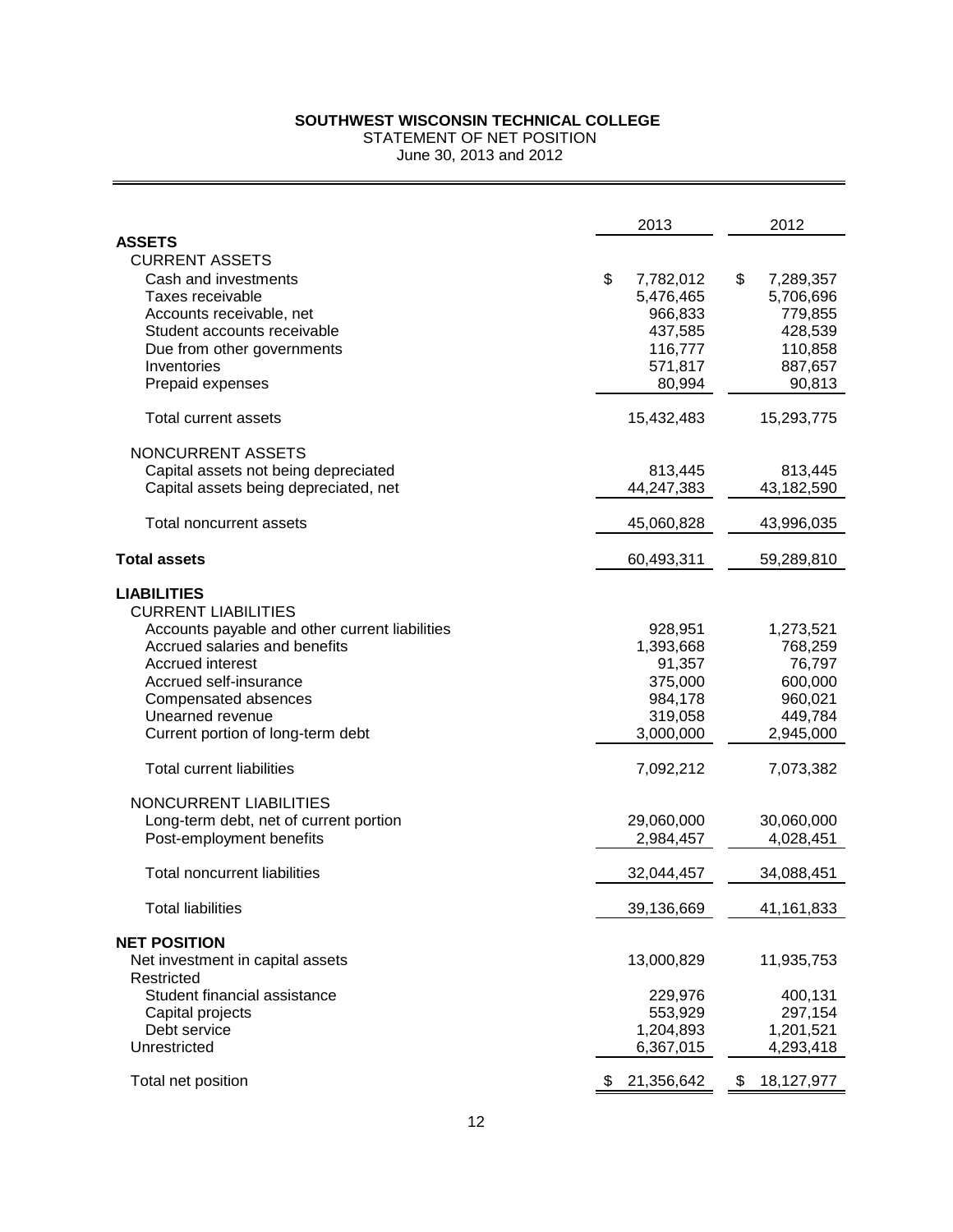# SOUTHWEST WISCONSIN TECHNICAL COLLEGE

STATEMENT OF NET POSITION
June 30, 2013 and 2012

| | 2013 | 2012 |
|---|---|---|
| **ASSETS** | | |
| CURRENT ASSETS | | |
| Cash and investments | $ 7,782,012 | $ 7,289,357 |
| Taxes receivable | 5,476,465 | 5,706,696 |
| Accounts receivable, net | 966,833 | 779,855 |
| Student accounts receivable | 437,585 | 428,539 |
| Due from other governments | 116,777 | 110,858 |
| Inventories | 571,817 | 887,657 |
| Prepaid expenses | 80,994 | 90,813 |
| Total current assets | 15,432,483 | 15,293,775 |
| NONCURRENT ASSETS | | |
| Capital assets not being depreciated | 813,445 | 813,445 |
| Capital assets being depreciated, net | 44,247,383 | 43,182,590 |
| Total noncurrent assets | 45,060,828 | 43,996,035 |
| **Total assets** | 60,493,311 | 59,289,810 |
| **LIABILITIES** | | |
| CURRENT LIABILITIES | | |
| Accounts payable and other current liabilities | 928,951 | 1,273,521 |
| Accrued salaries and benefits | 1,393,668 | 768,259 |
| Accrued interest | 91,357 | 76,797 |
| Accrued self-insurance | 375,000 | 600,000 |
| Compensated absences | 984,178 | 960,021 |
| Unearned revenue | 319,058 | 449,784 |
| Current portion of long-term debt | 3,000,000 | 2,945,000 |
| Total current liabilities | 7,092,212 | 7,073,382 |
| NONCURRENT LIABILITIES | | |
| Long-term debt, net of current portion | 29,060,000 | 30,060,000 |
| Post-employment benefits | 2,984,457 | 4,028,451 |
| Total noncurrent liabilities | 32,044,457 | 34,088,451 |
| Total liabilities | 39,136,669 | 41,161,833 |
| **NET POSITION** | | |
| Net investment in capital assets | 13,000,829 | 11,935,753 |
| Restricted | | |
| Student financial assistance | 229,976 | 400,131 |
| Capital projects | 553,929 | 297,154 |
| Debt service | 1,204,893 | 1,201,521 |
| Unrestricted | 6,367,015 | 4,293,418 |
| Total net position | $ 21,356,642 | $ 18,127,977 |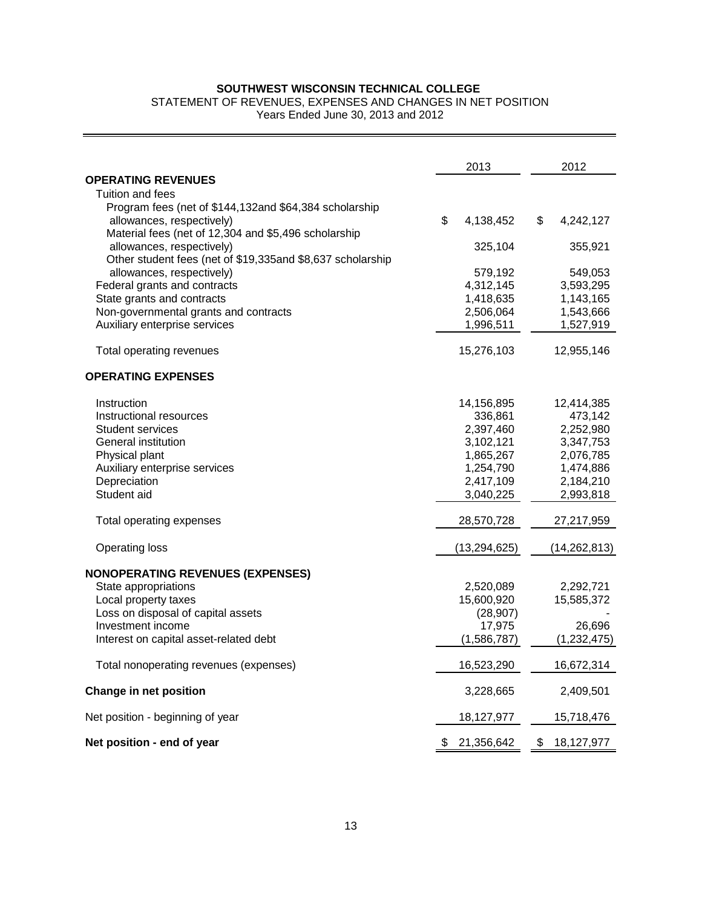**SOUTHWEST WISCONSIN TECHNICAL COLLEGE**
STATEMENT OF REVENUES, EXPENSES AND CHANGES IN NET POSITION
Years Ended June 30, 2013 and 2012

| | 2013 | 2012 |
|---|---|---|
| **OPERATING REVENUES** | | |
| Tuition and fees | | |
| Program fees (net of $144,132and $64,384 scholarship allowances, respectively) | $ 4,138,452 | $ 4,242,127 |
| Material fees (net of 12,304 and $5,496 scholarship allowances, respectively) | 325,104 | 355,921 |
| Other student fees (net of $19,335and $8,637 scholarship allowances, respectively) | 579,192 | 549,053 |
| Federal grants and contracts | 4,312,145 | 3,593,295 |
| State grants and contracts | 1,418,635 | 1,143,165 |
| Non-governmental grants and contracts | 2,506,064 | 1,543,666 |
| Auxiliary enterprise services | 1,996,511 | 1,527,919 |
| Total operating revenues | 15,276,103 | 12,955,146 |
| **OPERATING EXPENSES** | | |
| Instruction | 14,156,895 | 12,414,385 |
| Instructional resources | 336,861 | 473,142 |
| Student services | 2,397,460 | 2,252,980 |
| General institution | 3,102,121 | 3,347,753 |
| Physical plant | 1,865,267 | 2,076,785 |
| Auxiliary enterprise services | 1,254,790 | 1,474,886 |
| Depreciation | 2,417,109 | 2,184,210 |
| Student aid | 3,040,225 | 2,993,818 |
| Total operating expenses | 28,570,728 | 27,217,959 |
| Operating loss | (13,294,625) | (14,262,813) |
| **NONOPERATING REVENUES (EXPENSES)** | | |
| State appropriations | 2,520,089 | 2,292,721 |
| Local property taxes | 15,600,920 | 15,585,372 |
| Loss on disposal of capital assets | (28,907) | - |
| Investment income | 17,975 | 26,696 |
| Interest on capital asset-related debt | (1,586,787) | (1,232,475) |
| Total nonoperating revenues (expenses) | 16,523,290 | 16,672,314 |
| **Change in net position** | 3,228,665 | 2,409,501 |
| Net position - beginning of year | 18,127,977 | 15,718,476 |
| **Net position - end of year** | $ 21,356,642 | $ 18,127,977 |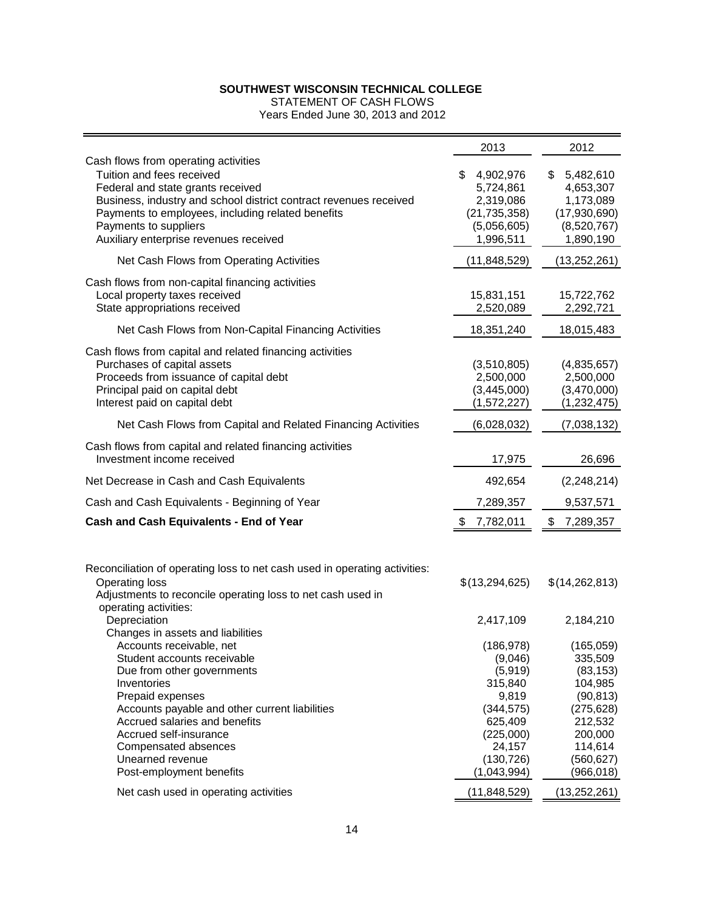**SOUTHWEST WISCONSIN TECHNICAL COLLEGE**
STATEMENT OF CASH FLOWS
Years Ended June 30, 2013 and 2012

| | 2013 | 2012 |
|---|---|---|
| Cash flows from operating activities | | |
| Tuition and fees received | $ 4,902,976 | $ 5,482,610 |
| Federal and state grants received | 5,724,861 | 4,653,307 |
| Business, industry and school district contract revenues received | 2,319,086 | 1,173,089 |
| Payments to employees, including related benefits | (21,735,358) | (17,930,690) |
| Payments to suppliers | (5,056,605) | (8,520,767) |
| Auxiliary enterprise revenues received | 1,996,511 | 1,890,190 |
| Net Cash Flows from Operating Activities | (11,848,529) | (13,252,261) |
| Cash flows from non-capital financing activities | | |
| Local property taxes received | 15,831,151 | 15,722,762 |
| State appropriations received | 2,520,089 | 2,292,721 |
| Net Cash Flows from Non-Capital Financing Activities | 18,351,240 | 18,015,483 |
| Cash flows from capital and related financing activities | | |
| Purchases of capital assets | (3,510,805) | (4,835,657) |
| Proceeds from issuance of capital debt | 2,500,000 | 2,500,000 |
| Principal paid on capital debt | (3,445,000) | (3,470,000) |
| Interest paid on capital debt | (1,572,227) | (1,232,475) |
| Net Cash Flows from Capital and Related Financing Activities | (6,028,032) | (7,038,132) |
| Cash flows from capital and related financing activities | | |
| Investment income received | 17,975 | 26,696 |
| Net Decrease in Cash and Cash Equivalents | 492,654 | (2,248,214) |
| Cash and Cash Equivalents - Beginning of Year | 7,289,357 | 9,537,571 |
| **Cash and Cash Equivalents - End of Year** | $ 7,782,011 | $ 7,289,357 |

| | 2013 | 2012 |
|---|---|---|
| Reconciliation of operating loss to net cash used in operating activities: | | |
| Operating loss | $(13,294,625) | $(14,262,813) |
| Adjustments to reconcile operating loss to net cash used in operating activities: | | |
| Depreciation | 2,417,109 | 2,184,210 |
| Changes in assets and liabilities | | |
| Accounts receivable, net | (186,978) | (165,059) |
| Student accounts receivable | (9,046) | 335,509 |
| Due from other governments | (5,919) | (83,153) |
| Inventories | 315,840 | 104,985 |
| Prepaid expenses | 9,819 | (90,813) |
| Accounts payable and other current liabilities | (344,575) | (275,628) |
| Accrued salaries and benefits | 625,409 | 212,532 |
| Accrued self-insurance | (225,000) | 200,000 |
| Compensated absences | 24,157 | 114,614 |
| Unearned revenue | (130,726) | (560,627) |
| Post-employment benefits | (1,043,994) | (966,018) |
| Net cash used in operating activities | (11,848,529) | (13,252,261) |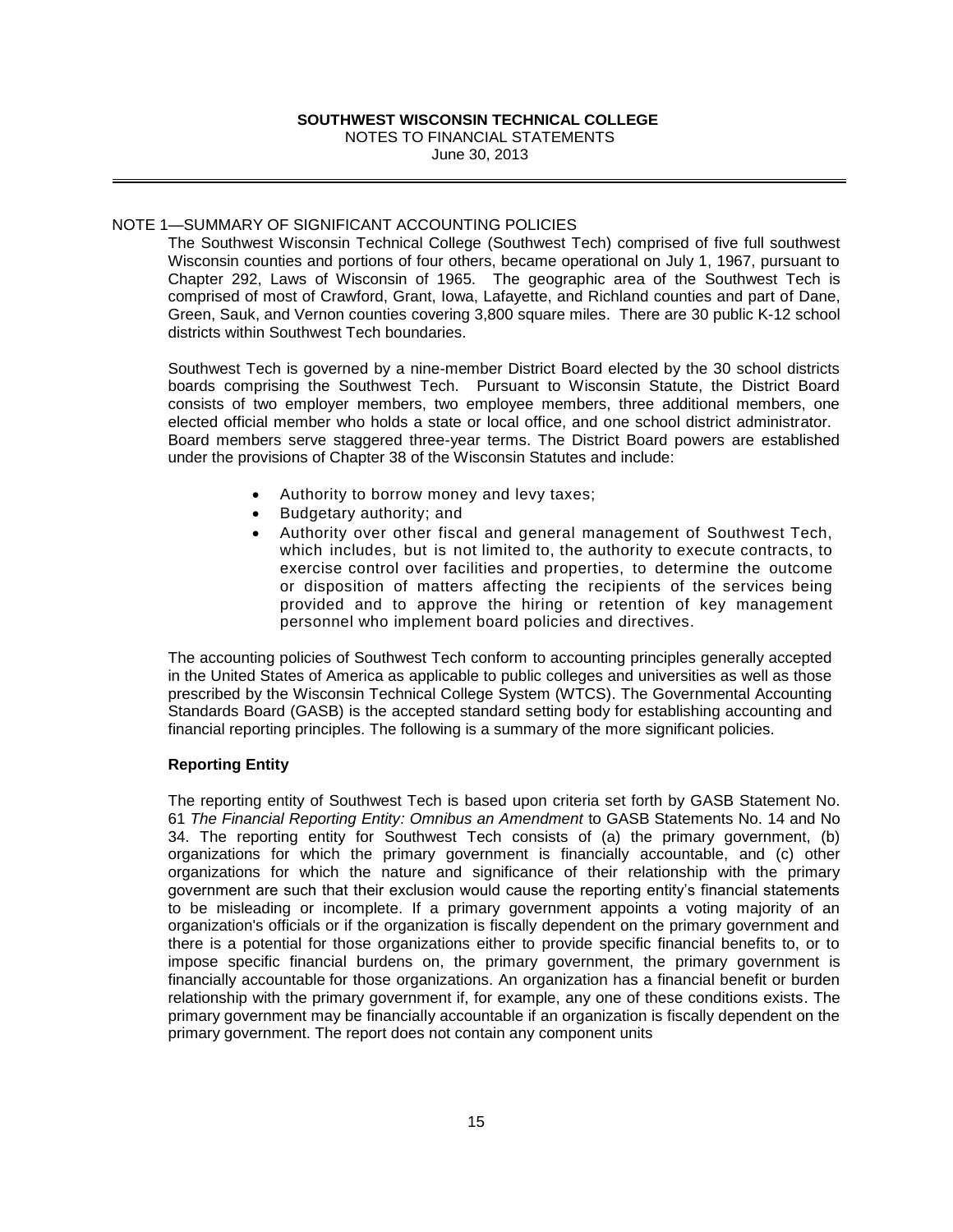**SOUTHWEST WISCONSIN TECHNICAL COLLEGE**
NOTES TO FINANCIAL STATEMENTS
June 30, 2013

NOTE 1—SUMMARY OF SIGNIFICANT ACCOUNTING POLICIES

The Southwest Wisconsin Technical College (Southwest Tech) comprised of five full southwest Wisconsin counties and portions of four others, became operational on July 1, 1967, pursuant to Chapter 292, Laws of Wisconsin of 1965. The geographic area of the Southwest Tech is comprised of most of Crawford, Grant, Iowa, Lafayette, and Richland counties and part of Dane, Green, Sauk, and Vernon counties covering 3,800 square miles. There are 30 public K-12 school districts within Southwest Tech boundaries.

Southwest Tech is governed by a nine-member District Board elected by the 30 school districts boards comprising the Southwest Tech. Pursuant to Wisconsin Statute, the District Board consists of two employer members, two employee members, three additional members, one elected official member who holds a state or local office, and one school district administrator. Board members serve staggered three-year terms. The District Board powers are established under the provisions of Chapter 38 of the Wisconsin Statutes and include:

- Authority to borrow money and levy taxes;
- Budgetary authority; and
- Authority over other fiscal and general management of Southwest Tech, which includes, but is not limited to, the authority to execute contracts, to exercise control over facilities and properties, to determine the outcome or disposition of matters affecting the recipients of the services being provided and to approve the hiring or retention of key management personnel who implement board policies and directives.

The accounting policies of Southwest Tech conform to accounting principles generally accepted in the United States of America as applicable to public colleges and universities as well as those prescribed by the Wisconsin Technical College System (WTCS). The Governmental Accounting Standards Board (GASB) is the accepted standard setting body for establishing accounting and financial reporting principles. The following is a summary of the more significant policies.

**Reporting Entity**

The reporting entity of Southwest Tech is based upon criteria set forth by GASB Statement No. 61 *The Financial Reporting Entity: Omnibus an Amendment* to GASB Statements No. 14 and No 34. The reporting entity for Southwest Tech consists of (a) the primary government, (b) organizations for which the primary government is financially accountable, and (c) other organizations for which the nature and significance of their relationship with the primary government are such that their exclusion would cause the reporting entity's financial statements to be misleading or incomplete. If a primary government appoints a voting majority of an organization's officials or if the organization is fiscally dependent on the primary government and there is a potential for those organizations either to provide specific financial benefits to, or to impose specific financial burdens on, the primary government, the primary government is financially accountable for those organizations. An organization has a financial benefit or burden relationship with the primary government if, for example, any one of these conditions exists. The primary government may be financially accountable if an organization is fiscally dependent on the primary government. The report does not contain any component units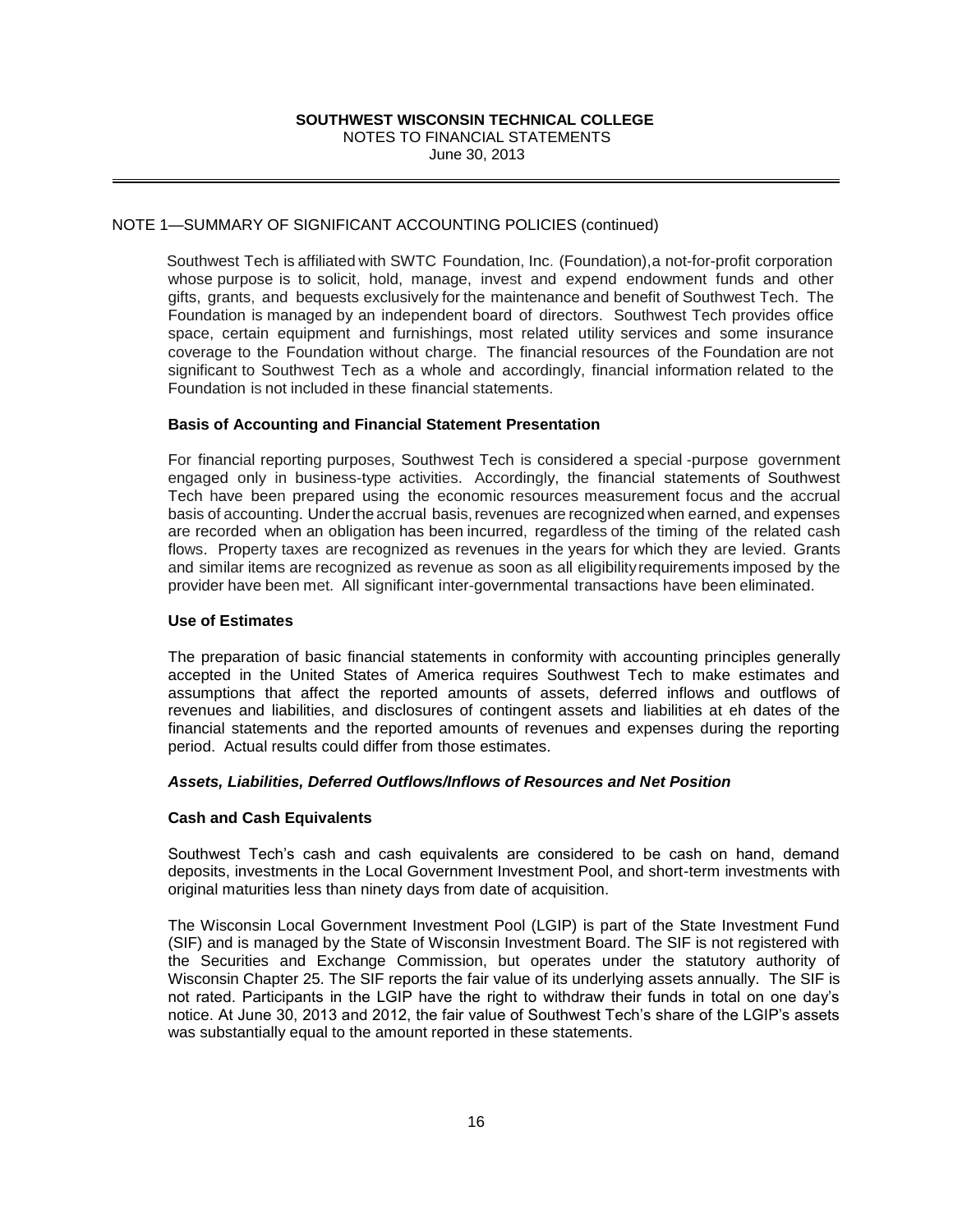NOTE 1—SUMMARY OF SIGNIFICANT ACCOUNTING POLICIES (continued)

Southwest Tech is affiliated with SWTC Foundation, Inc. (Foundation), a not-for-profit corporation whose purpose is to solicit, hold, manage, invest and expend endowment funds and other gifts, grants, and bequests exclusively for the maintenance and benefit of Southwest Tech. The Foundation is managed by an independent board of directors. Southwest Tech provides office space, certain equipment and furnishings, most related utility services and some insurance coverage to the Foundation without charge. The financial resources of the Foundation are not significant to Southwest Tech as a whole and accordingly, financial information related to the Foundation is not included in these financial statements.

**Basis of Accounting and Financial Statement Presentation**

For financial reporting purposes, Southwest Tech is considered a special -purpose government engaged only in business-type activities. Accordingly, the financial statements of Southwest Tech have been prepared using the economic resources measurement focus and the accrual basis of accounting. Under the accrual basis, revenues are recognized when earned, and expenses are recorded when an obligation has been incurred, regardless of the timing of the related cash flows. Property taxes are recognized as revenues in the years for which they are levied. Grants and similar items are recognized as revenue as soon as all eligibility requirements imposed by the provider have been met. All significant inter-governmental transactions have been eliminated.

**Use of Estimates**

The preparation of basic financial statements in conformity with accounting principles generally accepted in the United States of America requires Southwest Tech to make estimates and assumptions that affect the reported amounts of assets, deferred inflows and outflows of revenues and liabilities, and disclosures of contingent assets and liabilities at eh dates of the financial statements and the reported amounts of revenues and expenses during the reporting period. Actual results could differ from those estimates.

***Assets, Liabilities, Deferred Outflows/Inflows of Resources and Net Position***

**Cash and Cash Equivalents**

Southwest Tech's cash and cash equivalents are considered to be cash on hand, demand deposits, investments in the Local Government Investment Pool, and short-term investments with original maturities less than ninety days from date of acquisition.

The Wisconsin Local Government Investment Pool (LGIP) is part of the State Investment Fund (SIF) and is managed by the State of Wisconsin Investment Board. The SIF is not registered with the Securities and Exchange Commission, but operates under the statutory authority of Wisconsin Chapter 25. The SIF reports the fair value of its underlying assets annually. The SIF is not rated. Participants in the LGIP have the right to withdraw their funds in total on one day's notice. At June 30, 2013 and 2012, the fair value of Southwest Tech's share of the LGIP's assets was substantially equal to the amount reported in these statements.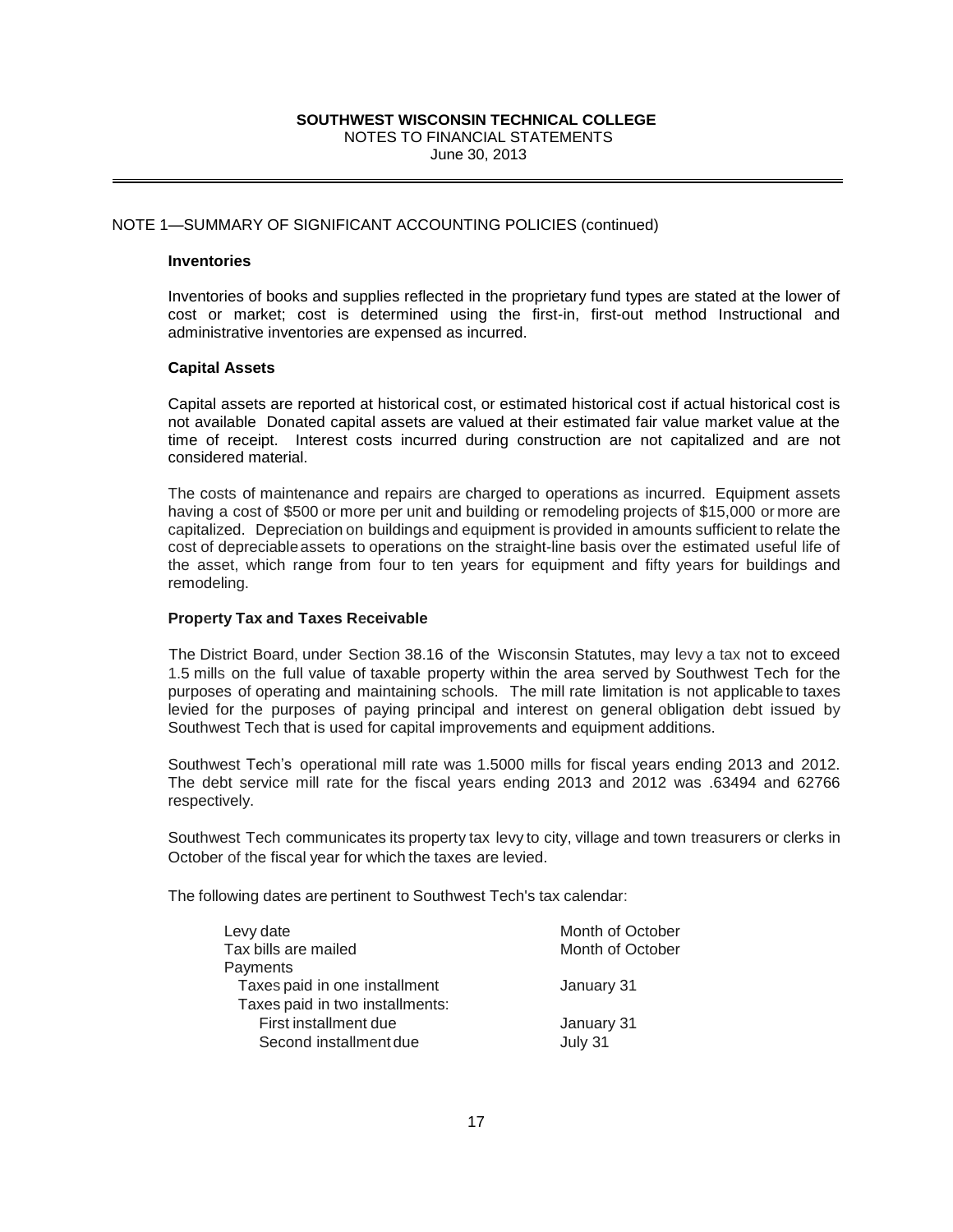NOTE 1—SUMMARY OF SIGNIFICANT ACCOUNTING POLICIES (continued)

### Inventories

Inventories of books and supplies reflected in the proprietary fund types are stated at the lower of cost or market; cost is determined using the first-in, first-out method Instructional and administrative inventories are expensed as incurred.

### Capital Assets

Capital assets are reported at historical cost, or estimated historical cost if actual historical cost is not available Donated capital assets are valued at their estimated fair value market value at the time of receipt. Interest costs incurred during construction are not capitalized and are not considered material.

The costs of maintenance and repairs are charged to operations as incurred. Equipment assets having a cost of $500 or more per unit and building or remodeling projects of $15,000 or more are capitalized. Depreciation on buildings and equipment is provided in amounts sufficient to relate the cost of depreciable assets to operations on the straight-line basis over the estimated useful life of the asset, which range from four to ten years for equipment and fifty years for buildings and remodeling.

### Property Tax and Taxes Receivable

The District Board, under Section 38.16 of the Wisconsin Statutes, may levy a tax not to exceed 1.5 mills on the full value of taxable property within the area served by Southwest Tech for the purposes of operating and maintaining schools. The mill rate limitation is not applicable to taxes levied for the purposes of paying principal and interest on general obligation debt issued by Southwest Tech that is used for capital improvements and equipment additions.

Southwest Tech's operational mill rate was 1.5000 mills for fiscal years ending 2013 and 2012. The debt service mill rate for the fiscal years ending 2013 and 2012 was .63494 and 62766 respectively.

Southwest Tech communicates its property tax levy to city, village and town treasurers or clerks in October of the fiscal year for which the taxes are levied.

The following dates are pertinent to Southwest Tech's tax calendar:

| | |
|---|---|
| Levy date | Month of October |
| Tax bills are mailed | Month of October |
| Payments | |
| Taxes paid in one installment | January 31 |
| Taxes paid in two installments: | |
| First installment due | January 31 |
| Second installment due | July 31 |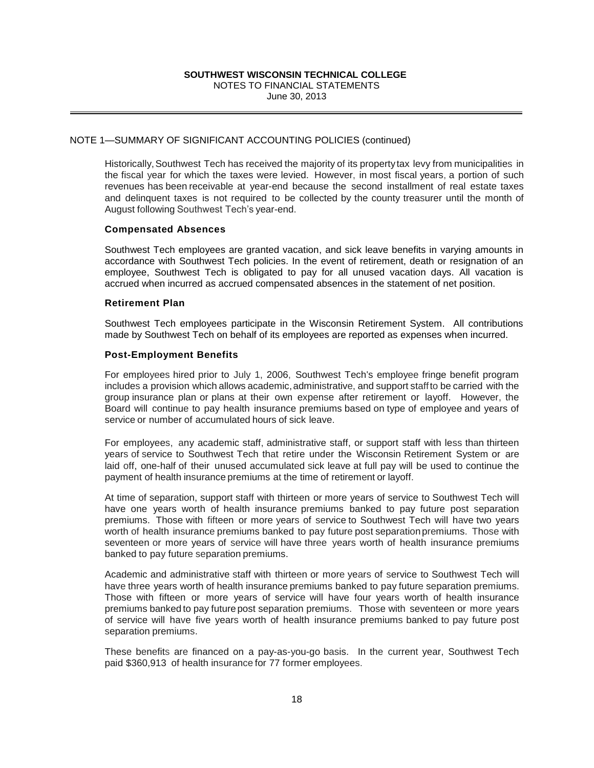## NOTE 1—SUMMARY OF SIGNIFICANT ACCOUNTING POLICIES (continued)

Historically, Southwest Tech has received the majority of its property tax levy from municipalities in the fiscal year for which the taxes were levied. However, in most fiscal years, a portion of such revenues has been receivable at year-end because the second installment of real estate taxes and delinquent taxes is not required to be collected by the county treasurer until the month of August following Southwest Tech's year-end.

### Compensated Absences

Southwest Tech employees are granted vacation, and sick leave benefits in varying amounts in accordance with Southwest Tech policies. In the event of retirement, death or resignation of an employee, Southwest Tech is obligated to pay for all unused vacation days. All vacation is accrued when incurred as accrued compensated absences in the statement of net position.

### Retirement Plan

Southwest Tech employees participate in the Wisconsin Retirement System. All contributions made by Southwest Tech on behalf of its employees are reported as expenses when incurred.

### Post-Employment Benefits

For employees hired prior to July 1, 2006, Southwest Tech's employee fringe benefit program includes a provision which allows academic, administrative, and support staff to be carried with the group insurance plan or plans at their own expense after retirement or layoff. However, the Board will continue to pay health insurance premiums based on type of employee and years of service or number of accumulated hours of sick leave.

For employees, any academic staff, administrative staff, or support staff with less than thirteen years of service to Southwest Tech that retire under the Wisconsin Retirement System or are laid off, one-half of their unused accumulated sick leave at full pay will be used to continue the payment of health insurance premiums at the time of retirement or layoff.

At time of separation, support staff with thirteen or more years of service to Southwest Tech will have one years worth of health insurance premiums banked to pay future post separation premiums. Those with fifteen or more years of service to Southwest Tech will have two years worth of health insurance premiums banked to pay future post separation premiums. Those with seventeen or more years of service will have three years worth of health insurance premiums banked to pay future separation premiums.

Academic and administrative staff with thirteen or more years of service to Southwest Tech will have three years worth of health insurance premiums banked to pay future separation premiums. Those with fifteen or more years of service will have four years worth of health insurance premiums banked to pay future post separation premiums. Those with seventeen or more years of service will have five years worth of health insurance premiums banked to pay future post separation premiums.

These benefits are financed on a pay-as-you-go basis. In the current year, Southwest Tech paid $360,913 of health insurance for 77 former employees.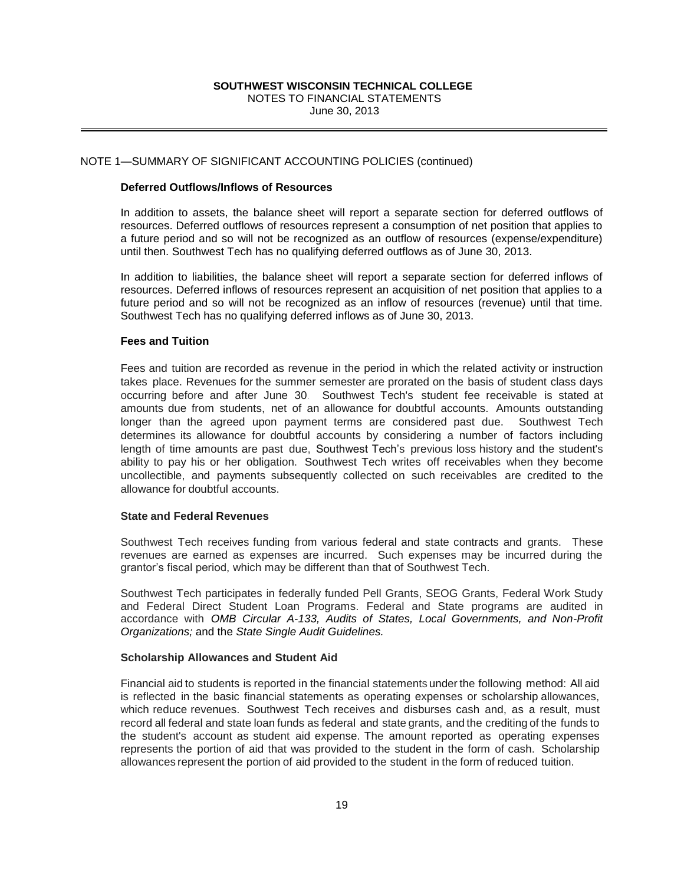**SOUTHWEST WISCONSIN TECHNICAL COLLEGE**
NOTES TO FINANCIAL STATEMENTS
June 30, 2013

NOTE 1—SUMMARY OF SIGNIFICANT ACCOUNTING POLICIES (continued)

**Deferred Outflows/Inflows of Resources**

In addition to assets, the balance sheet will report a separate section for deferred outflows of resources. Deferred outflows of resources represent a consumption of net position that applies to a future period and so will not be recognized as an outflow of resources (expense/expenditure) until then. Southwest Tech has no qualifying deferred outflows as of June 30, 2013.

In addition to liabilities, the balance sheet will report a separate section for deferred inflows of resources. Deferred inflows of resources represent an acquisition of net position that applies to a future period and so will not be recognized as an inflow of resources (revenue) until that time. Southwest Tech has no qualifying deferred inflows as of June 30, 2013.

**Fees and Tuition**

Fees and tuition are recorded as revenue in the period in which the related activity or instruction takes place. Revenues for the summer semester are prorated on the basis of student class days occurring before and after June 30. Southwest Tech's student fee receivable is stated at amounts due from students, net of an allowance for doubtful accounts. Amounts outstanding longer than the agreed upon payment terms are considered past due. Southwest Tech determines its allowance for doubtful accounts by considering a number of factors including length of time amounts are past due, Southwest Tech's previous loss history and the student's ability to pay his or her obligation. Southwest Tech writes off receivables when they become uncollectible, and payments subsequently collected on such receivables are credited to the allowance for doubtful accounts.

**State and Federal Revenues**

Southwest Tech receives funding from various federal and state contracts and grants. These revenues are earned as expenses are incurred. Such expenses may be incurred during the grantor's fiscal period, which may be different than that of Southwest Tech.

Southwest Tech participates in federally funded Pell Grants, SEOG Grants, Federal Work Study and Federal Direct Student Loan Programs. Federal and State programs are audited in accordance with *OMB Circular A-133, Audits of States, Local Governments, and Non-Profit Organizations;* and the *State Single Audit Guidelines.*

**Scholarship Allowances and Student Aid**

Financial aid to students is reported in the financial statements under the following method: All aid is reflected in the basic financial statements as operating expenses or scholarship allowances, which reduce revenues. Southwest Tech receives and disburses cash and, as a result, must record all federal and state loan funds as federal and state grants, and the crediting of the funds to the student's account as student aid expense. The amount reported as operating expenses represents the portion of aid that was provided to the student in the form of cash. Scholarship allowances represent the portion of aid provided to the student in the form of reduced tuition.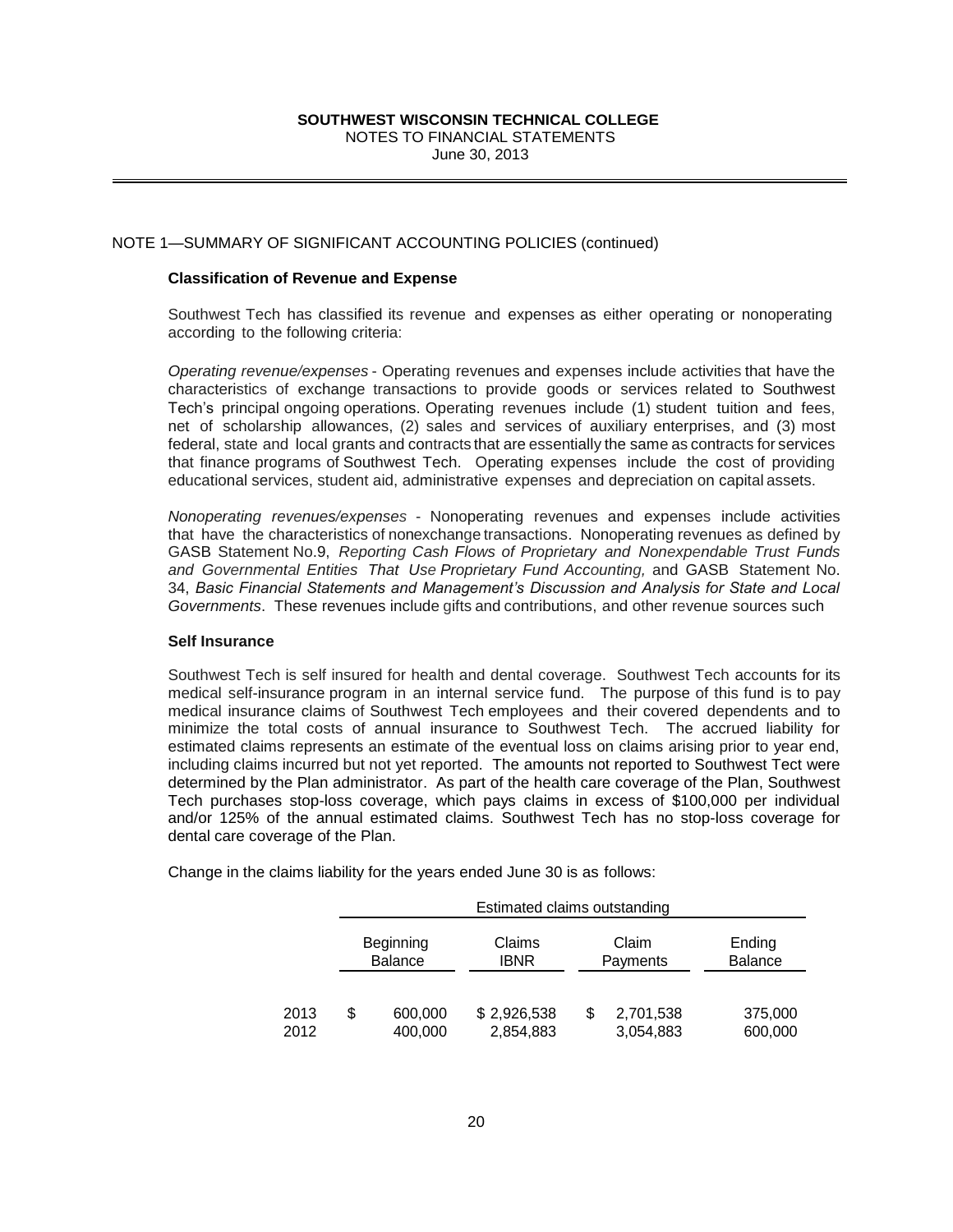NOTE 1—SUMMARY OF SIGNIFICANT ACCOUNTING POLICIES (continued)

**Classification of Revenue and Expense**

Southwest Tech has classified its revenue and expenses as either operating or nonoperating according to the following criteria:

*Operating revenue/expenses* - Operating revenues and expenses include activities that have the characteristics of exchange transactions to provide goods or services related to Southwest Tech's principal ongoing operations. Operating revenues include (1) student tuition and fees, net of scholarship allowances, (2) sales and services of auxiliary enterprises, and (3) most federal, state and local grants and contracts that are essentially the same as contracts for services that finance programs of Southwest Tech. Operating expenses include the cost of providing educational services, student aid, administrative expenses and depreciation on capital assets.

*Nonoperating revenues/expenses* - Nonoperating revenues and expenses include activities that have the characteristics of nonexchange transactions. Nonoperating revenues as defined by GASB Statement No.9, *Reporting Cash Flows of Proprietary and Nonexpendable Trust Funds and Governmental Entities That Use Proprietary Fund Accounting,* and GASB Statement No. 34, *Basic Financial Statements and Management's Discussion and Analysis for State and Local Governments*. These revenues include gifts and contributions, and other revenue sources such

**Self Insurance**

Southwest Tech is self insured for health and dental coverage. Southwest Tech accounts for its medical self-insurance program in an internal service fund. The purpose of this fund is to pay medical insurance claims of Southwest Tech employees and their covered dependents and to minimize the total costs of annual insurance to Southwest Tech. The accrued liability for estimated claims represents an estimate of the eventual loss on claims arising prior to year end, including claims incurred but not yet reported. The amounts not reported to Southwest Tect were determined by the Plan administrator. As part of the health care coverage of the Plan, Southwest Tech purchases stop-loss coverage, which pays claims in excess of \$100,000 per individual and/or 125% of the annual estimated claims. Southwest Tech has no stop-loss coverage for dental care coverage of the Plan.

Change in the claims liability for the years ended June 30 is as follows:

| | Estimated claims outstanding | | | |
|---|---|---|---|---|
| | Beginning Balance | Claims IBNR | Claim Payments | Ending Balance |
| 2013 | \$ 600,000 | \$ 2,926,538 | \$ 2,701,538 | 375,000 |
| 2012 | 400,000 | 2,854,883 | 3,054,883 | 600,000 |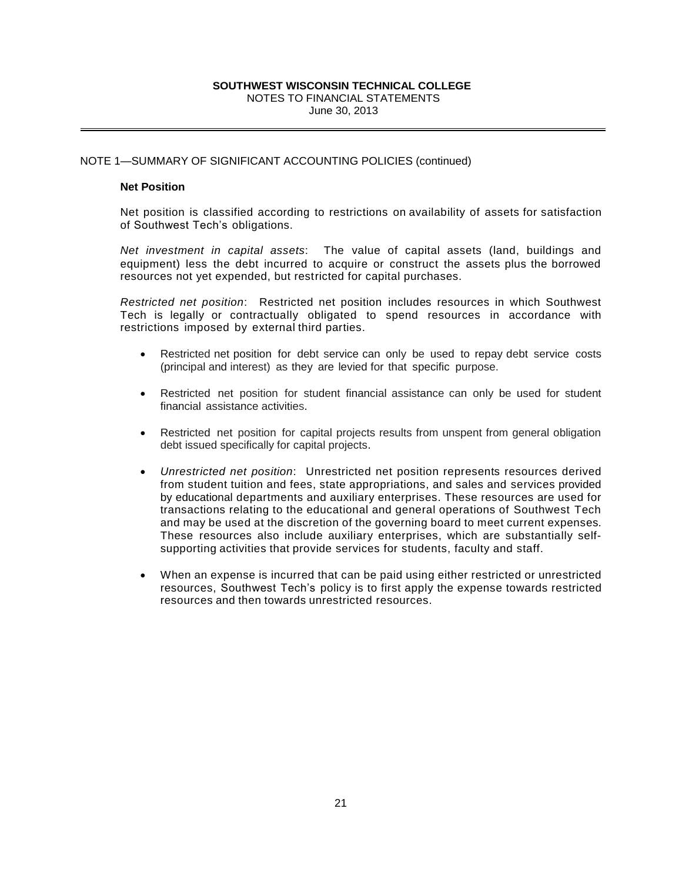NOTE 1—SUMMARY OF SIGNIFICANT ACCOUNTING POLICIES (continued)

**Net Position**

Net position is classified according to restrictions on availability of assets for satisfaction of Southwest Tech's obligations.

*Net investment in capital assets*: The value of capital assets (land, buildings and equipment) less the debt incurred to acquire or construct the assets plus the borrowed resources not yet expended, but restricted for capital purchases.

*Restricted net position*: Restricted net position includes resources in which Southwest Tech is legally or contractually obligated to spend resources in accordance with restrictions imposed by external third parties.

- Restricted net position for debt service can only be used to repay debt service costs (principal and interest) as they are levied for that specific purpose.
- Restricted net position for student financial assistance can only be used for student financial assistance activities.
- Restricted net position for capital projects results from unspent from general obligation debt issued specifically for capital projects.
- *Unrestricted net position*: Unrestricted net position represents resources derived from student tuition and fees, state appropriations, and sales and services provided by educational departments and auxiliary enterprises. These resources are used for transactions relating to the educational and general operations of Southwest Tech and may be used at the discretion of the governing board to meet current expenses. These resources also include auxiliary enterprises, which are substantially self-supporting activities that provide services for students, faculty and staff.
- When an expense is incurred that can be paid using either restricted or unrestricted resources, Southwest Tech's policy is to first apply the expense towards restricted resources and then towards unrestricted resources.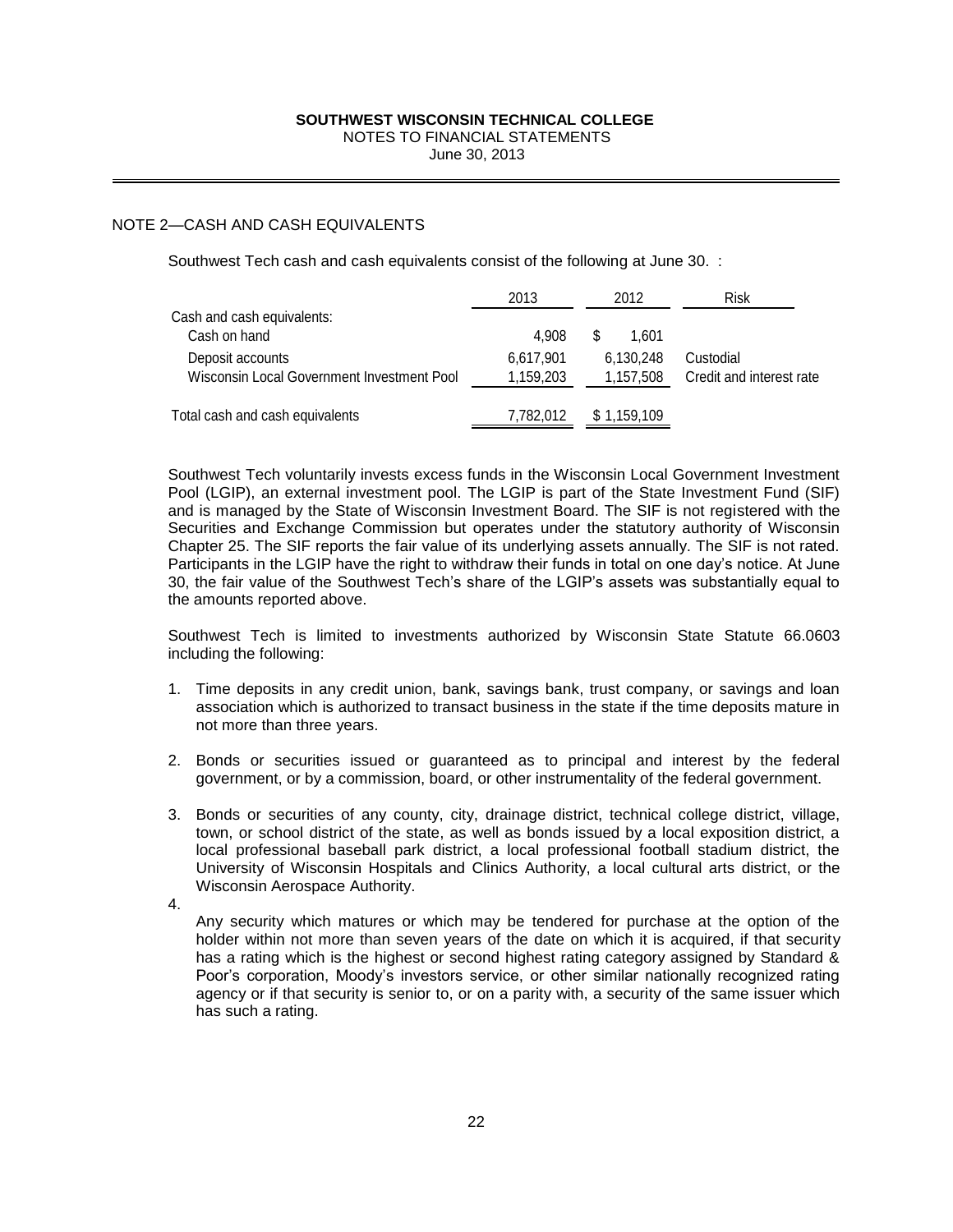## NOTE 2—CASH AND CASH EQUIVALENTS

Southwest Tech cash and cash equivalents consist of the following at June 30. :

| | 2013 | 2012 | Risk |
|---|---|---|---|
| Cash and cash equivalents: | | | |
| Cash on hand | 4,908 | $ 1,601 | |
| Deposit accounts | 6,617,901 | 6,130,248 | Custodial |
| Wisconsin Local Government Investment Pool | 1,159,203 | 1,157,508 | Credit and interest rate |
| Total cash and cash equivalents | 7,782,012 | $ 1,159,109 | |

Southwest Tech voluntarily invests excess funds in the Wisconsin Local Government Investment Pool (LGIP), an external investment pool. The LGIP is part of the State Investment Fund (SIF) and is managed by the State of Wisconsin Investment Board. The SIF is not registered with the Securities and Exchange Commission but operates under the statutory authority of Wisconsin Chapter 25. The SIF reports the fair value of its underlying assets annually. The SIF is not rated. Participants in the LGIP have the right to withdraw their funds in total on one day's notice. At June 30, the fair value of the Southwest Tech's share of the LGIP's assets was substantially equal to the amounts reported above.

Southwest Tech is limited to investments authorized by Wisconsin State Statute 66.0603 including the following:

1. Time deposits in any credit union, bank, savings bank, trust company, or savings and loan association which is authorized to transact business in the state if the time deposits mature in not more than three years.

2. Bonds or securities issued or guaranteed as to principal and interest by the federal government, or by a commission, board, or other instrumentality of the federal government.

3. Bonds or securities of any county, city, drainage district, technical college district, village, town, or school district of the state, as well as bonds issued by a local exposition district, a local professional baseball park district, a local professional football stadium district, the University of Wisconsin Hospitals and Clinics Authority, a local cultural arts district, or the Wisconsin Aerospace Authority.

4. Any security which matures or which may be tendered for purchase at the option of the holder within not more than seven years of the date on which it is acquired, if that security has a rating which is the highest or second highest rating category assigned by Standard & Poor's corporation, Moody's investors service, or other similar nationally recognized rating agency or if that security is senior to, or on a parity with, a security of the same issuer which has such a rating.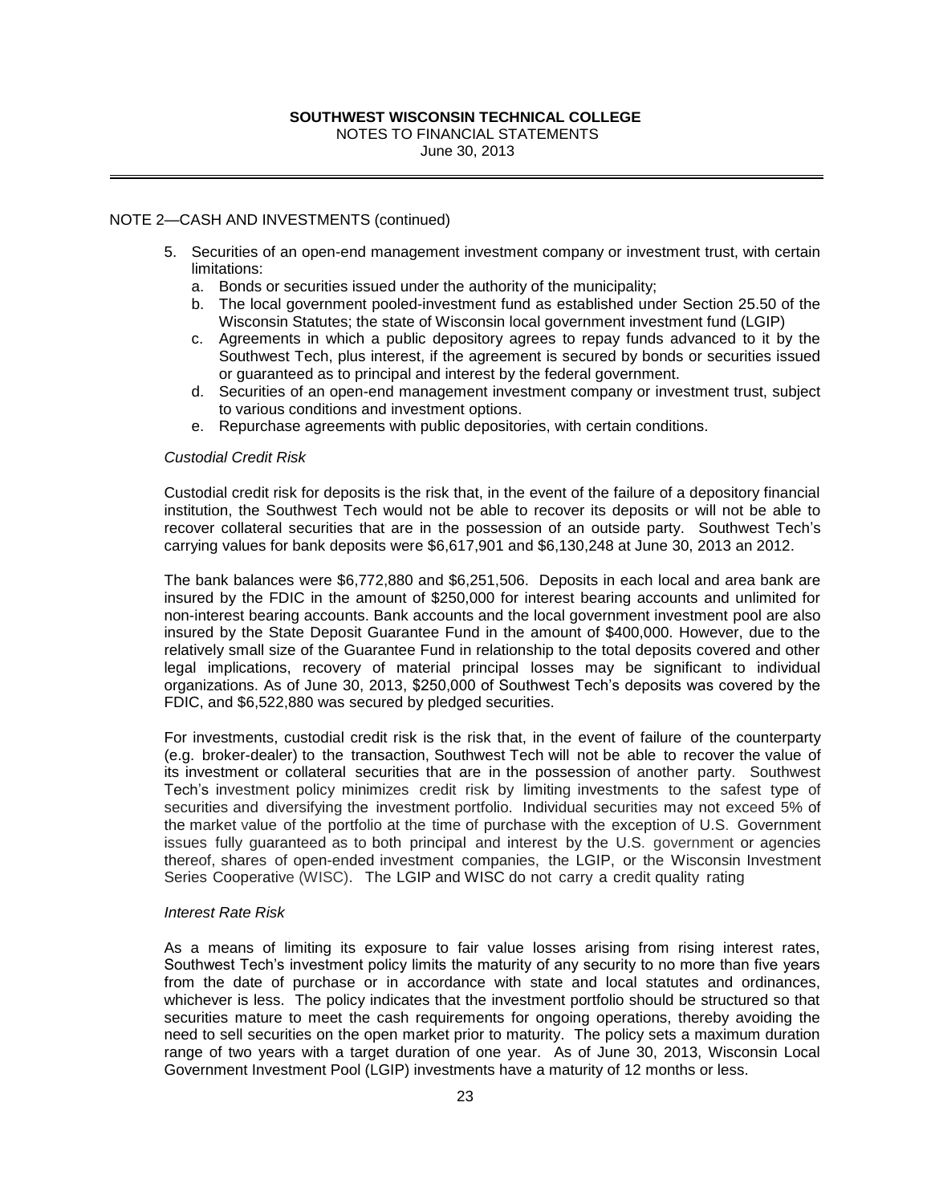NOTE 2—CASH AND INVESTMENTS (continued)

5. Securities of an open-end management investment company or investment trust, with certain limitations:
   a. Bonds or securities issued under the authority of the municipality;
   b. The local government pooled-investment fund as established under Section 25.50 of the Wisconsin Statutes; the state of Wisconsin local government investment fund (LGIP)
   c. Agreements in which a public depository agrees to repay funds advanced to it by the Southwest Tech, plus interest, if the agreement is secured by bonds or securities issued or guaranteed as to principal and interest by the federal government.
   d. Securities of an open-end management investment company or investment trust, subject to various conditions and investment options.
   e. Repurchase agreements with public depositories, with certain conditions.

*Custodial Credit Risk*

Custodial credit risk for deposits is the risk that, in the event of the failure of a depository financial institution, the Southwest Tech would not be able to recover its deposits or will not be able to recover collateral securities that are in the possession of an outside party. Southwest Tech's carrying values for bank deposits were $6,617,901 and $6,130,248 at June 30, 2013 an 2012.

The bank balances were $6,772,880 and $6,251,506. Deposits in each local and area bank are insured by the FDIC in the amount of $250,000 for interest bearing accounts and unlimited for non-interest bearing accounts. Bank accounts and the local government investment pool are also insured by the State Deposit Guarantee Fund in the amount of $400,000. However, due to the relatively small size of the Guarantee Fund in relationship to the total deposits covered and other legal implications, recovery of material principal losses may be significant to individual organizations. As of June 30, 2013, $250,000 of Southwest Tech's deposits was covered by the FDIC, and $6,522,880 was secured by pledged securities.

For investments, custodial credit risk is the risk that, in the event of failure of the counterparty (e.g. broker-dealer) to the transaction, Southwest Tech will not be able to recover the value of its investment or collateral securities that are in the possession of another party. Southwest Tech's investment policy minimizes credit risk by limiting investments to the safest type of securities and diversifying the investment portfolio. Individual securities may not exceed 5% of the market value of the portfolio at the time of purchase with the exception of U.S. Government issues fully guaranteed as to both principal and interest by the U.S. government or agencies thereof, shares of open-ended investment companies, the LGIP, or the Wisconsin Investment Series Cooperative (WISC). The LGIP and WISC do not carry a credit quality rating

*Interest Rate Risk*

As a means of limiting its exposure to fair value losses arising from rising interest rates, Southwest Tech's investment policy limits the maturity of any security to no more than five years from the date of purchase or in accordance with state and local statutes and ordinances, whichever is less. The policy indicates that the investment portfolio should be structured so that securities mature to meet the cash requirements for ongoing operations, thereby avoiding the need to sell securities on the open market prior to maturity. The policy sets a maximum duration range of two years with a target duration of one year. As of June 30, 2013, Wisconsin Local Government Investment Pool (LGIP) investments have a maturity of 12 months or less.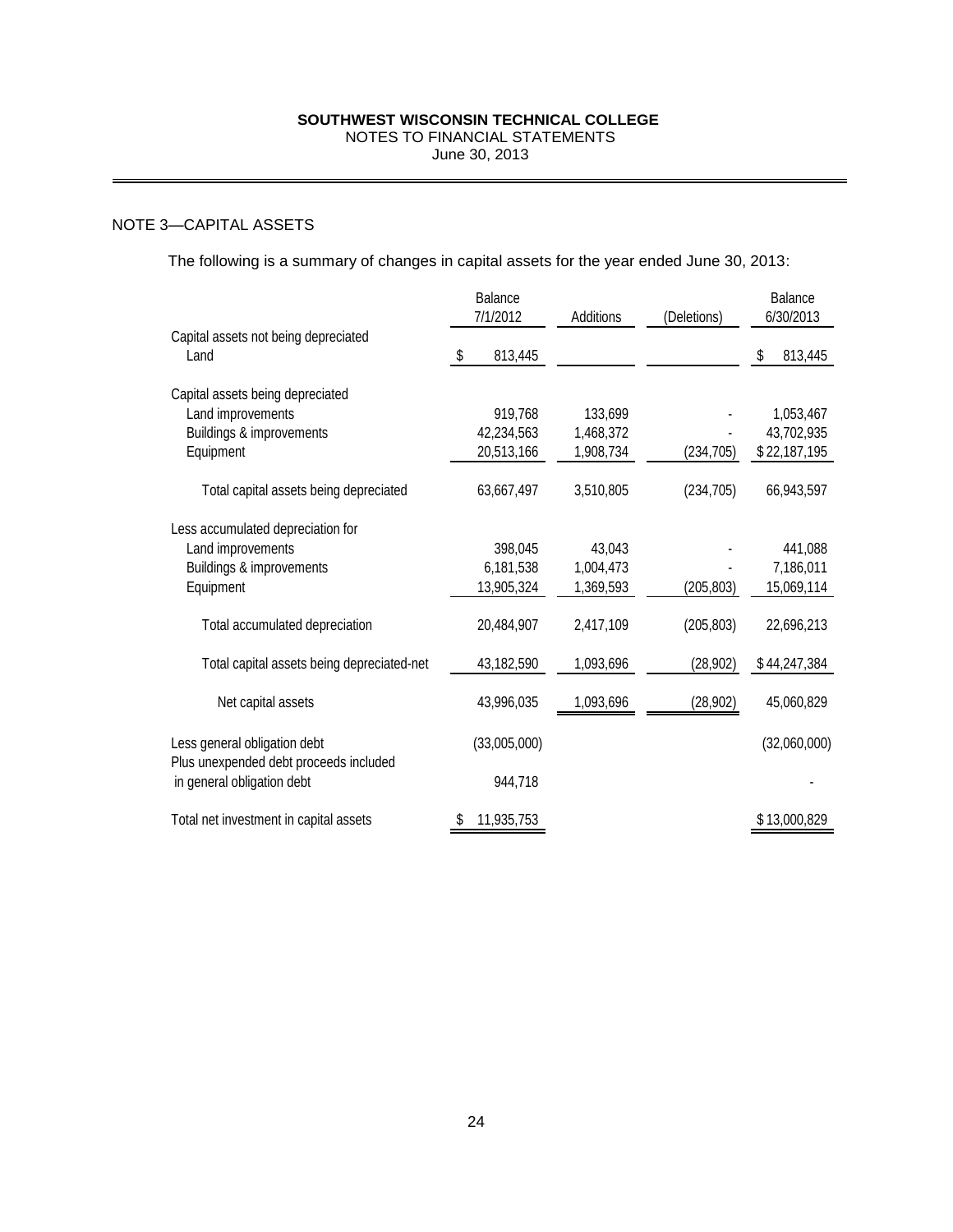**SOUTHWEST WISCONSIN TECHNICAL COLLEGE**
NOTES TO FINANCIAL STATEMENTS
June 30, 2013

## NOTE 3—CAPITAL ASSETS

The following is a summary of changes in capital assets for the year ended June 30, 2013:

| | Balance 7/1/2012 | Additions | (Deletions) | Balance 6/30/2013 |
|---|---|---|---|---|
| Capital assets not being depreciated | | | | |
| Land | $ 813,445 | | | $ 813,445 |
| Capital assets being depreciated | | | | |
| Land improvements | 919,768 | 133,699 | - | 1,053,467 |
| Buildings & improvements | 42,234,563 | 1,468,372 | - | 43,702,935 |
| Equipment | 20,513,166 | 1,908,734 | (234,705) | $ 22,187,195 |
| Total capital assets being depreciated | 63,667,497 | 3,510,805 | (234,705) | 66,943,597 |
| Less accumulated depreciation for | | | | |
| Land improvements | 398,045 | 43,043 | - | 441,088 |
| Buildings & improvements | 6,181,538 | 1,004,473 | - | 7,186,011 |
| Equipment | 13,905,324 | 1,369,593 | (205,803) | 15,069,114 |
| Total accumulated depreciation | 20,484,907 | 2,417,109 | (205,803) | 22,696,213 |
| Total capital assets being depreciated-net | 43,182,590 | 1,093,696 | (28,902) | $ 44,247,384 |
| Net capital assets | 43,996,035 | 1,093,696 | (28,902) | 45,060,829 |
| Less general obligation debt | (33,005,000) | | | (32,060,000) |
| Plus unexpended debt proceeds included in general obligation debt | 944,718 | | | - |
| Total net investment in capital assets | $ 11,935,753 | | | $ 13,000,829 |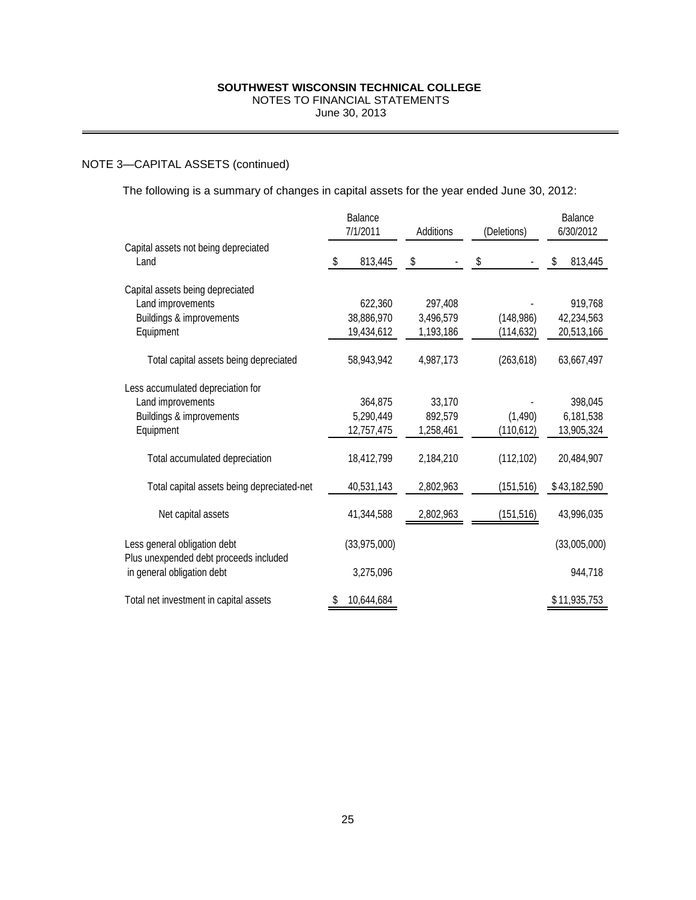**SOUTHWEST WISCONSIN TECHNICAL COLLEGE**
NOTES TO FINANCIAL STATEMENTS
June 30, 2013

## NOTE 3—CAPITAL ASSETS (continued)

The following is a summary of changes in capital assets for the year ended June 30, 2012:

| | Balance 7/1/2011 | Additions | (Deletions) | Balance 6/30/2012 |
|---|---|---|---|---|
| Capital assets not being depreciated | | | | |
| Land | $ 813,445 | $ - | $ - | $ 813,445 |
| Capital assets being depreciated | | | | |
| Land improvements | 622,360 | 297,408 | - | 919,768 |
| Buildings & improvements | 38,886,970 | 3,496,579 | (148,986) | 42,234,563 |
| Equipment | 19,434,612 | 1,193,186 | (114,632) | 20,513,166 |
| Total capital assets being depreciated | 58,943,942 | 4,987,173 | (263,618) | 63,667,497 |
| Less accumulated depreciation for | | | | |
| Land improvements | 364,875 | 33,170 | - | 398,045 |
| Buildings & improvements | 5,290,449 | 892,579 | (1,490) | 6,181,538 |
| Equipment | 12,757,475 | 1,258,461 | (110,612) | 13,905,324 |
| Total accumulated depreciation | 18,412,799 | 2,184,210 | (112,102) | 20,484,907 |
| Total capital assets being depreciated-net | 40,531,143 | 2,802,963 | (151,516) | $ 43,182,590 |
| Net capital assets | 41,344,588 | 2,802,963 | (151,516) | 43,996,035 |
| Less general obligation debt | (33,975,000) | | | (33,005,000) |
| Plus unexpended debt proceeds included in general obligation debt | 3,275,096 | | | 944,718 |
| Total net investment in capital assets | $ 10,644,684 | | | $ 11,935,753 |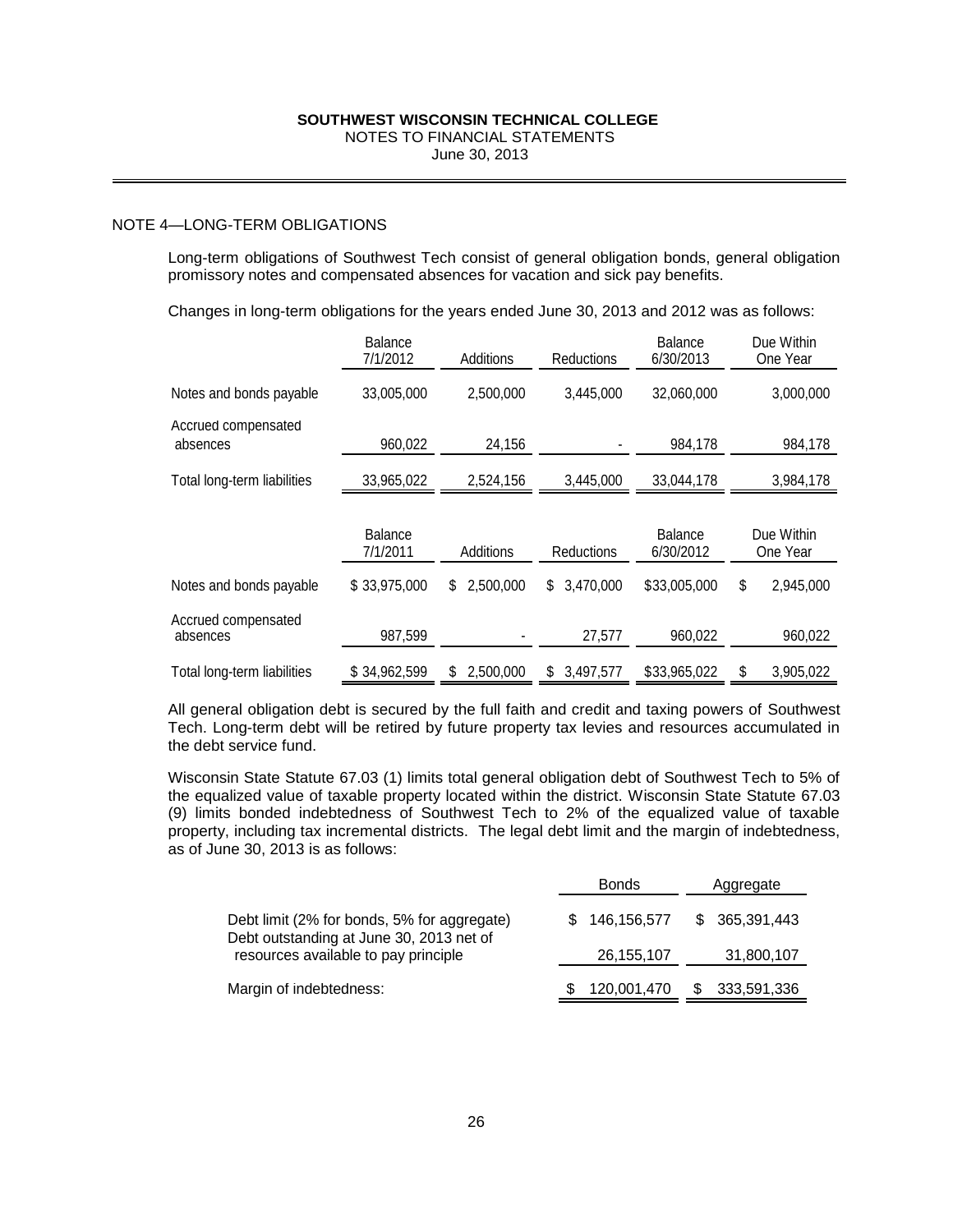SOUTHWEST WISCONSIN TECHNICAL COLLEGE
NOTES TO FINANCIAL STATEMENTS
June 30, 2013

## NOTE 4—LONG-TERM OBLIGATIONS

Long-term obligations of Southwest Tech consist of general obligation bonds, general obligation promissory notes and compensated absences for vacation and sick pay benefits.

Changes in long-term obligations for the years ended June 30, 2013 and 2012 was as follows:

| | Balance 7/1/2012 | Additions | Reductions | Balance 6/30/2013 | Due Within One Year |
|---|---|---|---|---|---|
| Notes and bonds payable | 33,005,000 | 2,500,000 | 3,445,000 | 32,060,000 | 3,000,000 |
| Accrued compensated absences | 960,022 | 24,156 | - | 984,178 | 984,178 |
| Total long-term liabilities | 33,965,022 | 2,524,156 | 3,445,000 | 33,044,178 | 3,984,178 |

| | Balance 7/1/2011 | Additions | Reductions | Balance 6/30/2012 | Due Within One Year |
|---|---|---|---|---|---|
| Notes and bonds payable | $ 33,975,000 | $ 2,500,000 | $ 3,470,000 | $33,005,000 | $ 2,945,000 |
| Accrued compensated absences | 987,599 | - | 27,577 | 960,022 | 960,022 |
| Total long-term liabilities | $ 34,962,599 | $ 2,500,000 | $ 3,497,577 | $33,965,022 | $ 3,905,022 |

All general obligation debt is secured by the full faith and credit and taxing powers of Southwest Tech. Long-term debt will be retired by future property tax levies and resources accumulated in the debt service fund.

Wisconsin State Statute 67.03 (1) limits total general obligation debt of Southwest Tech to 5% of the equalized value of taxable property located within the district. Wisconsin State Statute 67.03 (9) limits bonded indebtedness of Southwest Tech to 2% of the equalized value of taxable property, including tax incremental districts. The legal debt limit and the margin of indebtedness, as of June 30, 2013 is as follows:

| | Bonds | Aggregate |
|---|---|---|
| Debt limit (2% for bonds, 5% for aggregate) | $ 146,156,577 | $ 365,391,443 |
| Debt outstanding at June 30, 2013 net of resources available to pay principle | 26,155,107 | 31,800,107 |
| Margin of indebtedness: | $ 120,001,470 | $ 333,591,336 |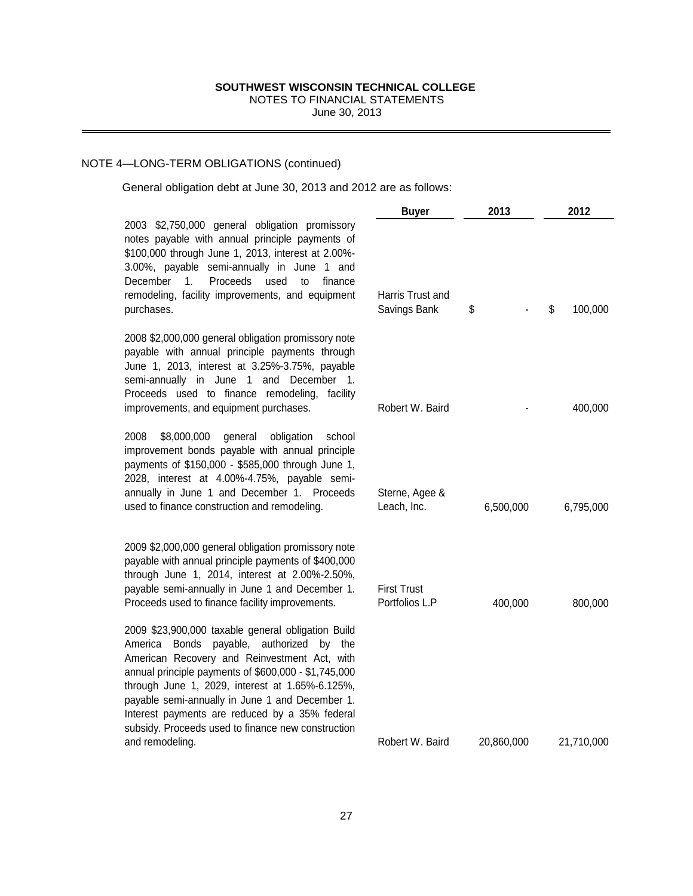## NOTE 4—LONG-TERM OBLIGATIONS (continued)

General obligation debt at June 30, 2013 and 2012 are as follows:

| | Buyer | 2013 | 2012 |
|---|---|---|---|
| 2003 $2,750,000 general obligation promissory notes payable with annual principle payments of $100,000 through June 1, 2013, interest at 2.00%-3.00%, payable semi-annually in June 1 and December 1. Proceeds used to finance remodeling, facility improvements, and equipment purchases. | Harris Trust and Savings Bank | $ - | $ 100,000 |
| 2008 $2,000,000 general obligation promissory note payable with annual principle payments through June 1, 2013, interest at 3.25%-3.75%, payable semi-annually in June 1 and December 1. Proceeds used to finance remodeling, facility improvements, and equipment purchases. | Robert W. Baird | - | 400,000 |
| 2008 $8,000,000 general obligation school improvement bonds payable with annual principle payments of $150,000 - $585,000 through June 1, 2028, interest at 4.00%-4.75%, payable semi-annually in June 1 and December 1. Proceeds used to finance construction and remodeling. | Sterne, Agee & Leach, Inc. | 6,500,000 | 6,795,000 |
| 2009 $2,000,000 general obligation promissory note payable with annual principle payments of $400,000 through June 1, 2014, interest at 2.00%-2.50%, payable semi-annually in June 1 and December 1. Proceeds used to finance facility improvements. | First Trust Portfolios L.P | 400,000 | 800,000 |
| 2009 $23,900,000 taxable general obligation Build America Bonds payable, authorized by the American Recovery and Reinvestment Act, with annual principle payments of $600,000 - $1,745,000 through June 1, 2029, interest at 1.65%-6.125%, payable semi-annually in June 1 and December 1. Interest payments are reduced by a 35% federal subsidy. Proceeds used to finance new construction and remodeling. | Robert W. Baird | 20,860,000 | 21,710,000 |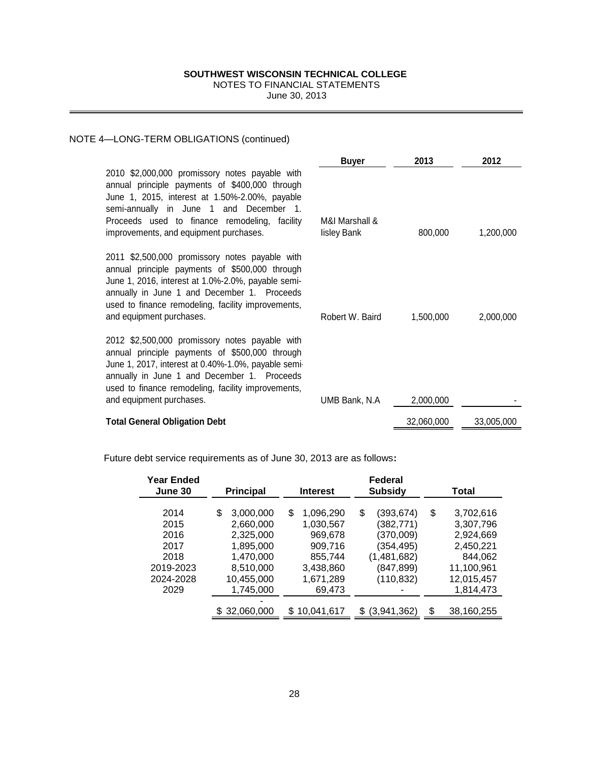**SOUTHWEST WISCONSIN TECHNICAL COLLEGE**
NOTES TO FINANCIAL STATEMENTS
June 30, 2013

NOTE 4—LONG-TERM OBLIGATIONS (continued)

| | Buyer | 2013 | 2012 |
|---|---|---|---|
| 2010 $2,000,000 promissory notes payable with annual principle payments of $400,000 through June 1, 2015, interest at 1.50%-2.00%, payable semi-annually in June 1 and December 1. Proceeds used to finance remodeling, facility improvements, and equipment purchases. | M&I Marshall & Iisley Bank | 800,000 | 1,200,000 |
| 2011 $2,500,000 promissory notes payable with annual principle payments of $500,000 through June 1, 2016, interest at 1.0%-2.0%, payable semi-annually in June 1 and December 1. Proceeds used to finance remodeling, facility improvements, and equipment purchases. | Robert W. Baird | 1,500,000 | 2,000,000 |
| 2012 $2,500,000 promissory notes payable with annual principle payments of $500,000 through June 1, 2017, interest at 0.40%-1.0%, payable semi-annually in June 1 and December 1. Proceeds used to finance remodeling, facility improvements, and equipment purchases. | UMB Bank, N.A | 2,000,000 | - |
| **Total General Obligation Debt** | | 32,060,000 | 33,005,000 |

Future debt service requirements as of June 30, 2013 are as follows**:**

| Year Ended June 30 | Principal | Interest | Federal Subsidy | Total |
|---|---|---|---|---|
| 2014 | $ 3,000,000 | $ 1,096,290 | $ (393,674) | $ 3,702,616 |
| 2015 | 2,660,000 | 1,030,567 | (382,771) | 3,307,796 |
| 2016 | 2,325,000 | 969,678 | (370,009) | 2,924,669 |
| 2017 | 1,895,000 | 909,716 | (354,495) | 2,450,221 |
| 2018 | 1,470,000 | 855,744 | (1,481,682) | 844,062 |
| 2019-2023 | 8,510,000 | 3,438,860 | (847,899) | 11,100,961 |
| 2024-2028 | 10,455,000 | 1,671,289 | (110,832) | 12,015,457 |
| 2029 | 1,745,000 | 69,473 | - | 1,814,473 |
| | - | | | |
| | $ 32,060,000 | $ 10,041,617 | $ (3,941,362) | $ 38,160,255 |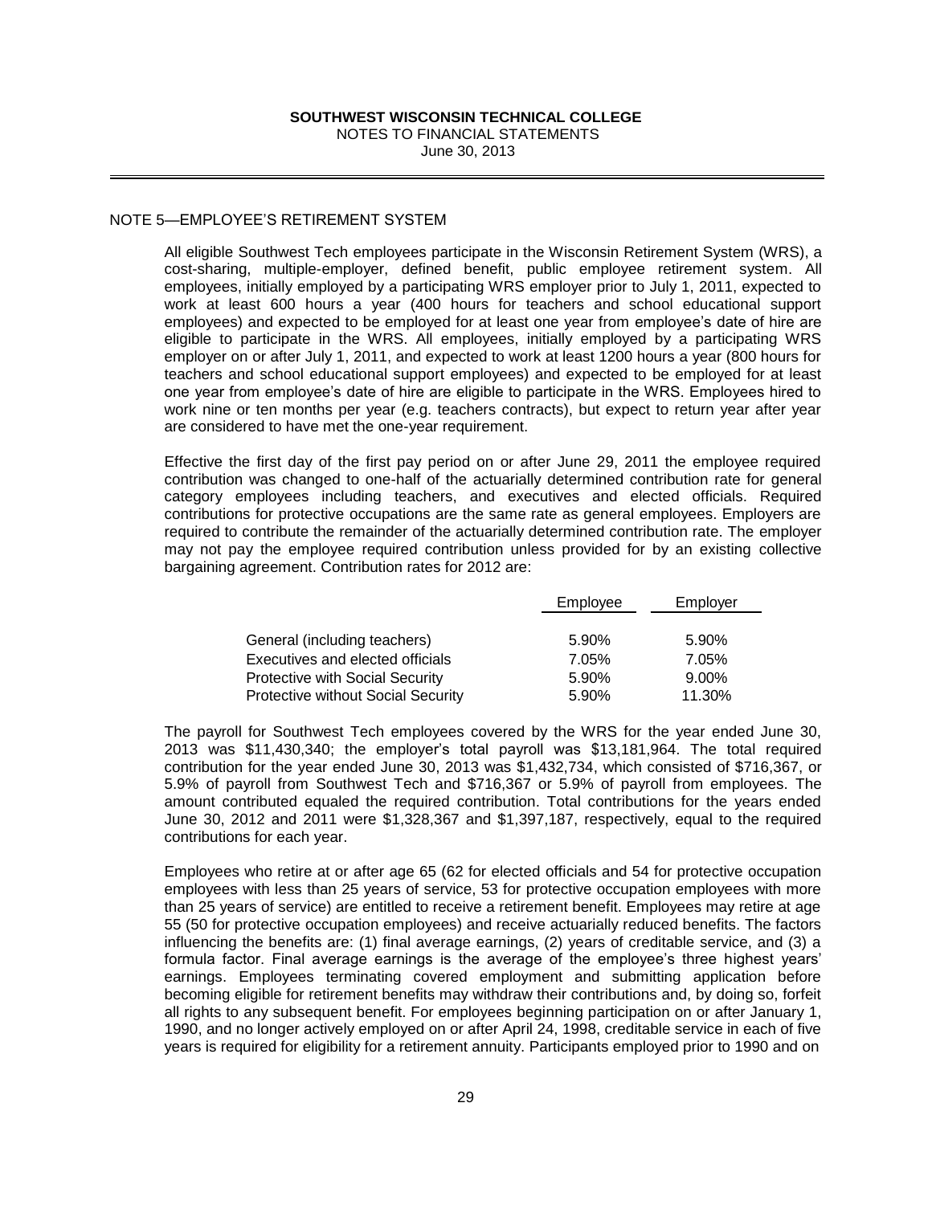## NOTE 5—EMPLOYEE'S RETIREMENT SYSTEM

All eligible Southwest Tech employees participate in the Wisconsin Retirement System (WRS), a cost-sharing, multiple-employer, defined benefit, public employee retirement system. All employees, initially employed by a participating WRS employer prior to July 1, 2011, expected to work at least 600 hours a year (400 hours for teachers and school educational support employees) and expected to be employed for at least one year from employee's date of hire are eligible to participate in the WRS. All employees, initially employed by a participating WRS employer on or after July 1, 2011, and expected to work at least 1200 hours a year (800 hours for teachers and school educational support employees) and expected to be employed for at least one year from employee's date of hire are eligible to participate in the WRS. Employees hired to work nine or ten months per year (e.g. teachers contracts), but expect to return year after year are considered to have met the one-year requirement.

Effective the first day of the first pay period on or after June 29, 2011 the employee required contribution was changed to one-half of the actuarially determined contribution rate for general category employees including teachers, and executives and elected officials. Required contributions for protective occupations are the same rate as general employees. Employers are required to contribute the remainder of the actuarially determined contribution rate. The employer may not pay the employee required contribution unless provided for by an existing collective bargaining agreement. Contribution rates for 2012 are:

| | Employee | Employer |
|---|---|---|
| General (including teachers) | 5.90% | 5.90% |
| Executives and elected officials | 7.05% | 7.05% |
| Protective with Social Security | 5.90% | 9.00% |
| Protective without Social Security | 5.90% | 11.30% |

The payroll for Southwest Tech employees covered by the WRS for the year ended June 30, 2013 was $11,430,340; the employer's total payroll was $13,181,964. The total required contribution for the year ended June 30, 2013 was $1,432,734, which consisted of $716,367, or 5.9% of payroll from Southwest Tech and $716,367 or 5.9% of payroll from employees. The amount contributed equaled the required contribution. Total contributions for the years ended June 30, 2012 and 2011 were $1,328,367 and $1,397,187, respectively, equal to the required contributions for each year.

Employees who retire at or after age 65 (62 for elected officials and 54 for protective occupation employees with less than 25 years of service, 53 for protective occupation employees with more than 25 years of service) are entitled to receive a retirement benefit. Employees may retire at age 55 (50 for protective occupation employees) and receive actuarially reduced benefits. The factors influencing the benefits are: (1) final average earnings, (2) years of creditable service, and (3) a formula factor. Final average earnings is the average of the employee's three highest years' earnings. Employees terminating covered employment and submitting application before becoming eligible for retirement benefits may withdraw their contributions and, by doing so, forfeit all rights to any subsequent benefit. For employees beginning participation on or after January 1, 1990, and no longer actively employed on or after April 24, 1998, creditable service in each of five years is required for eligibility for a retirement annuity. Participants employed prior to 1990 and on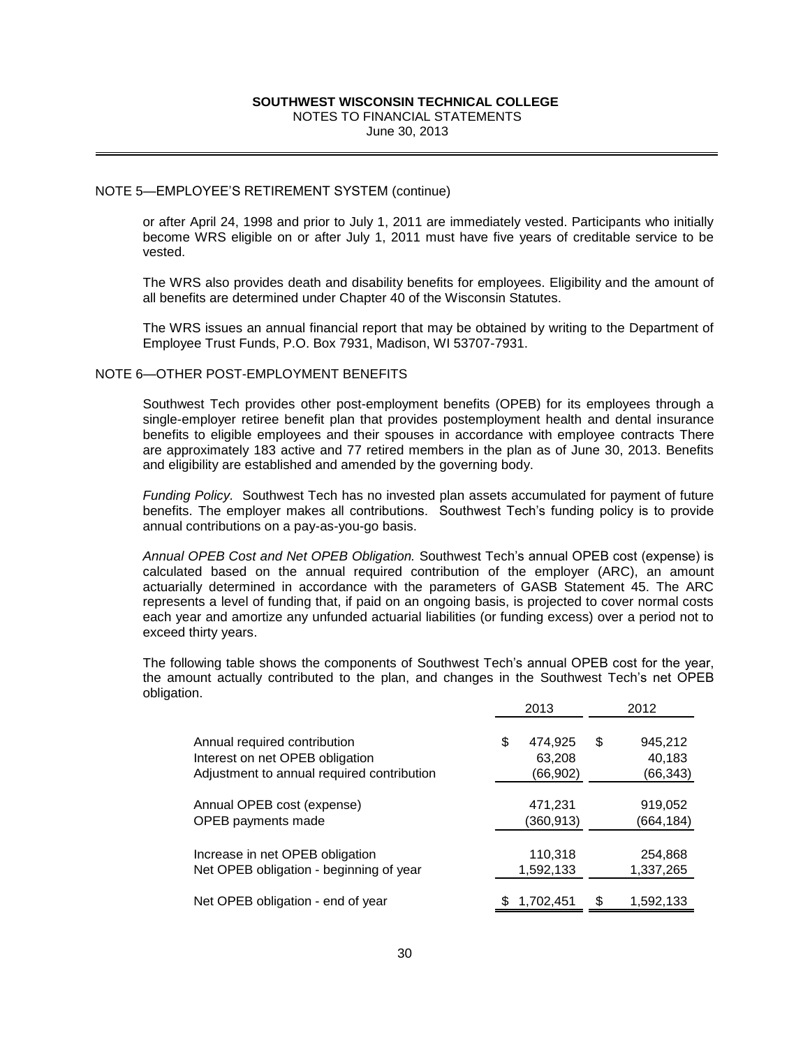NOTE 5—EMPLOYEE'S RETIREMENT SYSTEM (continue)

or after April 24, 1998 and prior to July 1, 2011 are immediately vested. Participants who initially become WRS eligible on or after July 1, 2011 must have five years of creditable service to be vested.

The WRS also provides death and disability benefits for employees. Eligibility and the amount of all benefits are determined under Chapter 40 of the Wisconsin Statutes.

The WRS issues an annual financial report that may be obtained by writing to the Department of Employee Trust Funds, P.O. Box 7931, Madison, WI 53707-7931.

NOTE 6—OTHER POST-EMPLOYMENT BENEFITS

Southwest Tech provides other post-employment benefits (OPEB) for its employees through a single-employer retiree benefit plan that provides postemployment health and dental insurance benefits to eligible employees and their spouses in accordance with employee contracts There are approximately 183 active and 77 retired members in the plan as of June 30, 2013. Benefits and eligibility are established and amended by the governing body.

*Funding Policy.* Southwest Tech has no invested plan assets accumulated for payment of future benefits. The employer makes all contributions. Southwest Tech's funding policy is to provide annual contributions on a pay-as-you-go basis.

*Annual OPEB Cost and Net OPEB Obligation.* Southwest Tech's annual OPEB cost (expense) is calculated based on the annual required contribution of the employer (ARC), an amount actuarially determined in accordance with the parameters of GASB Statement 45. The ARC represents a level of funding that, if paid on an ongoing basis, is projected to cover normal costs each year and amortize any unfunded actuarial liabilities (or funding excess) over a period not to exceed thirty years.

The following table shows the components of Southwest Tech's annual OPEB cost for the year, the amount actually contributed to the plan, and changes in the Southwest Tech's net OPEB obligation.

| | 2013 | 2012 |
|---|---|---|
| Annual required contribution | $ 474,925 | $ 945,212 |
| Interest on net OPEB obligation | 63,208 | 40,183 |
| Adjustment to annual required contribution | (66,902) | (66,343) |
| Annual OPEB cost (expense) | 471,231 | 919,052 |
| OPEB payments made | (360,913) | (664,184) |
| Increase in net OPEB obligation | 110,318 | 254,868 |
| Net OPEB obligation - beginning of year | 1,592,133 | 1,337,265 |
| Net OPEB obligation - end of year | $ 1,702,451 | $ 1,592,133 |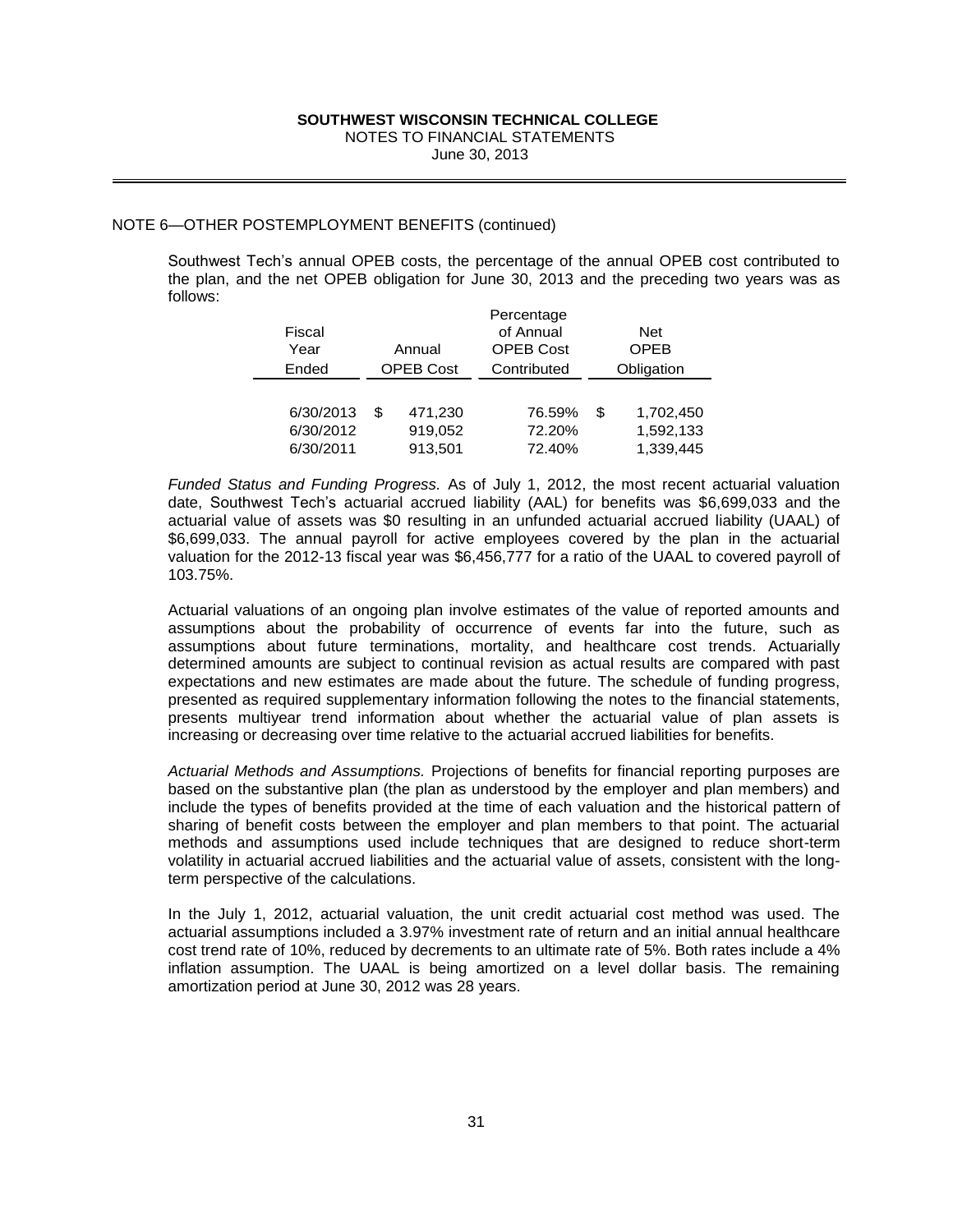NOTE 6—OTHER POSTEMPLOYMENT BENEFITS (continued)

Southwest Tech's annual OPEB costs, the percentage of the annual OPEB cost contributed to the plan, and the net OPEB obligation for June 30, 2013 and the preceding two years was as follows:

| Fiscal Year Ended | Annual OPEB Cost | Percentage of Annual OPEB Cost Contributed | Net OPEB Obligation |
|---|---|---|---|
| 6/30/2013 | $ 471,230 | 76.59% | $ 1,702,450 |
| 6/30/2012 | 919,052 | 72.20% | 1,592,133 |
| 6/30/2011 | 913,501 | 72.40% | 1,339,445 |

*Funded Status and Funding Progress.* As of July 1, 2012, the most recent actuarial valuation date, Southwest Tech's actuarial accrued liability (AAL) for benefits was $6,699,033 and the actuarial value of assets was $0 resulting in an unfunded actuarial accrued liability (UAAL) of $6,699,033. The annual payroll for active employees covered by the plan in the actuarial valuation for the 2012-13 fiscal year was $6,456,777 for a ratio of the UAAL to covered payroll of 103.75%.

Actuarial valuations of an ongoing plan involve estimates of the value of reported amounts and assumptions about the probability of occurrence of events far into the future, such as assumptions about future terminations, mortality, and healthcare cost trends. Actuarially determined amounts are subject to continual revision as actual results are compared with past expectations and new estimates are made about the future. The schedule of funding progress, presented as required supplementary information following the notes to the financial statements, presents multiyear trend information about whether the actuarial value of plan assets is increasing or decreasing over time relative to the actuarial accrued liabilities for benefits.

*Actuarial Methods and Assumptions.* Projections of benefits for financial reporting purposes are based on the substantive plan (the plan as understood by the employer and plan members) and include the types of benefits provided at the time of each valuation and the historical pattern of sharing of benefit costs between the employer and plan members to that point. The actuarial methods and assumptions used include techniques that are designed to reduce short-term volatility in actuarial accrued liabilities and the actuarial value of assets, consistent with the long-term perspective of the calculations.

In the July 1, 2012, actuarial valuation, the unit credit actuarial cost method was used. The actuarial assumptions included a 3.97% investment rate of return and an initial annual healthcare cost trend rate of 10%, reduced by decrements to an ultimate rate of 5%. Both rates include a 4% inflation assumption. The UAAL is being amortized on a level dollar basis. The remaining amortization period at June 30, 2012 was 28 years.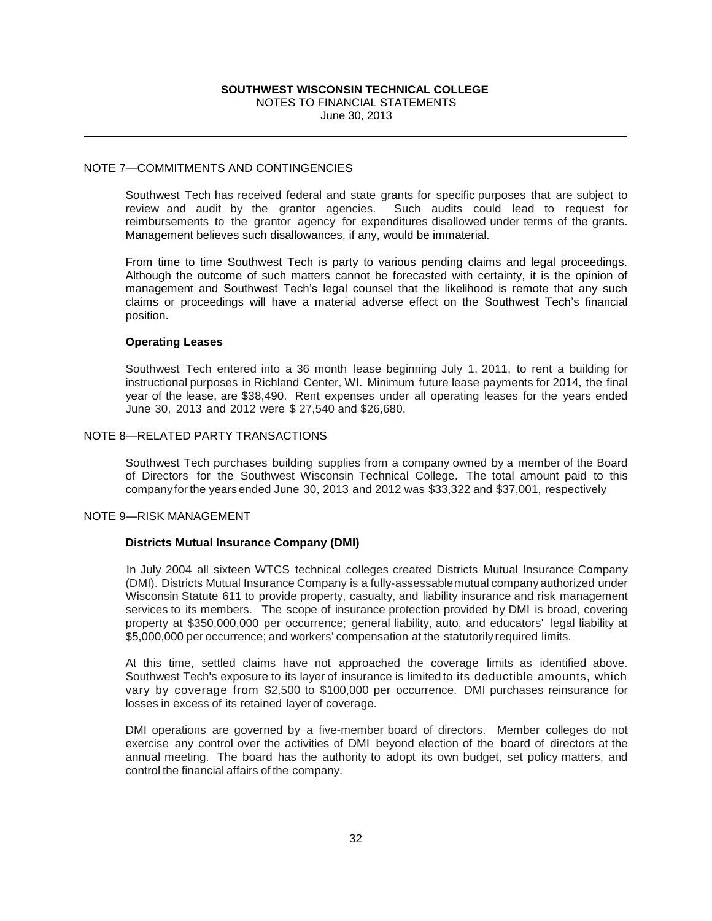## NOTE 7—COMMITMENTS AND CONTINGENCIES

Southwest Tech has received federal and state grants for specific purposes that are subject to review and audit by the grantor agencies. Such audits could lead to request for reimbursements to the grantor agency for expenditures disallowed under terms of the grants. Management believes such disallowances, if any, would be immaterial.

From time to time Southwest Tech is party to various pending claims and legal proceedings. Although the outcome of such matters cannot be forecasted with certainty, it is the opinion of management and Southwest Tech's legal counsel that the likelihood is remote that any such claims or proceedings will have a material adverse effect on the Southwest Tech's financial position.

### Operating Leases

Southwest Tech entered into a 36 month lease beginning July 1, 2011, to rent a building for instructional purposes in Richland Center, WI. Minimum future lease payments for 2014, the final year of the lease, are $38,490. Rent expenses under all operating leases for the years ended June 30, 2013 and 2012 were $ 27,540 and $26,680.

## NOTE 8—RELATED PARTY TRANSACTIONS

Southwest Tech purchases building supplies from a company owned by a member of the Board of Directors for the Southwest Wisconsin Technical College. The total amount paid to this company for the years ended June 30, 2013 and 2012 was $33,322 and $37,001, respectively

## NOTE 9—RISK MANAGEMENT

### Districts Mutual Insurance Company (DMI)

In July 2004 all sixteen WTCS technical colleges created Districts Mutual Insurance Company (DMI). Districts Mutual Insurance Company is a fully-assessable mutual company authorized under Wisconsin Statute 611 to provide property, casualty, and liability insurance and risk management services to its members. The scope of insurance protection provided by DMI is broad, covering property at $350,000,000 per occurrence; general liability, auto, and educators' legal liability at $5,000,000 per occurrence; and workers' compensation at the statutorily required limits.

At this time, settled claims have not approached the coverage limits as identified above. Southwest Tech's exposure to its layer of insurance is limited to its deductible amounts, which vary by coverage from $2,500 to $100,000 per occurrence. DMI purchases reinsurance for losses in excess of its retained layer of coverage.

DMI operations are governed by a five-member board of directors. Member colleges do not exercise any control over the activities of DMI beyond election of the board of directors at the annual meeting. The board has the authority to adopt its own budget, set policy matters, and control the financial affairs of the company.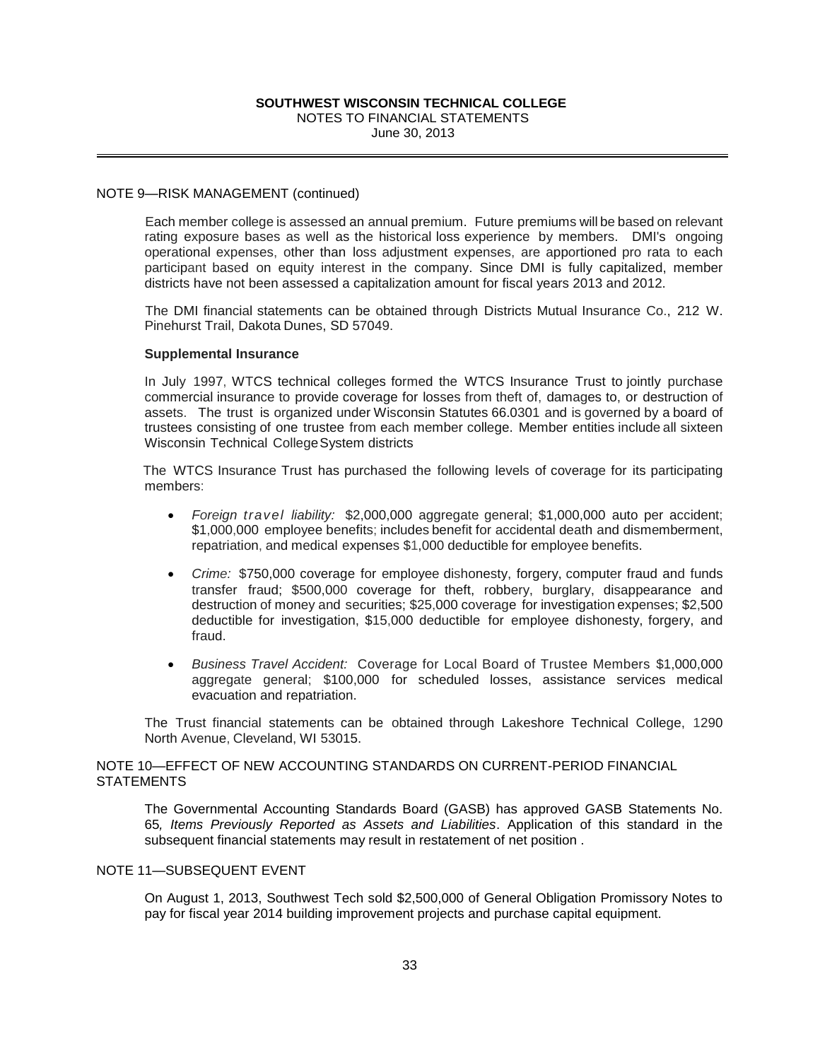NOTE 9—RISK MANAGEMENT (continued)

Each member college is assessed an annual premium. Future premiums will be based on relevant rating exposure bases as well as the historical loss experience by members. DMI's ongoing operational expenses, other than loss adjustment expenses, are apportioned pro rata to each participant based on equity interest in the company. Since DMI is fully capitalized, member districts have not been assessed a capitalization amount for fiscal years 2013 and 2012.

The DMI financial statements can be obtained through Districts Mutual Insurance Co., 212 W. Pinehurst Trail, Dakota Dunes, SD 57049.

**Supplemental Insurance**

In July 1997, WTCS technical colleges formed the WTCS Insurance Trust to jointly purchase commercial insurance to provide coverage for losses from theft of, damages to, or destruction of assets. The trust is organized under Wisconsin Statutes 66.0301 and is governed by a board of trustees consisting of one trustee from each member college. Member entities include all sixteen Wisconsin Technical College System districts

The WTCS Insurance Trust has purchased the following levels of coverage for its participating members:

- *Foreign travel liability:* $2,000,000 aggregate general; $1,000,000 auto per accident; $1,000,000 employee benefits; includes benefit for accidental death and dismemberment, repatriation, and medical expenses $1,000 deductible for employee benefits.
- *Crime:* $750,000 coverage for employee dishonesty, forgery, computer fraud and funds transfer fraud; $500,000 coverage for theft, robbery, burglary, disappearance and destruction of money and securities; $25,000 coverage for investigation expenses; $2,500 deductible for investigation, $15,000 deductible for employee dishonesty, forgery, and fraud.
- *Business Travel Accident:* Coverage for Local Board of Trustee Members $1,000,000 aggregate general; $100,000 for scheduled losses, assistance services medical evacuation and repatriation.

The Trust financial statements can be obtained through Lakeshore Technical College, 1290 North Avenue, Cleveland, WI 53015.

NOTE 10—EFFECT OF NEW ACCOUNTING STANDARDS ON CURRENT-PERIOD FINANCIAL STATEMENTS

The Governmental Accounting Standards Board (GASB) has approved GASB Statements No. 65*, Items Previously Reported as Assets and Liabilities*. Application of this standard in the subsequent financial statements may result in restatement of net position .

NOTE 11—SUBSEQUENT EVENT

On August 1, 2013, Southwest Tech sold $2,500,000 of General Obligation Promissory Notes to pay for fiscal year 2014 building improvement projects and purchase capital equipment.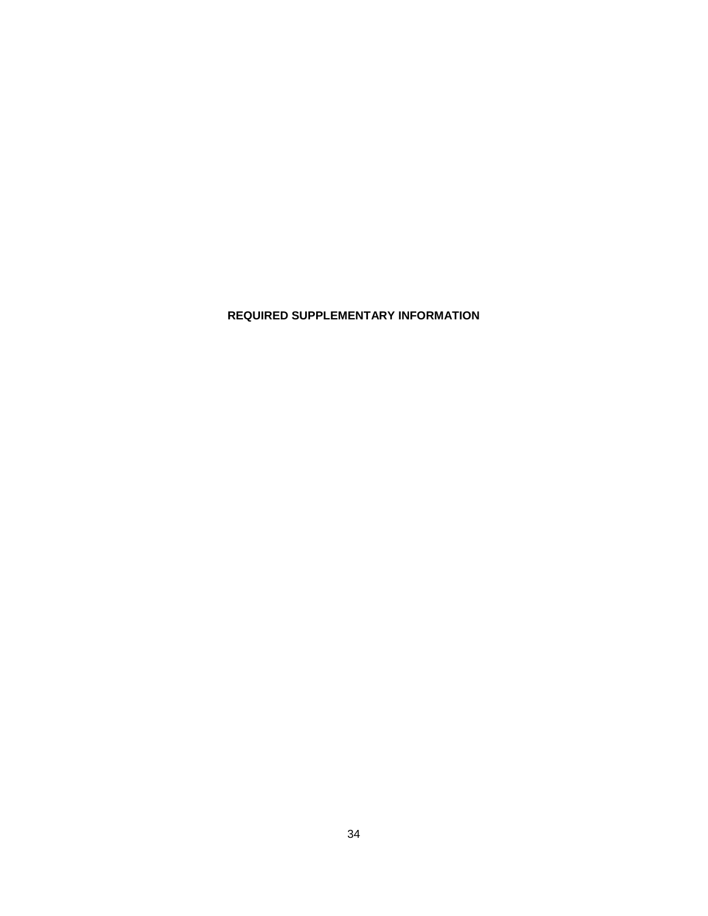**REQUIRED SUPPLEMENTARY INFORMATION**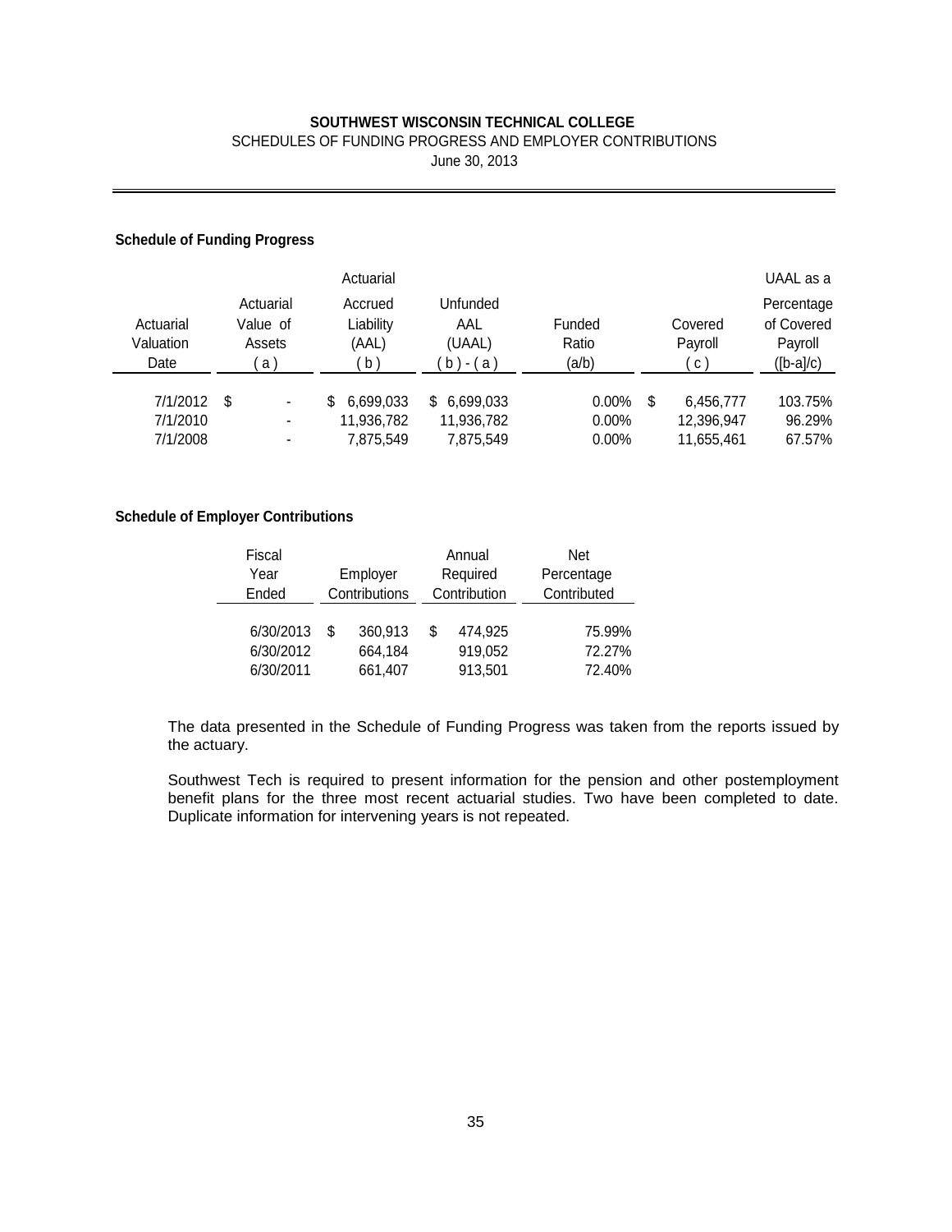**SOUTHWEST WISCONSIN TECHNICAL COLLEGE**

SCHEDULES OF FUNDING PROGRESS AND EMPLOYER CONTRIBUTIONS

June 30, 2013

**Schedule of Funding Progress**

| Actuarial Valuation Date | Actuarial Value of Assets ( a ) | Actuarial Accrued Liability (AAL) ( b ) | Unfunded AAL (UAAL) ( b ) - ( a ) | Funded Ratio (a/b) | Covered Payroll ( c ) | UAAL as a Percentage of Covered Payroll ([b-a]/c) |
|---|---|---|---|---|---|---|
| 7/1/2012 | $ - | $ 6,699,033 | $ 6,699,033 | 0.00% | $ 6,456,777 | 103.75% |
| 7/1/2010 | - | 11,936,782 | 11,936,782 | 0.00% | 12,396,947 | 96.29% |
| 7/1/2008 | - | 7,875,549 | 7,875,549 | 0.00% | 11,655,461 | 67.57% |

**Schedule of Employer Contributions**

| Fiscal Year Ended | Employer Contributions | Annual Required Contribution | Net Percentage Contributed |
|---|---|---|---|
| 6/30/2013 | $ 360,913 | $ 474,925 | 75.99% |
| 6/30/2012 | 664,184 | 919,052 | 72.27% |
| 6/30/2011 | 661,407 | 913,501 | 72.40% |

The data presented in the Schedule of Funding Progress was taken from the reports issued by the actuary.

Southwest Tech is required to present information for the pension and other postemployment benefit plans for the three most recent actuarial studies. Two have been completed to date. Duplicate information for intervening years is not repeated.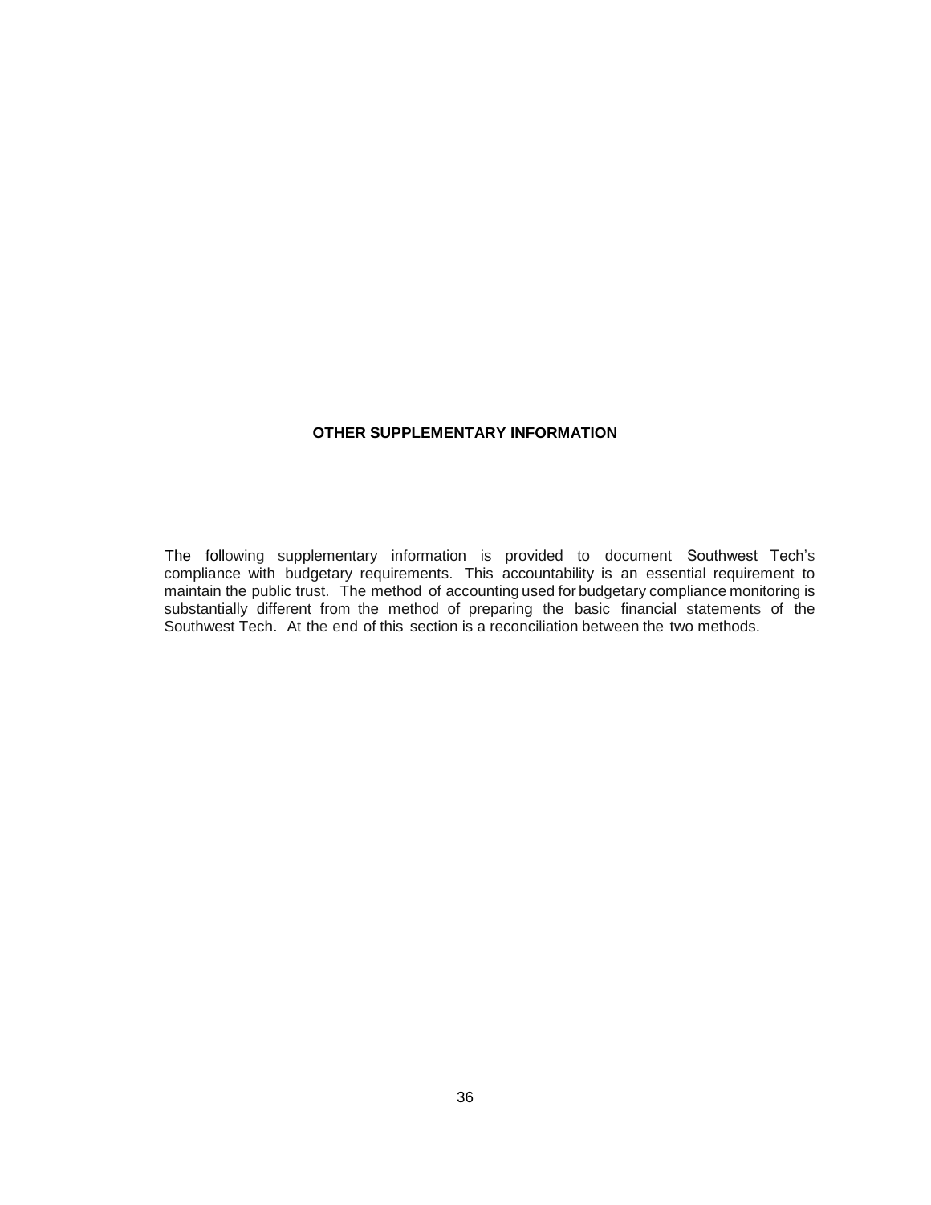# OTHER SUPPLEMENTARY INFORMATION

The following supplementary information is provided to document Southwest Tech's compliance with budgetary requirements. This accountability is an essential requirement to maintain the public trust. The method of accounting used for budgetary compliance monitoring is substantially different from the method of preparing the basic financial statements of the Southwest Tech. At the end of this section is a reconciliation between the two methods.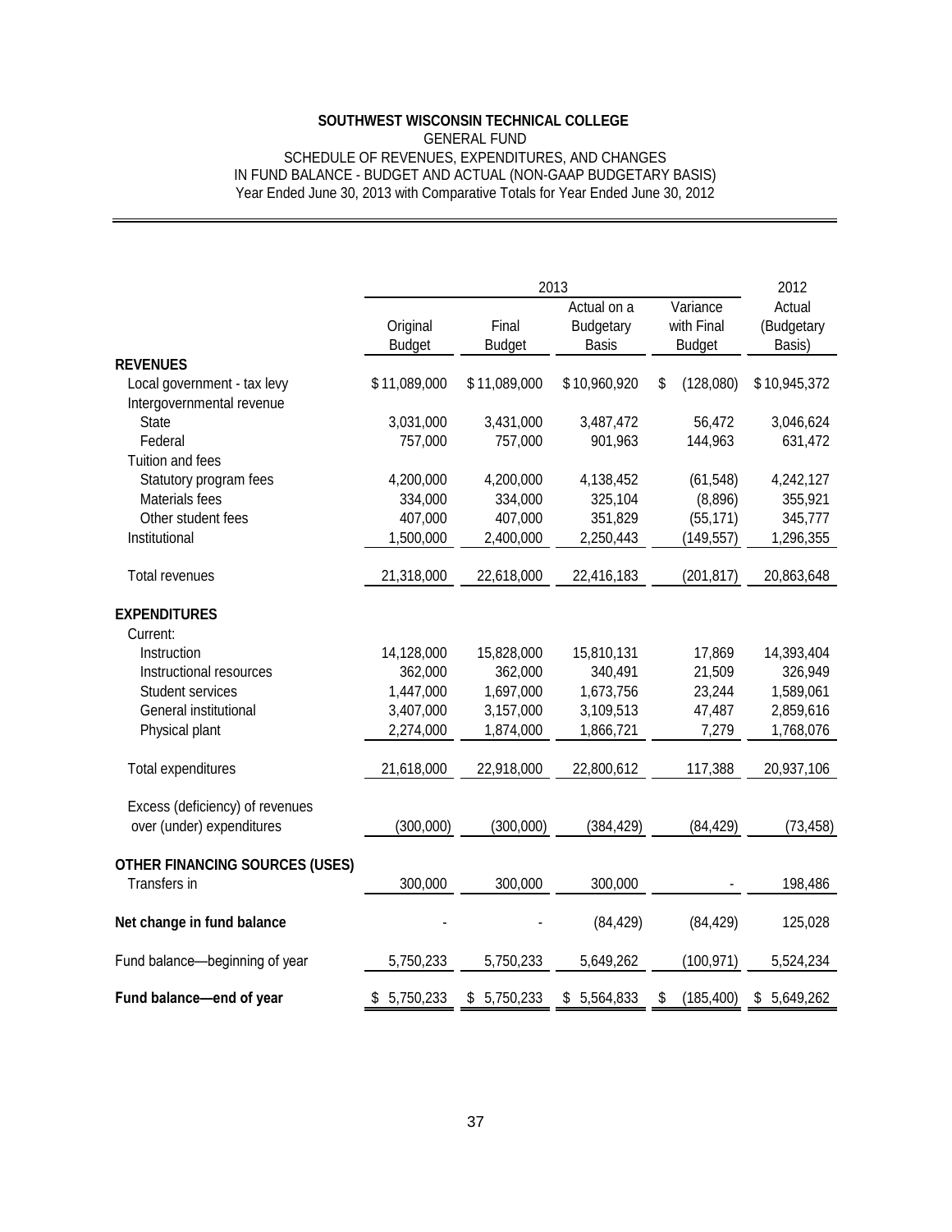**SOUTHWEST WISCONSIN TECHNICAL COLLEGE**

GENERAL FUND

SCHEDULE OF REVENUES, EXPENDITURES, AND CHANGES IN FUND BALANCE - BUDGET AND ACTUAL (NON-GAAP BUDGETARY BASIS)

Year Ended June 30, 2013 with Comparative Totals for Year Ended June 30, 2012

| | 2013 | | | | 2012 |
|---|---|---|---|---|---|
| | Original Budget | Final Budget | Actual on a Budgetary Basis | Variance with Final Budget | Actual (Budgetary Basis) |
| **REVENUES** | | | | | |
| Local government - tax levy | $ 11,089,000 | $ 11,089,000 | $ 10,960,920 | $ (128,080) | $ 10,945,372 |
| Intergovernmental revenue | | | | | |
| State | 3,031,000 | 3,431,000 | 3,487,472 | 56,472 | 3,046,624 |
| Federal | 757,000 | 757,000 | 901,963 | 144,963 | 631,472 |
| Tuition and fees | | | | | |
| Statutory program fees | 4,200,000 | 4,200,000 | 4,138,452 | (61,548) | 4,242,127 |
| Materials fees | 334,000 | 334,000 | 325,104 | (8,896) | 355,921 |
| Other student fees | 407,000 | 407,000 | 351,829 | (55,171) | 345,777 |
| Institutional | 1,500,000 | 2,400,000 | 2,250,443 | (149,557) | 1,296,355 |
| Total revenues | 21,318,000 | 22,618,000 | 22,416,183 | (201,817) | 20,863,648 |
| **EXPENDITURES** | | | | | |
| Current: | | | | | |
| Instruction | 14,128,000 | 15,828,000 | 15,810,131 | 17,869 | 14,393,404 |
| Instructional resources | 362,000 | 362,000 | 340,491 | 21,509 | 326,949 |
| Student services | 1,447,000 | 1,697,000 | 1,673,756 | 23,244 | 1,589,061 |
| General institutional | 3,407,000 | 3,157,000 | 3,109,513 | 47,487 | 2,859,616 |
| Physical plant | 2,274,000 | 1,874,000 | 1,866,721 | 7,279 | 1,768,076 |
| Total expenditures | 21,618,000 | 22,918,000 | 22,800,612 | 117,388 | 20,937,106 |
| Excess (deficiency) of revenues over (under) expenditures | (300,000) | (300,000) | (384,429) | (84,429) | (73,458) |
| **OTHER FINANCING SOURCES (USES)** | | | | | |
| Transfers in | 300,000 | 300,000 | 300,000 | - | 198,486 |
| **Net change in fund balance** | - | - | (84,429) | (84,429) | 125,028 |
| Fund balance—beginning of year | 5,750,233 | 5,750,233 | 5,649,262 | (100,971) | 5,524,234 |
| **Fund balance—end of year** | $ 5,750,233 | $ 5,750,233 | $ 5,564,833 | $ (185,400) | $ 5,649,262 |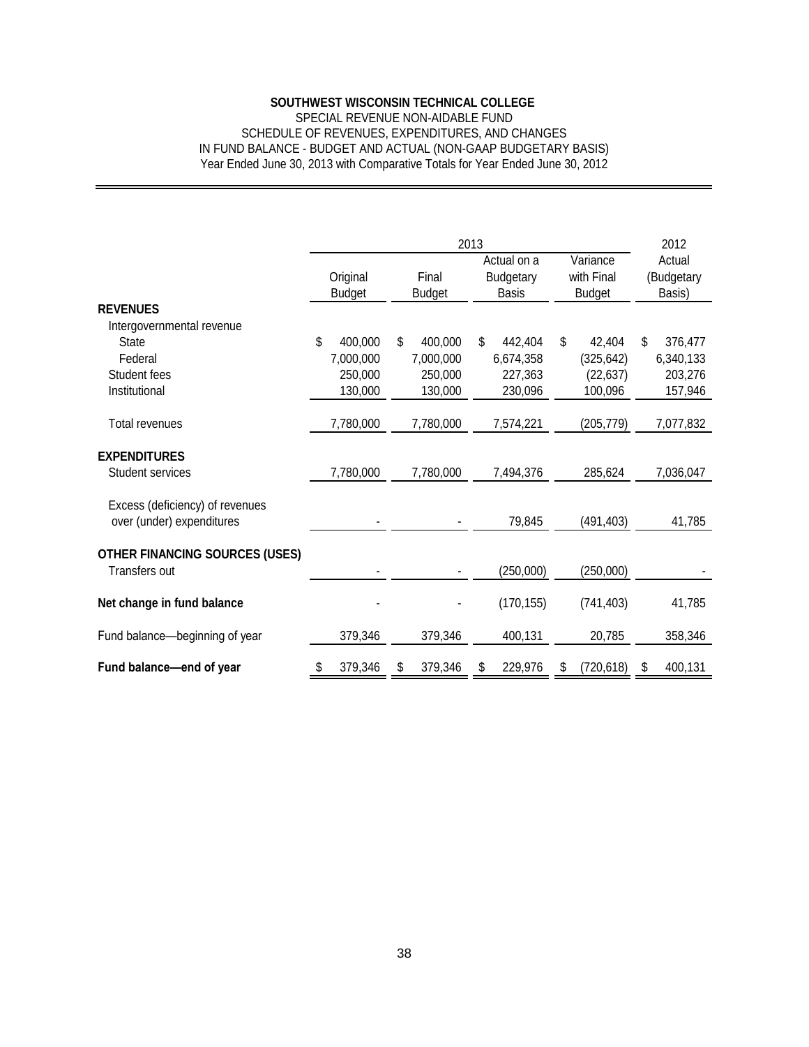**SOUTHWEST WISCONSIN TECHNICAL COLLEGE**

SPECIAL REVENUE NON-AIDABLE FUND

SCHEDULE OF REVENUES, EXPENDITURES, AND CHANGES

IN FUND BALANCE - BUDGET AND ACTUAL (NON-GAAP BUDGETARY BASIS)

Year Ended June 30, 2013 with Comparative Totals for Year Ended June 30, 2012

| | 2013 | | | | 2012 |
|---|---|---|---|---|---|
| | Original Budget | Final Budget | Actual on a Budgetary Basis | Variance with Final Budget | Actual (Budgetary Basis) |
| **REVENUES** | | | | | |
| Intergovernmental revenue | | | | | |
| State | $ 400,000 | $ 400,000 | $ 442,404 | $ 42,404 | $ 376,477 |
| Federal | 7,000,000 | 7,000,000 | 6,674,358 | (325,642) | 6,340,133 |
| Student fees | 250,000 | 250,000 | 227,363 | (22,637) | 203,276 |
| Institutional | 130,000 | 130,000 | 230,096 | 100,096 | 157,946 |
| Total revenues | 7,780,000 | 7,780,000 | 7,574,221 | (205,779) | 7,077,832 |
| **EXPENDITURES** | | | | | |
| Student services | 7,780,000 | 7,780,000 | 7,494,376 | 285,624 | 7,036,047 |
| Excess (deficiency) of revenues over (under) expenditures | - | - | 79,845 | (491,403) | 41,785 |
| **OTHER FINANCING SOURCES (USES)** | | | | | |
| Transfers out | - | - | (250,000) | (250,000) | - |
| **Net change in fund balance** | - | - | (170,155) | (741,403) | 41,785 |
| Fund balance—beginning of year | 379,346 | 379,346 | 400,131 | 20,785 | 358,346 |
| **Fund balance—end of year** | $ 379,346 | $ 379,346 | $ 229,976 | $ (720,618) | $ 400,131 |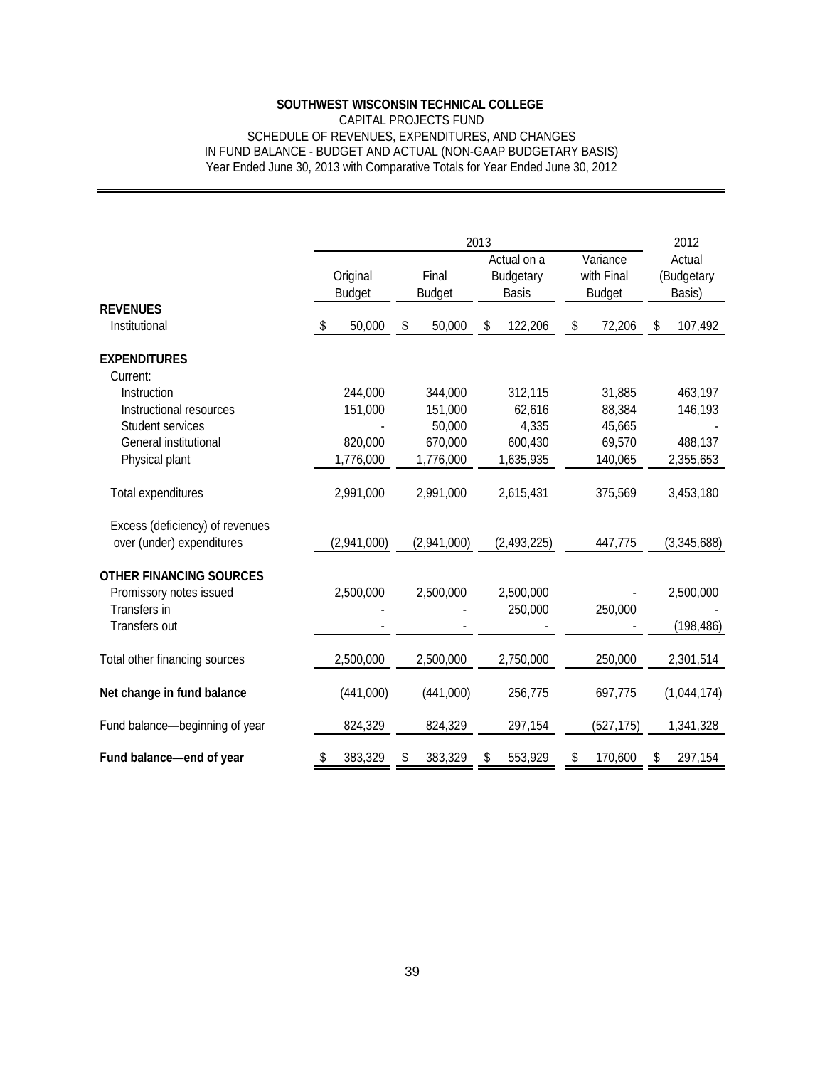**SOUTHWEST WISCONSIN TECHNICAL COLLEGE**

CAPITAL PROJECTS FUND

SCHEDULE OF REVENUES, EXPENDITURES, AND CHANGES

IN FUND BALANCE - BUDGET AND ACTUAL (NON-GAAP BUDGETARY BASIS)

Year Ended June 30, 2013 with Comparative Totals for Year Ended June 30, 2012

| | 2013 | | | | 2012 |
|---|---|---|---|---|---|
| | Original Budget | Final Budget | Actual on a Budgetary Basis | Variance with Final Budget | Actual (Budgetary Basis) |
| **REVENUES** | | | | | |
| Institutional | $ 50,000 | $ 50,000 | $ 122,206 | $ 72,206 | $ 107,492 |
| **EXPENDITURES** | | | | | |
| Current: | | | | | |
| Instruction | 244,000 | 344,000 | 312,115 | 31,885 | 463,197 |
| Instructional resources | 151,000 | 151,000 | 62,616 | 88,384 | 146,193 |
| Student services | - | 50,000 | 4,335 | 45,665 | - |
| General institutional | 820,000 | 670,000 | 600,430 | 69,570 | 488,137 |
| Physical plant | 1,776,000 | 1,776,000 | 1,635,935 | 140,065 | 2,355,653 |
| Total expenditures | 2,991,000 | 2,991,000 | 2,615,431 | 375,569 | 3,453,180 |
| Excess (deficiency) of revenues over (under) expenditures | (2,941,000) | (2,941,000) | (2,493,225) | 447,775 | (3,345,688) |
| **OTHER FINANCING SOURCES** | | | | | |
| Promissory notes issued | 2,500,000 | 2,500,000 | 2,500,000 | - | 2,500,000 |
| Transfers in | - | - | 250,000 | 250,000 | - |
| Transfers out | - | - | - | - | (198,486) |
| Total other financing sources | 2,500,000 | 2,500,000 | 2,750,000 | 250,000 | 2,301,514 |
| **Net change in fund balance** | (441,000) | (441,000) | 256,775 | 697,775 | (1,044,174) |
| Fund balance—beginning of year | 824,329 | 824,329 | 297,154 | (527,175) | 1,341,328 |
| **Fund balance—end of year** | $ 383,329 | $ 383,329 | $ 553,929 | $ 170,600 | $ 297,154 |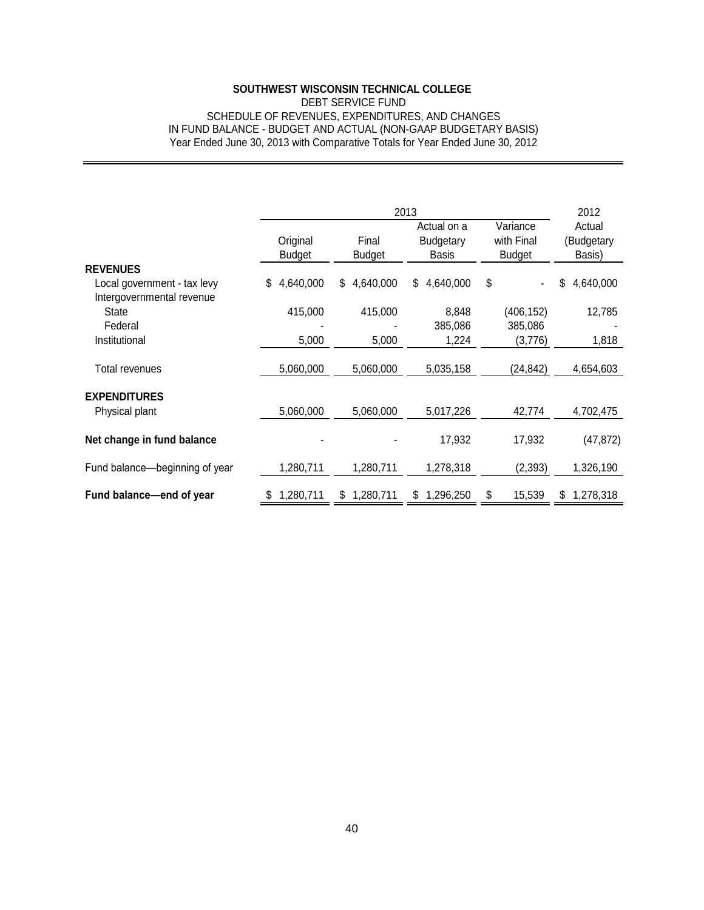**SOUTHWEST WISCONSIN TECHNICAL COLLEGE**
DEBT SERVICE FUND
SCHEDULE OF REVENUES, EXPENDITURES, AND CHANGES
IN FUND BALANCE - BUDGET AND ACTUAL (NON-GAAP BUDGETARY BASIS)
Year Ended June 30, 2013 with Comparative Totals for Year Ended June 30, 2012

| | 2013 | | | | 2012 |
|---|---|---|---|---|---|
| | Original Budget | Final Budget | Actual on a Budgetary Basis | Variance with Final Budget | Actual (Budgetary Basis) |
| **REVENUES** | | | | | |
| Local government - tax levy | $ 4,640,000 | $ 4,640,000 | $ 4,640,000 | $ - | $ 4,640,000 |
| Intergovernmental revenue | | | | | |
| State | 415,000 | 415,000 | 8,848 | (406,152) | 12,785 |
| Federal | - | - | 385,086 | 385,086 | - |
| Institutional | 5,000 | 5,000 | 1,224 | (3,776) | 1,818 |
| Total revenues | 5,060,000 | 5,060,000 | 5,035,158 | (24,842) | 4,654,603 |
| **EXPENDITURES** | | | | | |
| Physical plant | 5,060,000 | 5,060,000 | 5,017,226 | 42,774 | 4,702,475 |
| **Net change in fund balance** | - | - | 17,932 | 17,932 | (47,872) |
| Fund balance—beginning of year | 1,280,711 | 1,280,711 | 1,278,318 | (2,393) | 1,326,190 |
| **Fund balance—end of year** | $ 1,280,711 | $ 1,280,711 | $ 1,296,250 | $ 15,539 | $ 1,278,318 |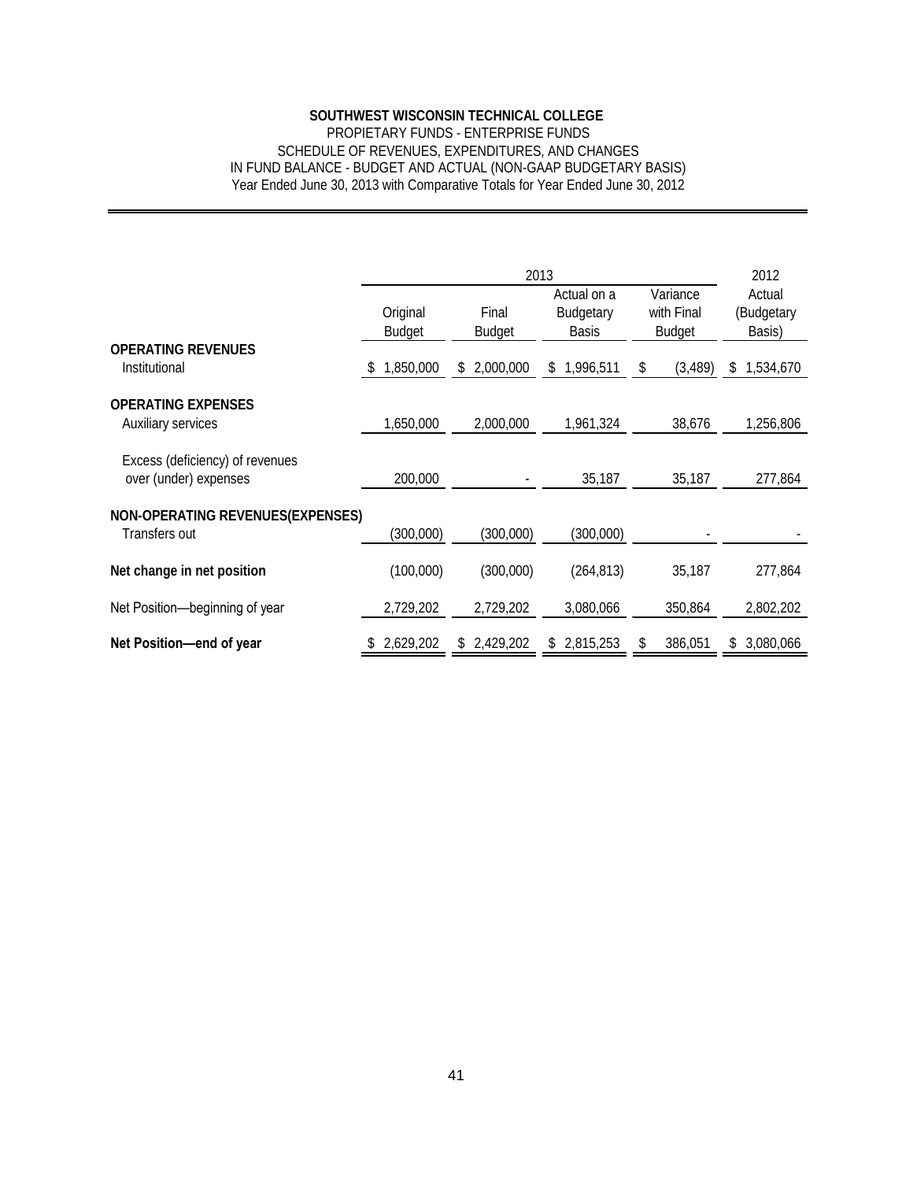**SOUTHWEST WISCONSIN TECHNICAL COLLEGE**
PROPIETARY FUNDS - ENTERPRISE FUNDS
SCHEDULE OF REVENUES, EXPENDITURES, AND CHANGES
IN FUND BALANCE - BUDGET AND ACTUAL (NON-GAAP BUDGETARY BASIS)
Year Ended June 30, 2013 with Comparative Totals for Year Ended June 30, 2012

| | 2013 | | | | 2012 |
|---|---|---|---|---|---|
| | Original Budget | Final Budget | Actual on a Budgetary Basis | Variance with Final Budget | Actual (Budgetary Basis) |
| **OPERATING REVENUES** | | | | | |
| Institutional | $ 1,850,000 | $ 2,000,000 | $ 1,996,511 | $ (3,489) | $ 1,534,670 |
| **OPERATING EXPENSES** | | | | | |
| Auxiliary services | 1,650,000 | 2,000,000 | 1,961,324 | 38,676 | 1,256,806 |
| Excess (deficiency) of revenues over (under) expenses | 200,000 | - | 35,187 | 35,187 | 277,864 |
| **NON-OPERATING REVENUES(EXPENSES)** | | | | | |
| Transfers out | (300,000) | (300,000) | (300,000) | - | - |
| **Net change in net position** | (100,000) | (300,000) | (264,813) | 35,187 | 277,864 |
| Net Position—beginning of year | 2,729,202 | 2,729,202 | 3,080,066 | 350,864 | 2,802,202 |
| **Net Position—end of year** | $ 2,629,202 | $ 2,429,202 | $ 2,815,253 | $ 386,051 | $ 3,080,066 |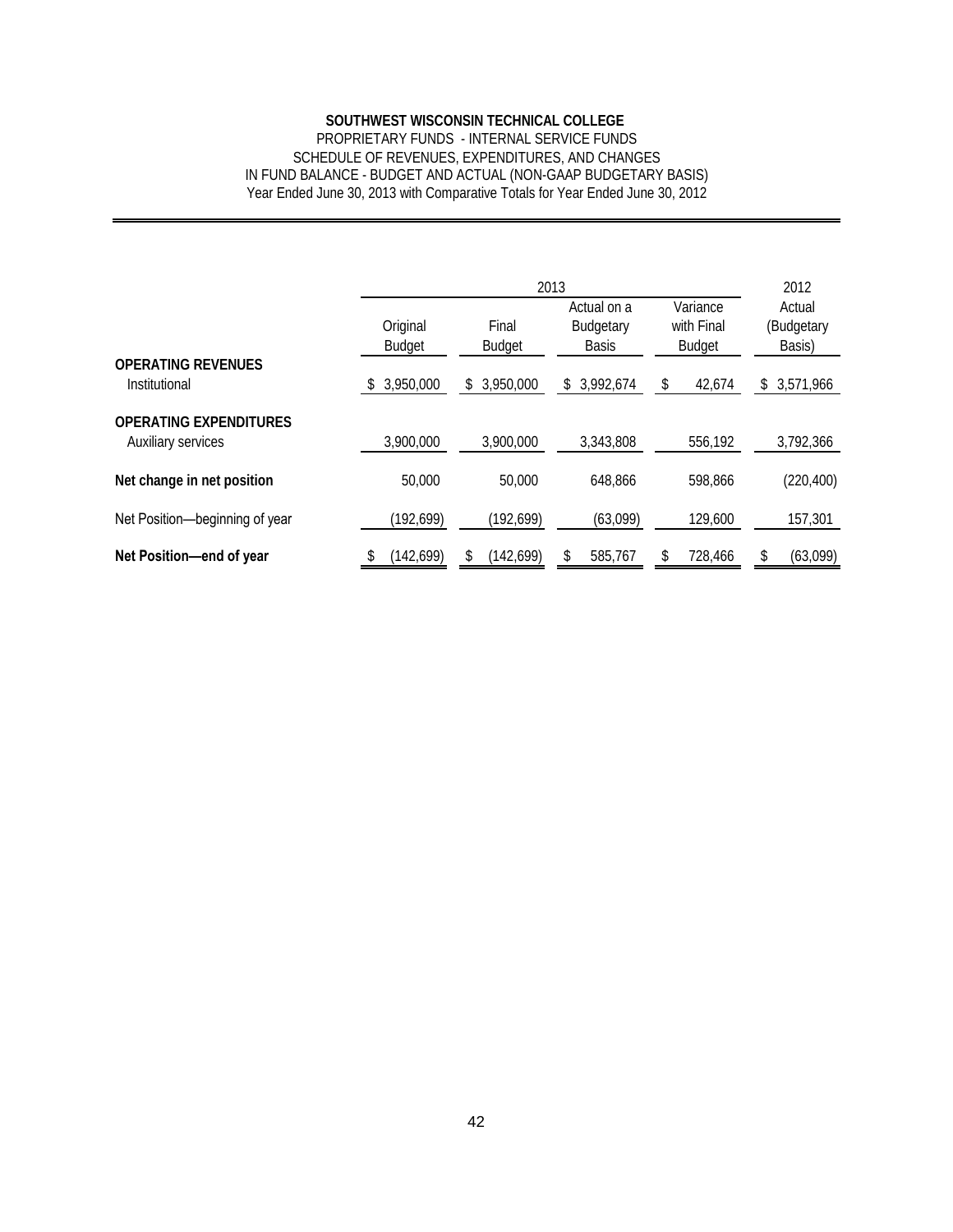**SOUTHWEST WISCONSIN TECHNICAL COLLEGE**

PROPRIETARY FUNDS - INTERNAL SERVICE FUNDS
SCHEDULE OF REVENUES, EXPENDITURES, AND CHANGES
IN FUND BALANCE - BUDGET AND ACTUAL (NON-GAAP BUDGETARY BASIS)
Year Ended June 30, 2013 with Comparative Totals for Year Ended June 30, 2012

| | 2013 | | | | 2012 |
|---|---|---|---|---|---|
| | Original Budget | Final Budget | Actual on a Budgetary Basis | Variance with Final Budget | Actual (Budgetary Basis) |
| **OPERATING REVENUES** | | | | | |
| Institutional | $ 3,950,000 | $ 3,950,000 | $ 3,992,674 | $ 42,674 | $ 3,571,966 |
| **OPERATING EXPENDITURES** | | | | | |
| Auxiliary services | 3,900,000 | 3,900,000 | 3,343,808 | 556,192 | 3,792,366 |
| **Net change in net position** | 50,000 | 50,000 | 648,866 | 598,866 | (220,400) |
| Net Position—beginning of year | (192,699) | (192,699) | (63,099) | 129,600 | 157,301 |
| **Net Position—end of year** | $ (142,699) | $ (142,699) | $ 585,767 | $ 728,466 | $ (63,099) |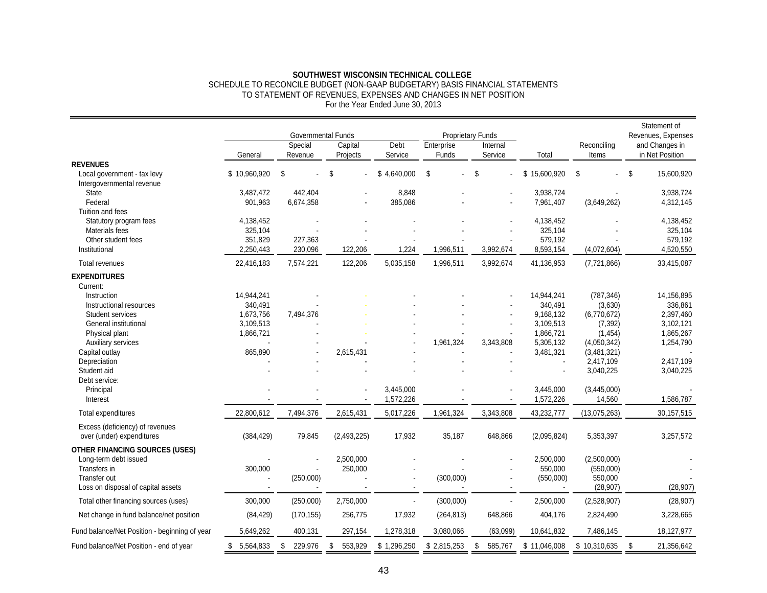**SOUTHWEST WISCONSIN TECHNICAL COLLEGE**
SCHEDULE TO RECONCILE BUDGET (NON-GAAP BUDGETARY) BASIS FINANCIAL STATEMENTS
TO STATEMENT OF REVENUES, EXPENSES AND CHANGES IN NET POSITION
For the Year Ended June 30, 2013

| | Governmental Funds | | | | Proprietary Funds | | | | Statement of Revenues, Expenses and Changes in Net Position |
|---|---|---|---|---|---|---|---|---|---|
| | General | Special Revenue | Capital Projects | Debt Service | Enterprise Funds | Internal Service | Total | Reconciling Items | |
| **REVENUES** | | | | | | | | | |
| Local government - tax levy | $ 10,960,920 | $ - | $ - | $ 4,640,000 | $ - | $ - | $ 15,600,920 | $ - | $ 15,600,920 |
| Intergovernmental revenue | | | | | | | | | |
| State | 3,487,472 | 442,404 | - | 8,848 | - | - | 3,938,724 | - | 3,938,724 |
| Federal | 901,963 | 6,674,358 | - | 385,086 | - | - | 7,961,407 | (3,649,262) | 4,312,145 |
| Tuition and fees | | | | | | | | | |
| Statutory program fees | 4,138,452 | - | - | - | - | - | 4,138,452 | - | 4,138,452 |
| Materials fees | 325,104 | - | - | - | - | - | 325,104 | - | 325,104 |
| Other student fees | 351,829 | 227,363 | - | - | - | - | 579,192 | - | 579,192 |
| Institutional | 2,250,443 | 230,096 | 122,206 | 1,224 | 1,996,511 | 3,992,674 | 8,593,154 | (4,072,604) | 4,520,550 |
| Total revenues | 22,416,183 | 7,574,221 | 122,206 | 5,035,158 | 1,996,511 | 3,992,674 | 41,136,953 | (7,721,866) | 33,415,087 |
| **EXPENDITURES** | | | | | | | | | |
| Current: | | | | | | | | | |
| Instruction | 14,944,241 | - | - | - | - | - | 14,944,241 | (787,346) | 14,156,895 |
| Instructional resources | 340,491 | - | - | - | - | - | 340,491 | (3,630) | 336,861 |
| Student services | 1,673,756 | 7,494,376 | - | - | - | - | 9,168,132 | (6,770,672) | 2,397,460 |
| General institutional | 3,109,513 | - | - | - | - | - | 3,109,513 | (7,392) | 3,102,121 |
| Physical plant | 1,866,721 | - | - | - | - | - | 1,866,721 | (1,454) | 1,865,267 |
| Auxiliary services | - | - | - | - | 1,961,324 | 3,343,808 | 5,305,132 | (4,050,342) | 1,254,790 |
| Capital outlay | 865,890 | - | 2,615,431 | - | - | - | 3,481,321 | (3,481,321) | - |
| Depreciation | - | - | - | - | - | - | - | 2,417,109 | 2,417,109 |
| Student aid | - | - | - | - | - | - | - | 3,040,225 | 3,040,225 |
| Debt service: | | | | | | | | | |
| Principal | - | - | - | 3,445,000 | - | - | 3,445,000 | (3,445,000) | - |
| Interest | - | - | - | 1,572,226 | - | - | 1,572,226 | 14,560 | 1,586,787 |
| Total expenditures | 22,800,612 | 7,494,376 | 2,615,431 | 5,017,226 | 1,961,324 | 3,343,808 | 43,232,777 | (13,075,263) | 30,157,515 |
| Excess (deficiency) of revenues over (under) expenditures | (384,429) | 79,845 | (2,493,225) | 17,932 | 35,187 | 648,866 | (2,095,824) | 5,353,397 | 3,257,572 |
| **OTHER FINANCING SOURCES (USES)** | | | | | | | | | |
| Long-term debt issued | - | - | 2,500,000 | - | - | - | 2,500,000 | (2,500,000) | - |
| Transfers in | 300,000 | - | 250,000 | - | - | - | 550,000 | (550,000) | - |
| Transfer out | - | (250,000) | - | - | (300,000) | - | (550,000) | 550,000 | - |
| Loss on disposal of capital assets | - | - | - | - | - | - | - | (28,907) | (28,907) |
| Total other financing sources (uses) | 300,000 | (250,000) | 2,750,000 | - | (300,000) | - | 2,500,000 | (2,528,907) | (28,907) |
| Net change in fund balance/net position | (84,429) | (170,155) | 256,775 | 17,932 | (264,813) | 648,866 | 404,176 | 2,824,490 | 3,228,665 |
| Fund balance/Net Position - beginning of year | 5,649,262 | 400,131 | 297,154 | 1,278,318 | 3,080,066 | (63,099) | 10,641,832 | 7,486,145 | 18,127,977 |
| Fund balance/Net Position - end of year | $ 5,564,833 | $ 229,976 | $ 553,929 | $ 1,296,250 | $ 2,815,253 | $ 585,767 | $ 11,046,008 | $ 10,310,635 | $ 21,356,642 |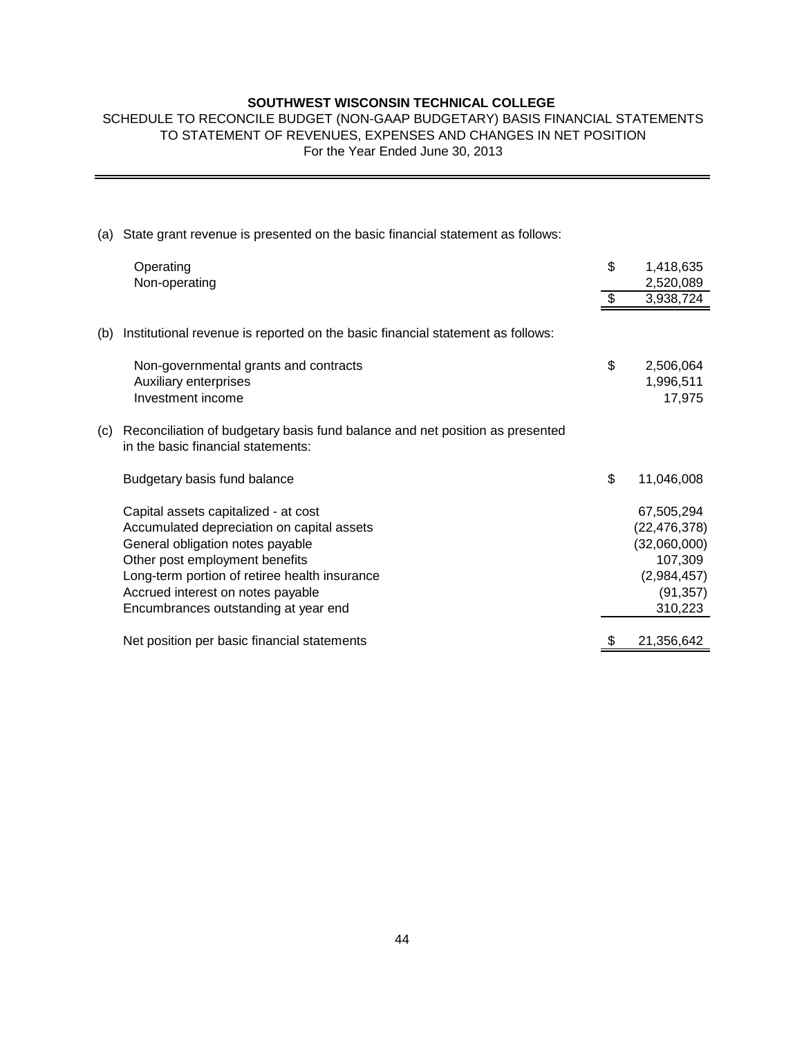**SOUTHWEST WISCONSIN TECHNICAL COLLEGE**

SCHEDULE TO RECONCILE BUDGET (NON-GAAP BUDGETARY) BASIS FINANCIAL STATEMENTS TO STATEMENT OF REVENUES, EXPENSES AND CHANGES IN NET POSITION

For the Year Ended June 30, 2013

(a) State grant revenue is presented on the basic financial statement as follows:

| | | |
|---|---|---|
| Operating | $ | 1,418,635 |
| Non-operating | | 2,520,089 |
| | $ | 3,938,724 |

(b) Institutional revenue is reported on the basic financial statement as follows:

| | | |
|---|---|---|
| Non-governmental grants and contracts | $ | 2,506,064 |
| Auxiliary enterprises | | 1,996,511 |
| Investment income | | 17,975 |

(c) Reconciliation of budgetary basis fund balance and net position as presented in the basic financial statements:

| | | |
|---|---|---|
| Budgetary basis fund balance | $ | 11,046,008 |
| Capital assets capitalized - at cost | | 67,505,294 |
| Accumulated depreciation on capital assets | | (22,476,378) |
| General obligation notes payable | | (32,060,000) |
| Other post employment benefits | | 107,309 |
| Long-term portion of retiree health insurance | | (2,984,457) |
| Accrued interest on notes payable | | (91,357) |
| Encumbrances outstanding at year end | | 310,223 |
| Net position per basic financial statements | $ | 21,356,642 |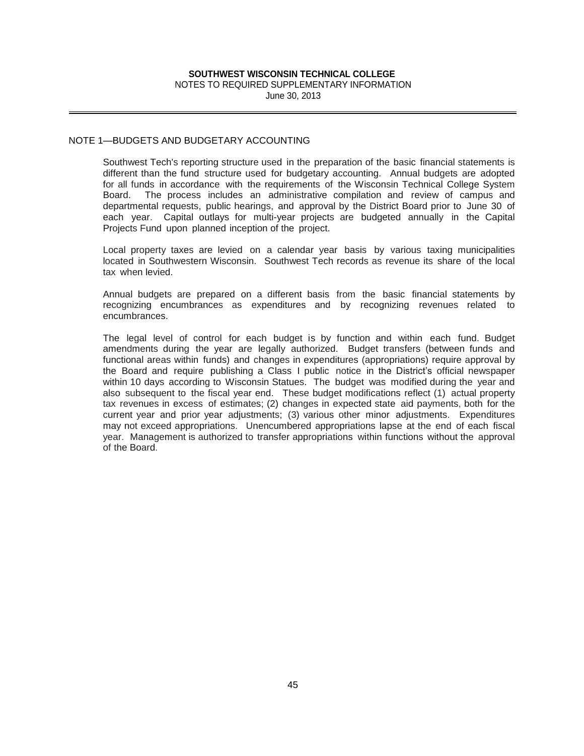**SOUTHWEST WISCONSIN TECHNICAL COLLEGE**
NOTES TO REQUIRED SUPPLEMENTARY INFORMATION
June 30, 2013

## NOTE 1—BUDGETS AND BUDGETARY ACCOUNTING

Southwest Tech's reporting structure used in the preparation of the basic financial statements is different than the fund structure used for budgetary accounting. Annual budgets are adopted for all funds in accordance with the requirements of the Wisconsin Technical College System Board. The process includes an administrative compilation and review of campus and departmental requests, public hearings, and approval by the District Board prior to June 30 of each year. Capital outlays for multi-year projects are budgeted annually in the Capital Projects Fund upon planned inception of the project.

Local property taxes are levied on a calendar year basis by various taxing municipalities located in Southwestern Wisconsin. Southwest Tech records as revenue its share of the local tax when levied.

Annual budgets are prepared on a different basis from the basic financial statements by recognizing encumbrances as expenditures and by recognizing revenues related to encumbrances.

The legal level of control for each budget is by function and within each fund. Budget amendments during the year are legally authorized. Budget transfers (between funds and functional areas within funds) and changes in expenditures (appropriations) require approval by the Board and require publishing a Class I public notice in the District's official newspaper within 10 days according to Wisconsin Statues. The budget was modified during the year and also subsequent to the fiscal year end. These budget modifications reflect (1) actual property tax revenues in excess of estimates; (2) changes in expected state aid payments, both for the current year and prior year adjustments; (3) various other minor adjustments. Expenditures may not exceed appropriations. Unencumbered appropriations lapse at the end of each fiscal year. Management is authorized to transfer appropriations within functions without the approval of the Board.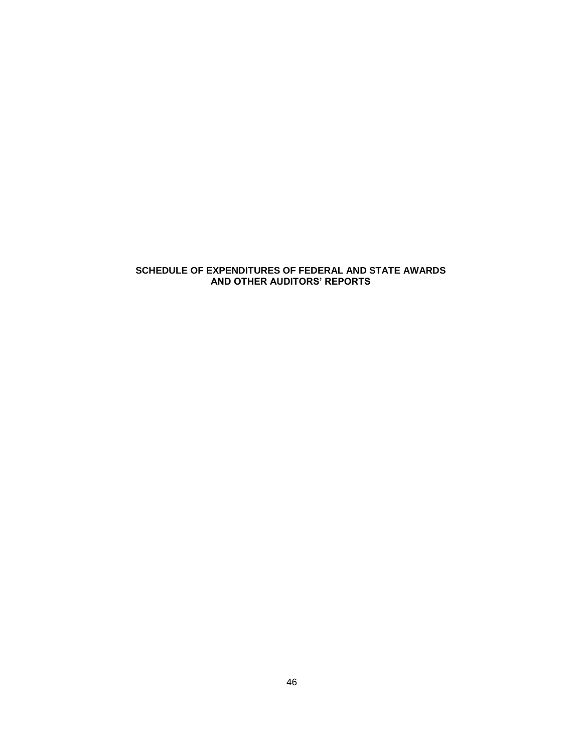# SCHEDULE OF EXPENDITURES OF FEDERAL AND STATE AWARDS AND OTHER AUDITORS' REPORTS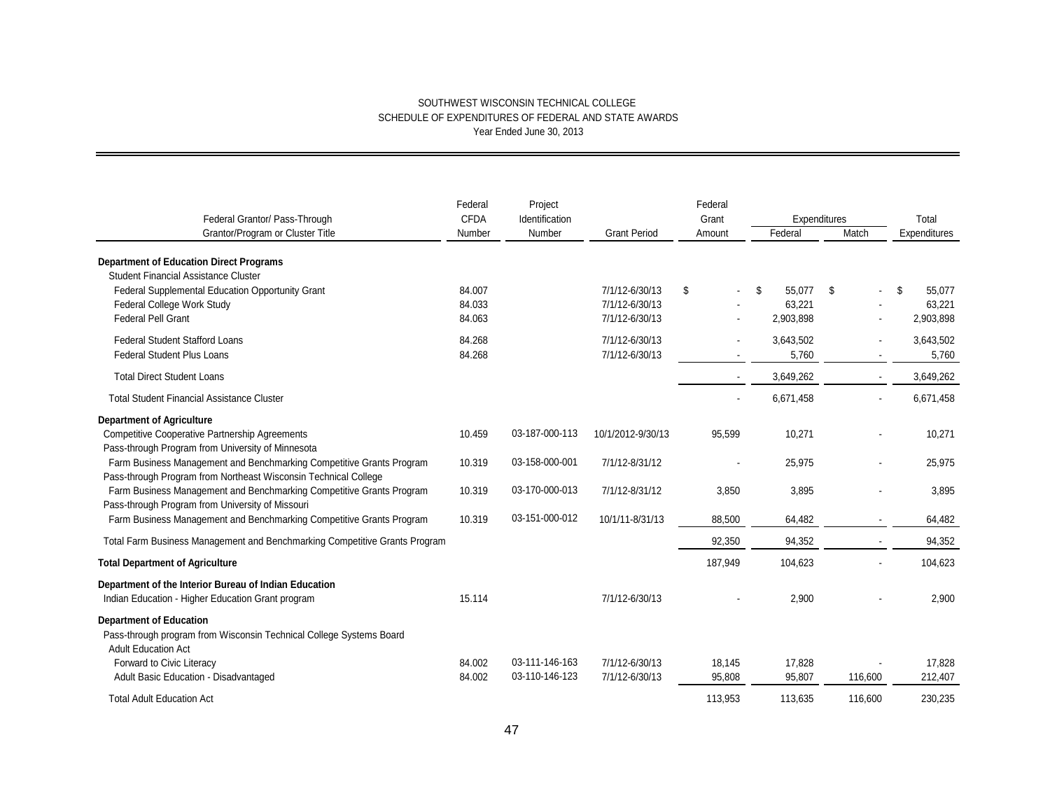SOUTHWEST WISCONSIN TECHNICAL COLLEGE
SCHEDULE OF EXPENDITURES OF FEDERAL AND STATE AWARDS
Year Ended June 30, 2013

| Federal Grantor/ Pass-Through Grantor/Program or Cluster Title | Federal CFDA Number | Project Identification Number | Grant Period | Federal Grant Amount | Expenditures Federal | Expenditures Match | Total Expenditures |
|---|---|---|---|---|---|---|---|
| **Department of Education Direct Programs** | | | | | | | |
| Student Financial Assistance Cluster | | | | | | | |
| Federal Supplemental Education Opportunity Grant | 84.007 | | 7/1/12-6/30/13 | $ - | $ 55,077 | $ - | $ 55,077 |
| Federal College Work Study | 84.033 | | 7/1/12-6/30/13 | - | 63,221 | - | 63,221 |
| Federal Pell Grant | 84.063 | | 7/1/12-6/30/13 | - | 2,903,898 | - | 2,903,898 |
| Federal Student Stafford Loans | 84.268 | | 7/1/12-6/30/13 | - | 3,643,502 | - | 3,643,502 |
| Federal Student Plus Loans | 84.268 | | 7/1/12-6/30/13 | - | 5,760 | - | 5,760 |
| Total Direct Student Loans | | | | - | 3,649,262 | - | 3,649,262 |
| Total Student Financial Assistance Cluster | | | | - | 6,671,458 | - | 6,671,458 |
| **Department of Agriculture** | | | | | | | |
| Competitive Cooperative Partnership Agreements | 10.459 | 03-187-000-113 | 10/1/2012-9/30/13 | 95,599 | 10,271 | - | 10,271 |
| Pass-through Program from University of Minnesota | | | | | | | |
| Farm Business Management and Benchmarking Competitive Grants Program | 10.319 | 03-158-000-001 | 7/1/12-8/31/12 | - | 25,975 | - | 25,975 |
| Pass-through Program from Northeast Wisconsin Technical College | | | | | | | |
| Farm Business Management and Benchmarking Competitive Grants Program | 10.319 | 03-170-000-013 | 7/1/12-8/31/12 | 3,850 | 3,895 | - | 3,895 |
| Pass-through Program from University of Missouri | | | | | | | |
| Farm Business Management and Benchmarking Competitive Grants Program | 10.319 | 03-151-000-012 | 10/1/11-8/31/13 | 88,500 | 64,482 | - | 64,482 |
| Total Farm Business Management and Benchmarking Competitive Grants Program | | | | 92,350 | 94,352 | - | 94,352 |
| **Total Department of Agriculture** | | | | 187,949 | 104,623 | - | 104,623 |
| **Department of the Interior Bureau of Indian Education** | | | | | | | |
| Indian Education - Higher Education Grant program | 15.114 | | 7/1/12-6/30/13 | - | 2,900 | - | 2,900 |
| **Department of Education** | | | | | | | |
| Pass-through program from Wisconsin Technical College Systems Board | | | | | | | |
| Adult Education Act | | | | | | | |
| Forward to Civic Literacy | 84.002 | 03-111-146-163 | 7/1/12-6/30/13 | 18,145 | 17,828 | - | 17,828 |
| Adult Basic Education - Disadvantaged | 84.002 | 03-110-146-123 | 7/1/12-6/30/13 | 95,808 | 95,807 | 116,600 | 212,407 |
| Total Adult Education Act | | | | 113,953 | 113,635 | 116,600 | 230,235 |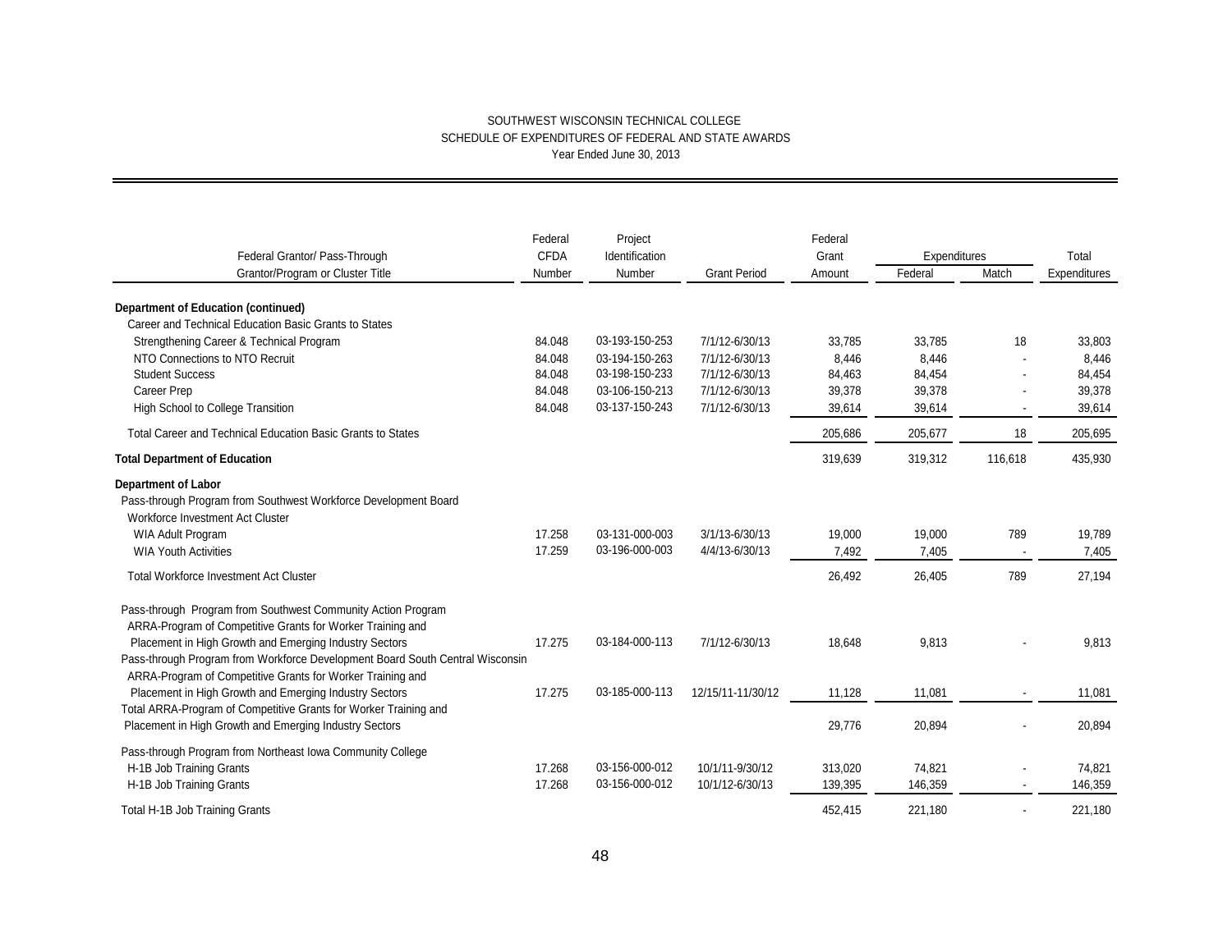SOUTHWEST WISCONSIN TECHNICAL COLLEGE
SCHEDULE OF EXPENDITURES OF FEDERAL AND STATE AWARDS
Year Ended June 30, 2013

| Federal Grantor/ Pass-Through Grantor/Program or Cluster Title | Federal CFDA Number | Project Identification Number | Grant Period | Federal Grant Amount | Expenditures | | Total Expenditures |
|---|---|---|---|---|---|---|---|
| | | | | | Federal | Match | |
| **Department of Education (continued)** | | | | | | | |
| Career and Technical Education Basic Grants to States | | | | | | | |
| Strengthening Career & Technical Program | 84.048 | 03-193-150-253 | 7/1/12-6/30/13 | 33,785 | 33,785 | 18 | 33,803 |
| NTO Connections to NTO Recruit | 84.048 | 03-194-150-263 | 7/1/12-6/30/13 | 8,446 | 8,446 | - | 8,446 |
| Student Success | 84.048 | 03-198-150-233 | 7/1/12-6/30/13 | 84,463 | 84,454 | - | 84,454 |
| Career Prep | 84.048 | 03-106-150-213 | 7/1/12-6/30/13 | 39,378 | 39,378 | - | 39,378 |
| High School to College Transition | 84.048 | 03-137-150-243 | 7/1/12-6/30/13 | 39,614 | 39,614 | - | 39,614 |
| Total Career and Technical Education Basic Grants to States | | | | 205,686 | 205,677 | 18 | 205,695 |
| **Total Department of Education** | | | | 319,639 | 319,312 | 116,618 | 435,930 |
| **Department of Labor** | | | | | | | |
| Pass-through Program from Southwest Workforce Development Board | | | | | | | |
| Workforce Investment Act Cluster | | | | | | | |
| WIA Adult Program | 17.258 | 03-131-000-003 | 3/1/13-6/30/13 | 19,000 | 19,000 | 789 | 19,789 |
| WIA Youth Activities | 17.259 | 03-196-000-003 | 4/4/13-6/30/13 | 7,492 | 7,405 | - | 7,405 |
| Total Workforce Investment Act Cluster | | | | 26,492 | 26,405 | 789 | 27,194 |
| Pass-through Program from Southwest Community Action Program | | | | | | | |
| ARRA-Program of Competitive Grants for Worker Training and Placement in High Growth and Emerging Industry Sectors | 17.275 | 03-184-000-113 | 7/1/12-6/30/13 | 18,648 | 9,813 | - | 9,813 |
| Pass-through Program from Workforce Development Board South Central Wisconsin | | | | | | | |
| ARRA-Program of Competitive Grants for Worker Training and Placement in High Growth and Emerging Industry Sectors | 17.275 | 03-185-000-113 | 12/15/11-11/30/12 | 11,128 | 11,081 | - | 11,081 |
| Total ARRA-Program of Competitive Grants for Worker Training and Placement in High Growth and Emerging Industry Sectors | | | | 29,776 | 20,894 | - | 20,894 |
| Pass-through Program from Northeast Iowa Community College | | | | | | | |
| H-1B Job Training Grants | 17.268 | 03-156-000-012 | 10/1/11-9/30/12 | 313,020 | 74,821 | - | 74,821 |
| H-1B Job Training Grants | 17.268 | 03-156-000-012 | 10/1/12-6/30/13 | 139,395 | 146,359 | - | 146,359 |
| Total H-1B Job Training Grants | | | | 452,415 | 221,180 | - | 221,180 |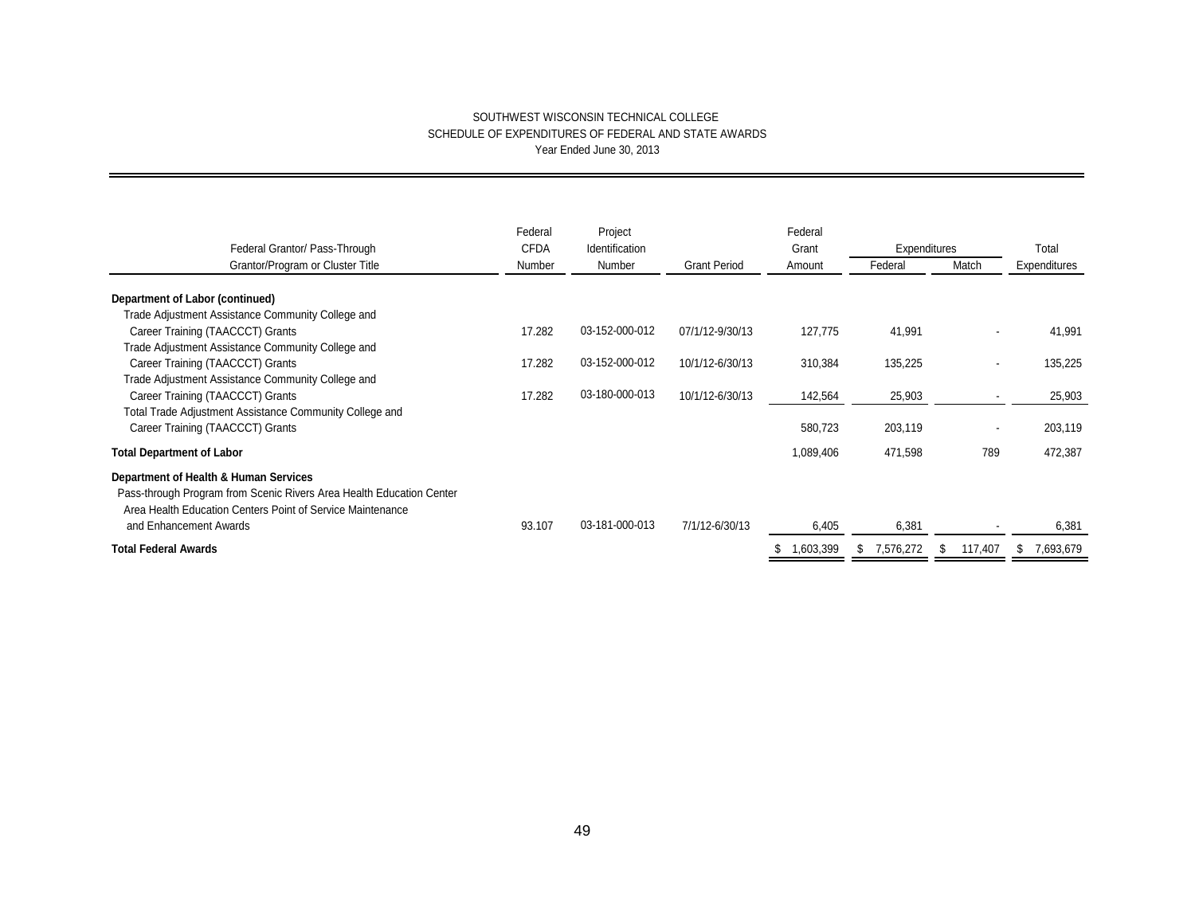SOUTHWEST WISCONSIN TECHNICAL COLLEGE
SCHEDULE OF EXPENDITURES OF FEDERAL AND STATE AWARDS
Year Ended June 30, 2013

| Federal Grantor/ Pass-Through Grantor/Program or Cluster Title | Federal CFDA Number | Project Identification Number | Grant Period | Federal Grant Amount | Expenditures Federal | Expenditures Match | Total Expenditures |
|---|---|---|---|---|---|---|---|
| **Department of Labor (continued)** | | | | | | | |
| Trade Adjustment Assistance Community College and Career Training (TAACCCT) Grants | 17.282 | 03-152-000-012 | 07/1/12-9/30/13 | 127,775 | 41,991 | - | 41,991 |
| Trade Adjustment Assistance Community College and Career Training (TAACCCT) Grants | 17.282 | 03-152-000-012 | 10/1/12-6/30/13 | 310,384 | 135,225 | - | 135,225 |
| Trade Adjustment Assistance Community College and Career Training (TAACCCT) Grants | 17.282 | 03-180-000-013 | 10/1/12-6/30/13 | 142,564 | 25,903 | - | 25,903 |
| Total Trade Adjustment Assistance Community College and Career Training (TAACCCT) Grants | | | | 580,723 | 203,119 | - | 203,119 |
| **Total Department of Labor** | | | | 1,089,406 | 471,598 | 789 | 472,387 |
| **Department of Health & Human Services** | | | | | | | |
| Pass-through Program from Scenic Rivers Area Health Education Center | | | | | | | |
| Area Health Education Centers Point of Service Maintenance and Enhancement Awards | 93.107 | 03-181-000-013 | 7/1/12-6/30/13 | 6,405 | 6,381 | - | 6,381 |
| **Total Federal Awards** | | | | $ 1,603,399 | $ 7,576,272 | $ 117,407 | $ 7,693,679 |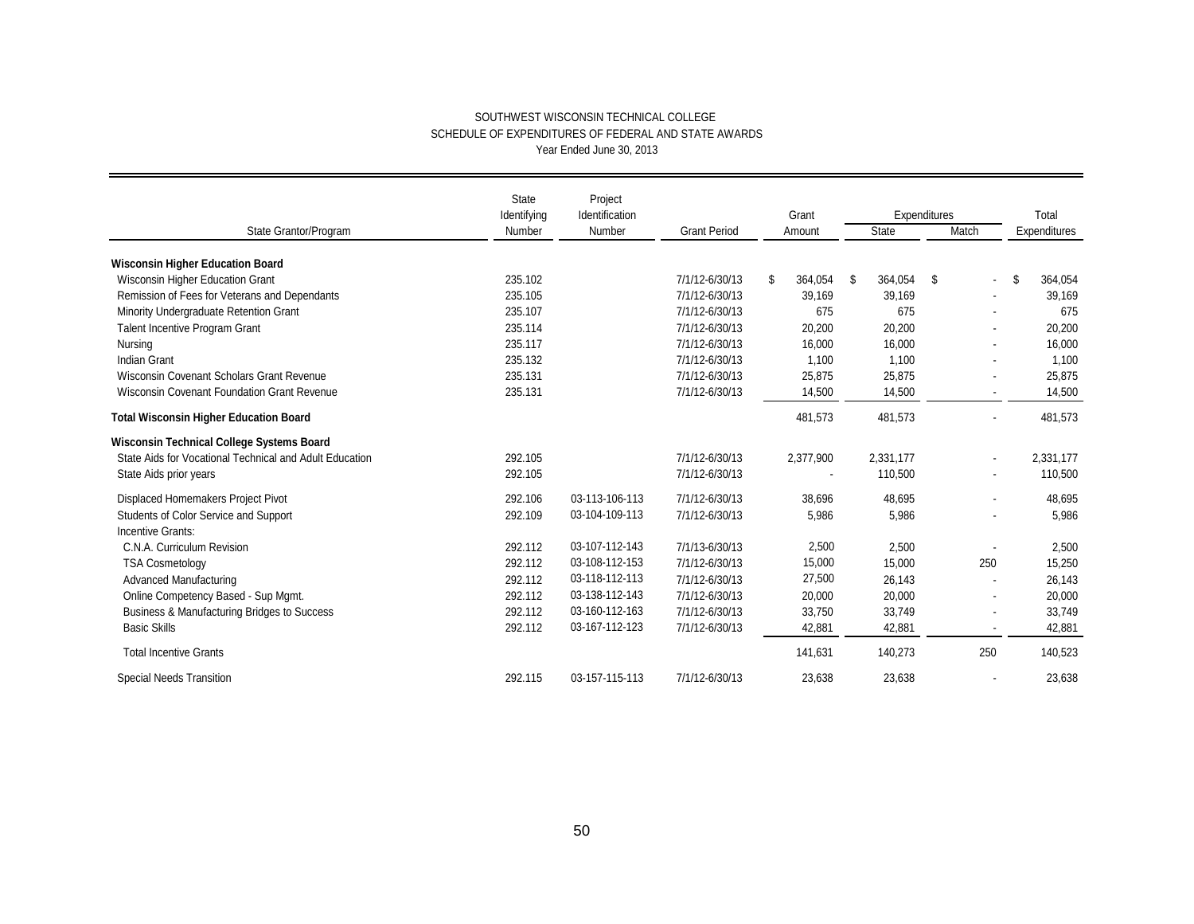SOUTHWEST WISCONSIN TECHNICAL COLLEGE
SCHEDULE OF EXPENDITURES OF FEDERAL AND STATE AWARDS
Year Ended June 30, 2013

| State Grantor/Program | State Identifying Number | Project Identification Number | Grant Period | Grant Amount | Expenditures State | Expenditures Match | Total Expenditures |
|---|---|---|---|---|---|---|---|
| **Wisconsin Higher Education Board** | | | | | | | |
| Wisconsin Higher Education Grant | 235.102 | | 7/1/12-6/30/13 | $ 364,054 | $ 364,054 | $ - | $ 364,054 |
| Remission of Fees for Veterans and Dependants | 235.105 | | 7/1/12-6/30/13 | 39,169 | 39,169 | - | 39,169 |
| Minority Undergraduate Retention Grant | 235.107 | | 7/1/12-6/30/13 | 675 | 675 | - | 675 |
| Talent Incentive Program Grant | 235.114 | | 7/1/12-6/30/13 | 20,200 | 20,200 | - | 20,200 |
| Nursing | 235.117 | | 7/1/12-6/30/13 | 16,000 | 16,000 | - | 16,000 |
| Indian Grant | 235.132 | | 7/1/12-6/30/13 | 1,100 | 1,100 | - | 1,100 |
| Wisconsin Covenant Scholars Grant Revenue | 235.131 | | 7/1/12-6/30/13 | 25,875 | 25,875 | - | 25,875 |
| Wisconsin Covenant Foundation Grant Revenue | 235.131 | | 7/1/12-6/30/13 | 14,500 | 14,500 | - | 14,500 |
| **Total Wisconsin Higher Education Board** | | | | 481,573 | 481,573 | - | 481,573 |
| **Wisconsin Technical College Systems Board** | | | | | | | |
| State Aids for Vocational Technical and Adult Education | 292.105 | | 7/1/12-6/30/13 | 2,377,900 | 2,331,177 | - | 2,331,177 |
| State Aids prior years | 292.105 | | 7/1/12-6/30/13 | - | 110,500 | - | 110,500 |
| Displaced Homemakers Project Pivot | 292.106 | 03-113-106-113 | 7/1/12-6/30/13 | 38,696 | 48,695 | - | 48,695 |
| Students of Color Service and Support | 292.109 | 03-104-109-113 | 7/1/12-6/30/13 | 5,986 | 5,986 | - | 5,986 |
| Incentive Grants: | | | | | | | |
| C.N.A. Curriculum Revision | 292.112 | 03-107-112-143 | 7/1/13-6/30/13 | 2,500 | 2,500 | - | 2,500 |
| TSA Cosmetology | 292.112 | 03-108-112-153 | 7/1/12-6/30/13 | 15,000 | 15,000 | 250 | 15,250 |
| Advanced Manufacturing | 292.112 | 03-118-112-113 | 7/1/12-6/30/13 | 27,500 | 26,143 | - | 26,143 |
| Online Competency Based - Sup Mgmt. | 292.112 | 03-138-112-143 | 7/1/12-6/30/13 | 20,000 | 20,000 | - | 20,000 |
| Business & Manufacturing Bridges to Success | 292.112 | 03-160-112-163 | 7/1/12-6/30/13 | 33,750 | 33,749 | - | 33,749 |
| Basic Skills | 292.112 | 03-167-112-123 | 7/1/12-6/30/13 | 42,881 | 42,881 | - | 42,881 |
| Total Incentive Grants | | | | 141,631 | 140,273 | 250 | 140,523 |
| Special Needs Transition | 292.115 | 03-157-115-113 | 7/1/12-6/30/13 | 23,638 | 23,638 | - | 23,638 |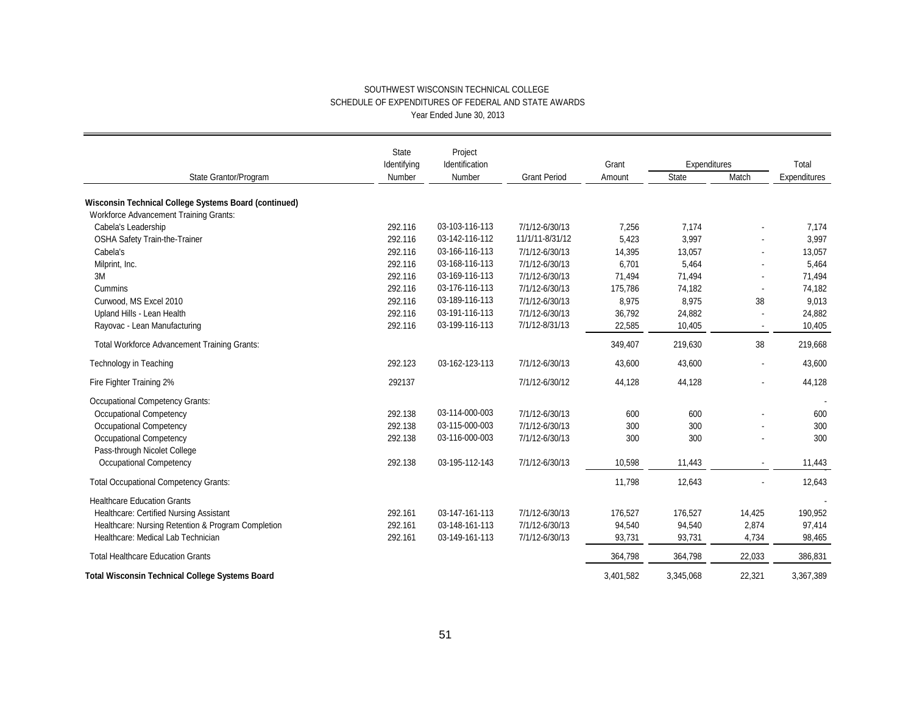SOUTHWEST WISCONSIN TECHNICAL COLLEGE
SCHEDULE OF EXPENDITURES OF FEDERAL AND STATE AWARDS
Year Ended June 30, 2013

| State Grantor/Program | State Identifying Number | Project Identification Number | Grant Period | Grant Amount | Expenditures State | Expenditures Match | Total Expenditures |
|---|---|---|---|---|---|---|---|
| **Wisconsin Technical College Systems Board (continued)** | | | | | | | |
| Workforce Advancement Training Grants: | | | | | | | |
| Cabela's Leadership | 292.116 | 03-103-116-113 | 7/1/12-6/30/13 | 7,256 | 7,174 | - | 7,174 |
| OSHA Safety Train-the-Trainer | 292.116 | 03-142-116-112 | 11/1/11-8/31/12 | 5,423 | 3,997 | - | 3,997 |
| Cabela's | 292.116 | 03-166-116-113 | 7/1/12-6/30/13 | 14,395 | 13,057 | - | 13,057 |
| Milprint, Inc. | 292.116 | 03-168-116-113 | 7/1/12-6/30/13 | 6,701 | 5,464 | - | 5,464 |
| 3M | 292.116 | 03-169-116-113 | 7/1/12-6/30/13 | 71,494 | 71,494 | - | 71,494 |
| Cummins | 292.116 | 03-176-116-113 | 7/1/12-6/30/13 | 175,786 | 74,182 | - | 74,182 |
| Curwood, MS Excel 2010 | 292.116 | 03-189-116-113 | 7/1/12-6/30/13 | 8,975 | 8,975 | 38 | 9,013 |
| Upland Hills - Lean Health | 292.116 | 03-191-116-113 | 7/1/12-6/30/13 | 36,792 | 24,882 | - | 24,882 |
| Rayovac - Lean Manufacturing | 292.116 | 03-199-116-113 | 7/1/12-8/31/13 | 22,585 | 10,405 | - | 10,405 |
| Total Workforce Advancement Training Grants: | | | | 349,407 | 219,630 | 38 | 219,668 |
| Technology in Teaching | 292.123 | 03-162-123-113 | 7/1/12-6/30/13 | 43,600 | 43,600 | - | 43,600 |
| Fire Fighter Training 2% | 292137 | | 7/1/12-6/30/12 | 44,128 | 44,128 | - | 44,128 |
| Occupational Competency Grants: | | | | | | | - |
| Occupational Competency | 292.138 | 03-114-000-003 | 7/1/12-6/30/13 | 600 | 600 | - | 600 |
| Occupational Competency | 292.138 | 03-115-000-003 | 7/1/12-6/30/13 | 300 | 300 | - | 300 |
| Occupational Competency | 292.138 | 03-116-000-003 | 7/1/12-6/30/13 | 300 | 300 | - | 300 |
| Pass-through Nicolet College | | | | | | | |
| Occupational Competency | 292.138 | 03-195-112-143 | 7/1/12-6/30/13 | 10,598 | 11,443 | - | 11,443 |
| Total Occupational Competency Grants: | | | | 11,798 | 12,643 | - | 12,643 |
| Healthcare Education Grants | | | | | | | - |
| Healthcare: Certified Nursing Assistant | 292.161 | 03-147-161-113 | 7/1/12-6/30/13 | 176,527 | 176,527 | 14,425 | 190,952 |
| Healthcare: Nursing Retention & Program Completion | 292.161 | 03-148-161-113 | 7/1/12-6/30/13 | 94,540 | 94,540 | 2,874 | 97,414 |
| Healthcare: Medical Lab Technician | 292.161 | 03-149-161-113 | 7/1/12-6/30/13 | 93,731 | 93,731 | 4,734 | 98,465 |
| Total Healthcare Education Grants | | | | 364,798 | 364,798 | 22,033 | 386,831 |
| **Total Wisconsin Technical College Systems Board** | | | | 3,401,582 | 3,345,068 | 22,321 | 3,367,389 |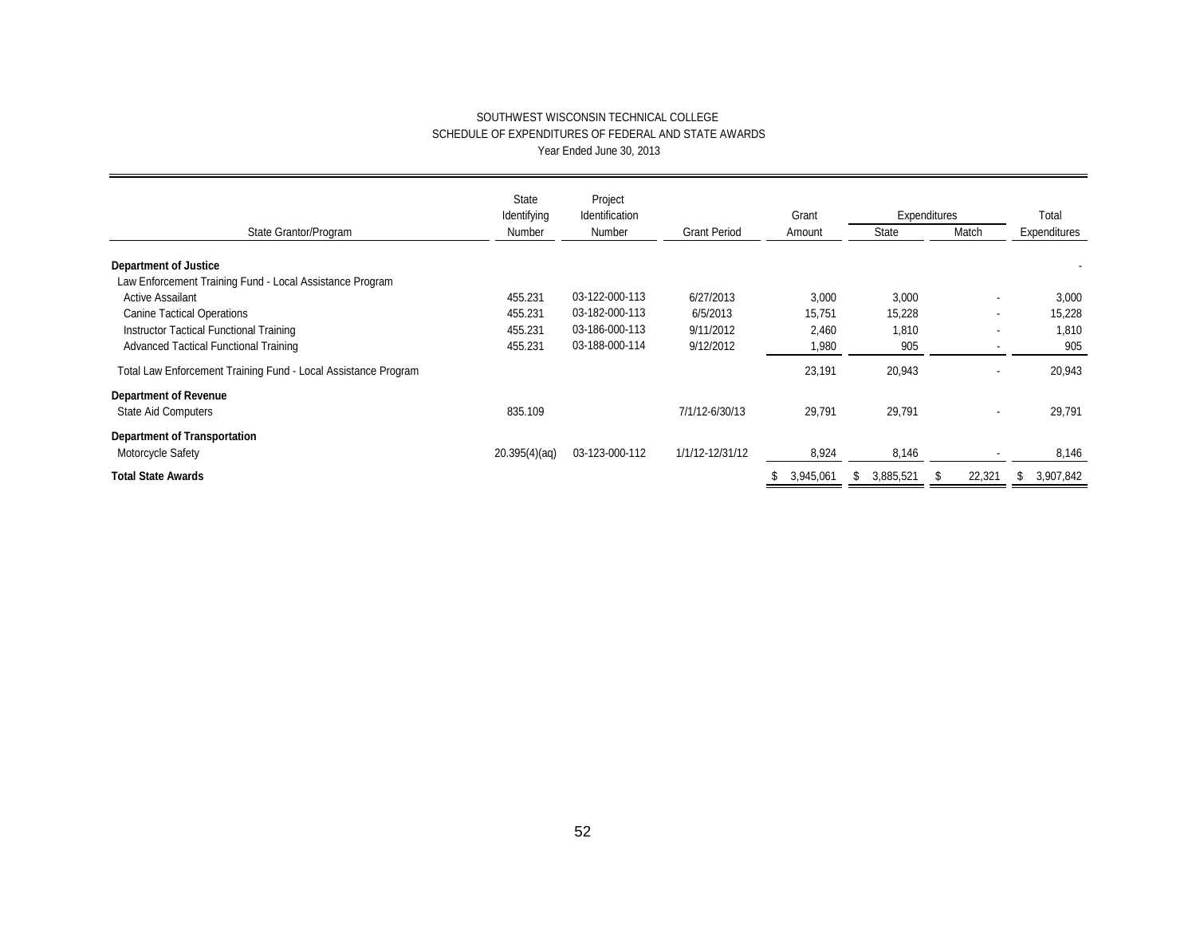SOUTHWEST WISCONSIN TECHNICAL COLLEGE
SCHEDULE OF EXPENDITURES OF FEDERAL AND STATE AWARDS
Year Ended June 30, 2013

| State Grantor/Program | State Identifying Number | Project Identification Number | Grant Period | Grant Amount | Expenditures State | Expenditures Match | Total Expenditures |
|---|---|---|---|---|---|---|---|
| **Department of Justice** | | | | | | | - |
| Law Enforcement Training Fund - Local Assistance Program | | | | | | | |
| Active Assailant | 455.231 | 03-122-000-113 | 6/27/2013 | 3,000 | 3,000 | - | 3,000 |
| Canine Tactical Operations | 455.231 | 03-182-000-113 | 6/5/2013 | 15,751 | 15,228 | - | 15,228 |
| Instructor Tactical Functional Training | 455.231 | 03-186-000-113 | 9/11/2012 | 2,460 | 1,810 | - | 1,810 |
| Advanced Tactical Functional Training | 455.231 | 03-188-000-114 | 9/12/2012 | 1,980 | 905 | - | 905 |
| Total Law Enforcement Training Fund - Local Assistance Program | | | | 23,191 | 20,943 | - | 20,943 |
| **Department of Revenue** | | | | | | | |
| State Aid Computers | 835.109 | | 7/1/12-6/30/13 | 29,791 | 29,791 | - | 29,791 |
| **Department of Transportation** | | | | | | | |
| Motorcycle Safety | 20.395(4)(aq) | 03-123-000-112 | 1/1/12-12/31/12 | 8,924 | 8,146 | - | 8,146 |
| **Total State Awards** | | | | $ 3,945,061 | $ 3,885,521 | $ 22,321 | $ 3,907,842 |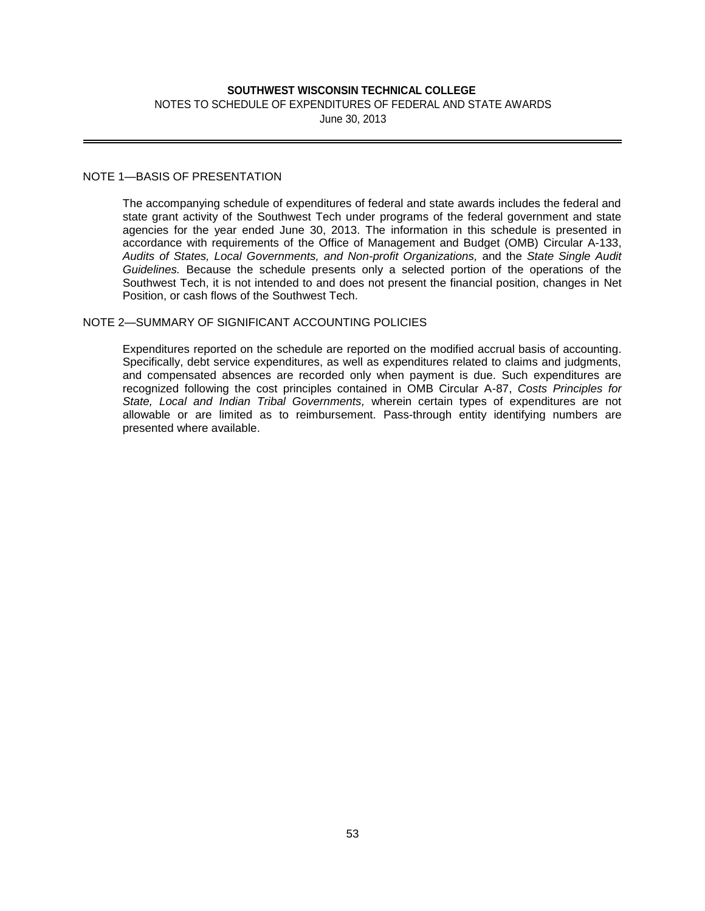**SOUTHWEST WISCONSIN TECHNICAL COLLEGE**

NOTES TO SCHEDULE OF EXPENDITURES OF FEDERAL AND STATE AWARDS

June 30, 2013

## NOTE 1—BASIS OF PRESENTATION

The accompanying schedule of expenditures of federal and state awards includes the federal and state grant activity of the Southwest Tech under programs of the federal government and state agencies for the year ended June 30, 2013. The information in this schedule is presented in accordance with requirements of the Office of Management and Budget (OMB) Circular A-133, *Audits of States, Local Governments, and Non-profit Organizations,* and the *State Single Audit Guidelines.* Because the schedule presents only a selected portion of the operations of the Southwest Tech, it is not intended to and does not present the financial position, changes in Net Position, or cash flows of the Southwest Tech.

## NOTE 2—SUMMARY OF SIGNIFICANT ACCOUNTING POLICIES

Expenditures reported on the schedule are reported on the modified accrual basis of accounting. Specifically, debt service expenditures, as well as expenditures related to claims and judgments, and compensated absences are recorded only when payment is due. Such expenditures are recognized following the cost principles contained in OMB Circular A-87, *Costs Principles for State, Local and Indian Tribal Governments,* wherein certain types of expenditures are not allowable or are limited as to reimbursement. Pass-through entity identifying numbers are presented where available.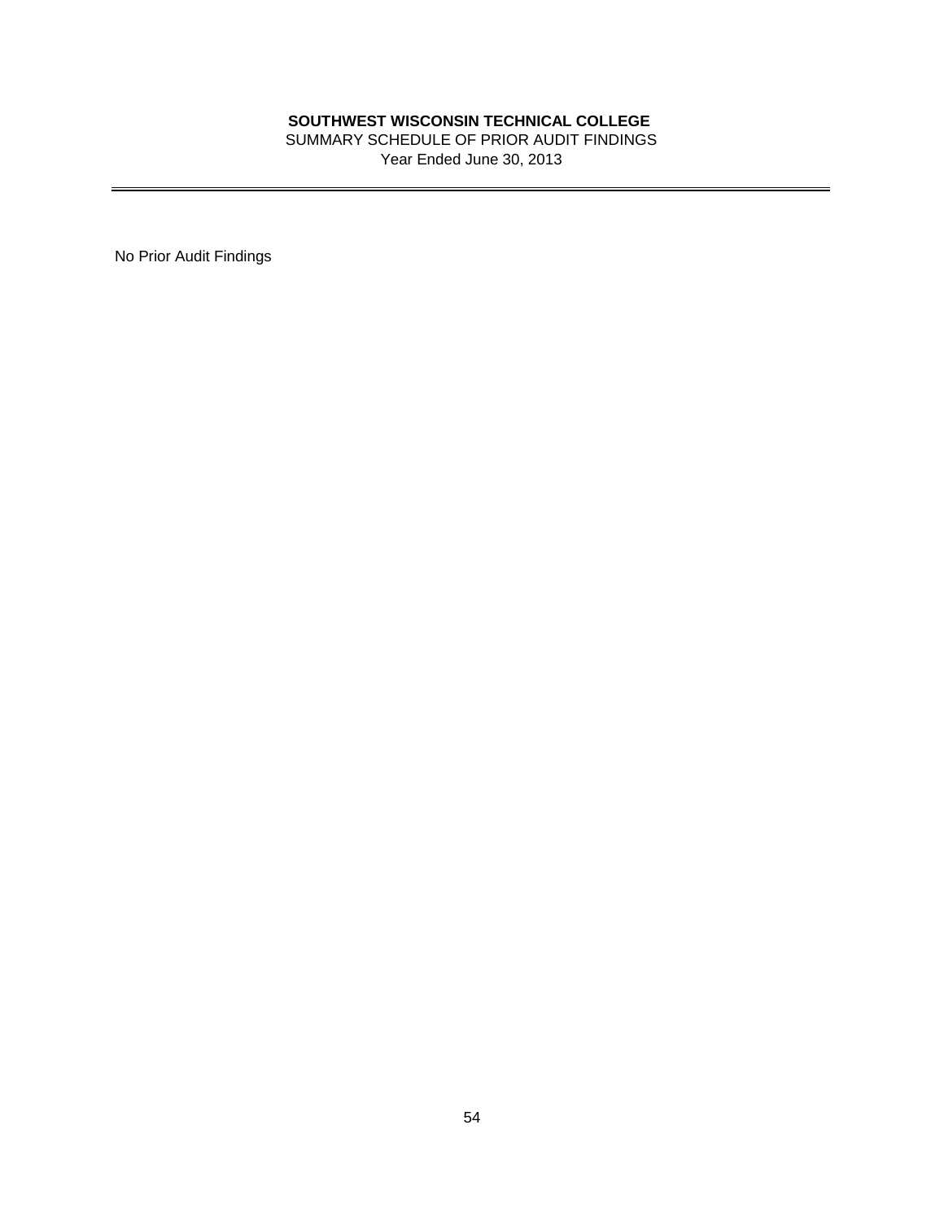**SOUTHWEST WISCONSIN TECHNICAL COLLEGE**

SUMMARY SCHEDULE OF PRIOR AUDIT FINDINGS

Year Ended June 30, 2013

---

No Prior Audit Findings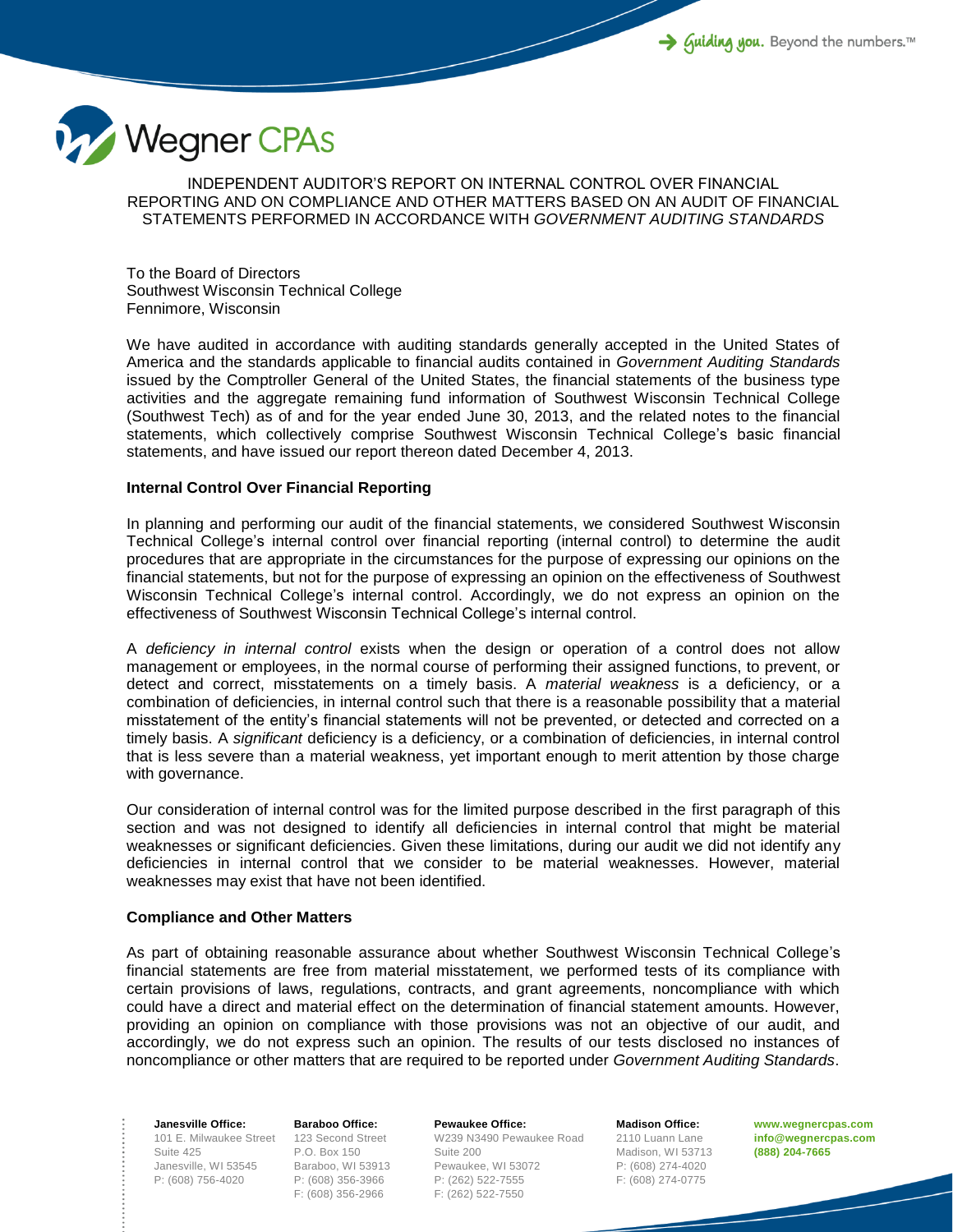# INDEPENDENT AUDITOR'S REPORT ON INTERNAL CONTROL OVER FINANCIAL REPORTING AND ON COMPLIANCE AND OTHER MATTERS BASED ON AN AUDIT OF FINANCIAL STATEMENTS PERFORMED IN ACCORDANCE WITH *GOVERNMENT AUDITING STANDARDS*

To the Board of Directors
Southwest Wisconsin Technical College
Fennimore, Wisconsin

We have audited in accordance with auditing standards generally accepted in the United States of America and the standards applicable to financial audits contained in *Government Auditing Standards* issued by the Comptroller General of the United States, the financial statements of the business type activities and the aggregate remaining fund information of Southwest Wisconsin Technical College (Southwest Tech) as of and for the year ended June 30, 2013, and the related notes to the financial statements, which collectively comprise Southwest Wisconsin Technical College's basic financial statements, and have issued our report thereon dated December 4, 2013.

**Internal Control Over Financial Reporting**

In planning and performing our audit of the financial statements, we considered Southwest Wisconsin Technical College's internal control over financial reporting (internal control) to determine the audit procedures that are appropriate in the circumstances for the purpose of expressing our opinions on the financial statements, but not for the purpose of expressing an opinion on the effectiveness of Southwest Wisconsin Technical College's internal control. Accordingly, we do not express an opinion on the effectiveness of Southwest Wisconsin Technical College's internal control.

A *deficiency in internal control* exists when the design or operation of a control does not allow management or employees, in the normal course of performing their assigned functions, to prevent, or detect and correct, misstatements on a timely basis. A *material weakness* is a deficiency, or a combination of deficiencies, in internal control such that there is a reasonable possibility that a material misstatement of the entity's financial statements will not be prevented, or detected and corrected on a timely basis. A *significant* deficiency is a deficiency, or a combination of deficiencies, in internal control that is less severe than a material weakness, yet important enough to merit attention by those charge with governance.

Our consideration of internal control was for the limited purpose described in the first paragraph of this section and was not designed to identify all deficiencies in internal control that might be material weaknesses or significant deficiencies. Given these limitations, during our audit we did not identify any deficiencies in internal control that we consider to be material weaknesses. However, material weaknesses may exist that have not been identified.

**Compliance and Other Matters**

As part of obtaining reasonable assurance about whether Southwest Wisconsin Technical College's financial statements are free from material misstatement, we performed tests of its compliance with certain provisions of laws, regulations, contracts, and grant agreements, noncompliance with which could have a direct and material effect on the determination of financial statement amounts. However, providing an opinion on compliance with those provisions was not an objective of our audit, and accordingly, we do not express such an opinion. The results of our tests disclosed no instances of noncompliance or other matters that are required to be reported under *Government Auditing Standards*.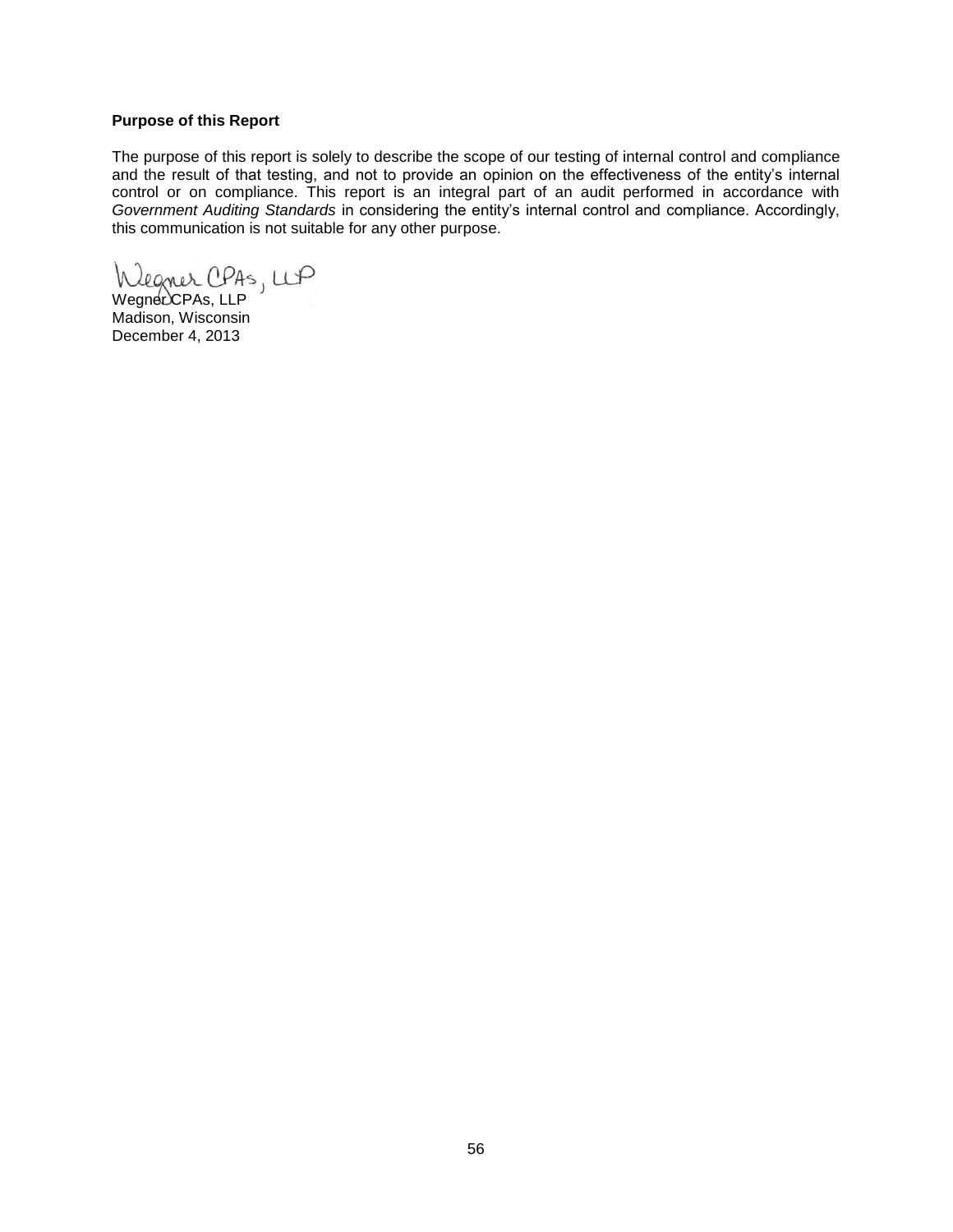**Purpose of this Report**

The purpose of this report is solely to describe the scope of our testing of internal control and compliance and the result of that testing, and not to provide an opinion on the effectiveness of the entity's internal control or on compliance. This report is an integral part of an audit performed in accordance with *Government Auditing Standards* in considering the entity's internal control and compliance. Accordingly, this communication is not suitable for any other purpose.

Wegner CPAs, LLP

Wegner CPAs, LLP  
Madison, Wisconsin  
December 4, 2013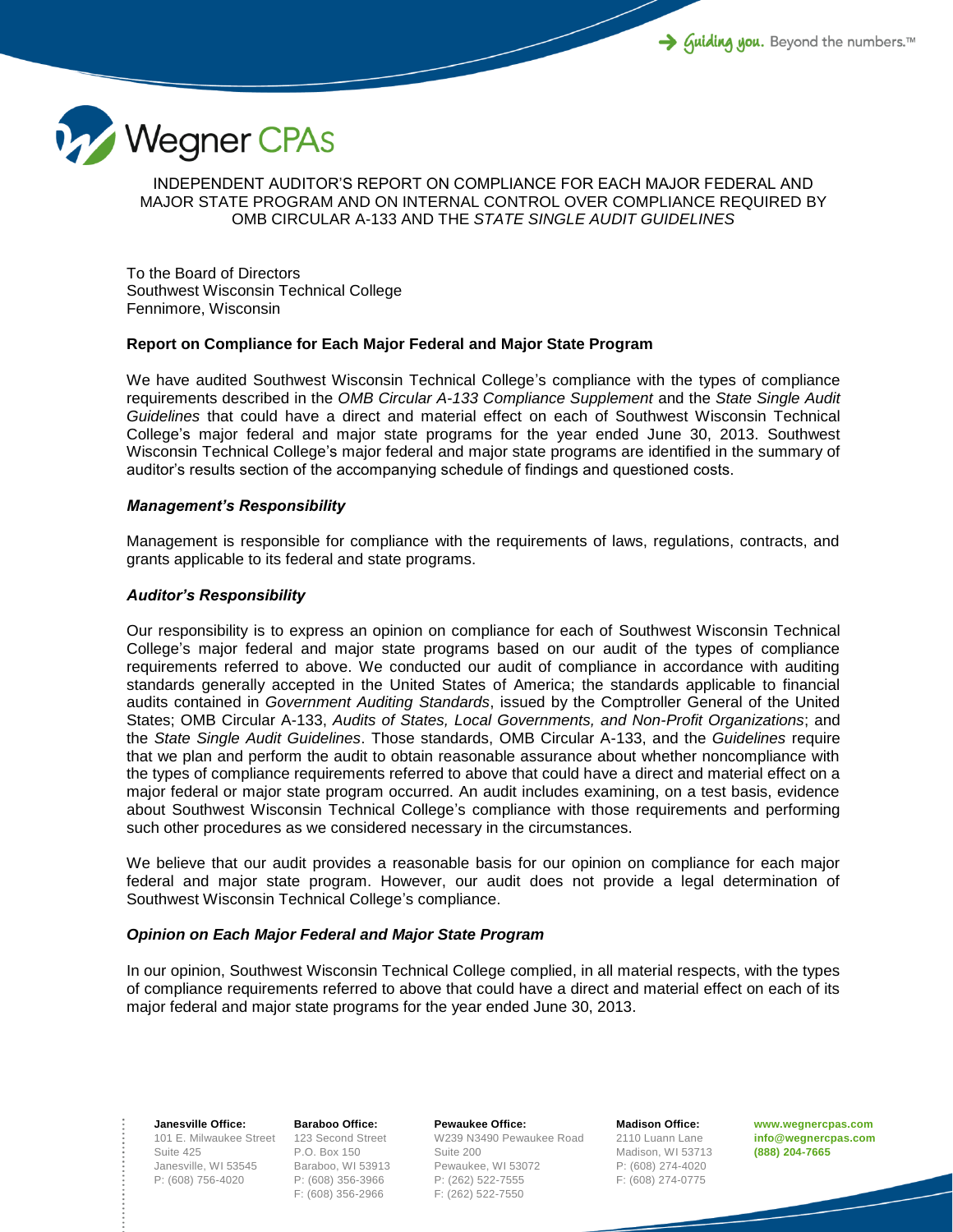# INDEPENDENT AUDITOR'S REPORT ON COMPLIANCE FOR EACH MAJOR FEDERAL AND MAJOR STATE PROGRAM AND ON INTERNAL CONTROL OVER COMPLIANCE REQUIRED BY OMB CIRCULAR A-133 AND THE *STATE SINGLE AUDIT GUIDELINES*

To the Board of Directors
Southwest Wisconsin Technical College
Fennimore, Wisconsin

## Report on Compliance for Each Major Federal and Major State Program

We have audited Southwest Wisconsin Technical College's compliance with the types of compliance requirements described in the *OMB Circular A-133 Compliance Supplement* and the *State Single Audit Guidelines* that could have a direct and material effect on each of Southwest Wisconsin Technical College's major federal and major state programs for the year ended June 30, 2013. Southwest Wisconsin Technical College's major federal and major state programs are identified in the summary of auditor's results section of the accompanying schedule of findings and questioned costs.

### *Management's Responsibility*

Management is responsible for compliance with the requirements of laws, regulations, contracts, and grants applicable to its federal and state programs.

### *Auditor's Responsibility*

Our responsibility is to express an opinion on compliance for each of Southwest Wisconsin Technical College's major federal and major state programs based on our audit of the types of compliance requirements referred to above. We conducted our audit of compliance in accordance with auditing standards generally accepted in the United States of America; the standards applicable to financial audits contained in *Government Auditing Standards*, issued by the Comptroller General of the United States; OMB Circular A-133, *Audits of States, Local Governments, and Non-Profit Organizations*; and the *State Single Audit Guidelines*. Those standards, OMB Circular A-133, and the *Guidelines* require that we plan and perform the audit to obtain reasonable assurance about whether noncompliance with the types of compliance requirements referred to above that could have a direct and material effect on a major federal or major state program occurred. An audit includes examining, on a test basis, evidence about Southwest Wisconsin Technical College's compliance with those requirements and performing such other procedures as we considered necessary in the circumstances.

We believe that our audit provides a reasonable basis for our opinion on compliance for each major federal and major state program. However, our audit does not provide a legal determination of Southwest Wisconsin Technical College's compliance.

### *Opinion on Each Major Federal and Major State Program*

In our opinion, Southwest Wisconsin Technical College complied, in all material respects, with the types of compliance requirements referred to above that could have a direct and material effect on each of its major federal and major state programs for the year ended June 30, 2013.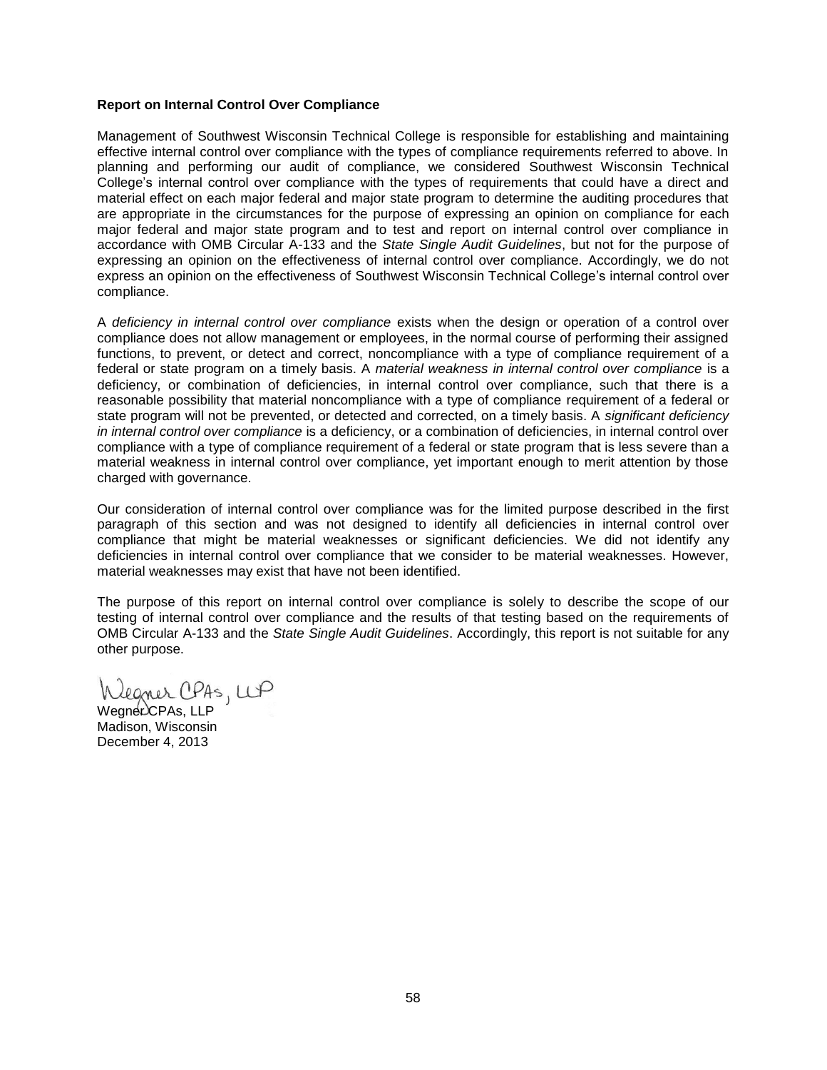**Report on Internal Control Over Compliance**

Management of Southwest Wisconsin Technical College is responsible for establishing and maintaining effective internal control over compliance with the types of compliance requirements referred to above. In planning and performing our audit of compliance, we considered Southwest Wisconsin Technical College's internal control over compliance with the types of requirements that could have a direct and material effect on each major federal and major state program to determine the auditing procedures that are appropriate in the circumstances for the purpose of expressing an opinion on compliance for each major federal and major state program and to test and report on internal control over compliance in accordance with OMB Circular A-133 and the *State Single Audit Guidelines*, but not for the purpose of expressing an opinion on the effectiveness of internal control over compliance. Accordingly, we do not express an opinion on the effectiveness of Southwest Wisconsin Technical College's internal control over compliance.

A *deficiency in internal control over compliance* exists when the design or operation of a control over compliance does not allow management or employees, in the normal course of performing their assigned functions, to prevent, or detect and correct, noncompliance with a type of compliance requirement of a federal or state program on a timely basis. A *material weakness in internal control over compliance* is a deficiency, or combination of deficiencies, in internal control over compliance, such that there is a reasonable possibility that material noncompliance with a type of compliance requirement of a federal or state program will not be prevented, or detected and corrected, on a timely basis. A *significant deficiency in internal control over compliance* is a deficiency, or a combination of deficiencies, in internal control over compliance with a type of compliance requirement of a federal or state program that is less severe than a material weakness in internal control over compliance, yet important enough to merit attention by those charged with governance.

Our consideration of internal control over compliance was for the limited purpose described in the first paragraph of this section and was not designed to identify all deficiencies in internal control over compliance that might be material weaknesses or significant deficiencies. We did not identify any deficiencies in internal control over compliance that we consider to be material weaknesses. However, material weaknesses may exist that have not been identified.

The purpose of this report on internal control over compliance is solely to describe the scope of our testing of internal control over compliance and the results of that testing based on the requirements of OMB Circular A-133 and the *State Single Audit Guidelines*. Accordingly, this report is not suitable for any other purpose.

Wegner CPAs, LLP

Wegner CPAs, LLP
Madison, Wisconsin
December 4, 2013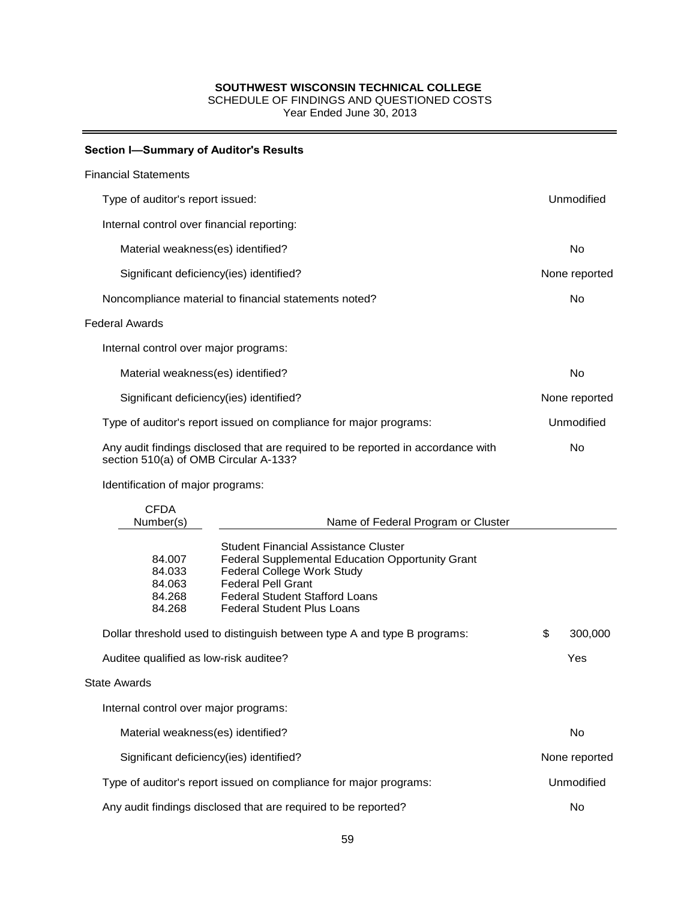**SOUTHWEST WISCONSIN TECHNICAL COLLEGE**
SCHEDULE OF FINDINGS AND QUESTIONED COSTS
Year Ended June 30, 2013

## Section I—Summary of Auditor's Results

Financial Statements

| | |
|---|---|
| Type of auditor's report issued: | Unmodified |
| Internal control over financial reporting: | |
| Material weakness(es) identified? | No |
| Significant deficiency(ies) identified? | None reported |
| Noncompliance material to financial statements noted? | No |

Federal Awards

| | |
|---|---|
| Internal control over major programs: | |
| Material weakness(es) identified? | No |
| Significant deficiency(ies) identified? | None reported |
| Type of auditor's report issued on compliance for major programs: | Unmodified |
| Any audit findings disclosed that are required to be reported in accordance with section 510(a) of OMB Circular A-133? | No |

Identification of major programs:

| CFDA Number(s) | Name of Federal Program or Cluster |
|---|---|
| | Student Financial Assistance Cluster |
| 84.007 | Federal Supplemental Education Opportunity Grant |
| 84.033 | Federal College Work Study |
| 84.063 | Federal Pell Grant |
| 84.268 | Federal Student Stafford Loans |
| 84.268 | Federal Student Plus Loans |

| | |
|---|---|
| Dollar threshold used to distinguish between type A and type B programs: | $ 300,000 |
| Auditee qualified as low-risk auditee? | Yes |

State Awards

| | |
|---|---|
| Internal control over major programs: | |
| Material weakness(es) identified? | No |
| Significant deficiency(ies) identified? | None reported |
| Type of auditor's report issued on compliance for major programs: | Unmodified |
| Any audit findings disclosed that are required to be reported? | No |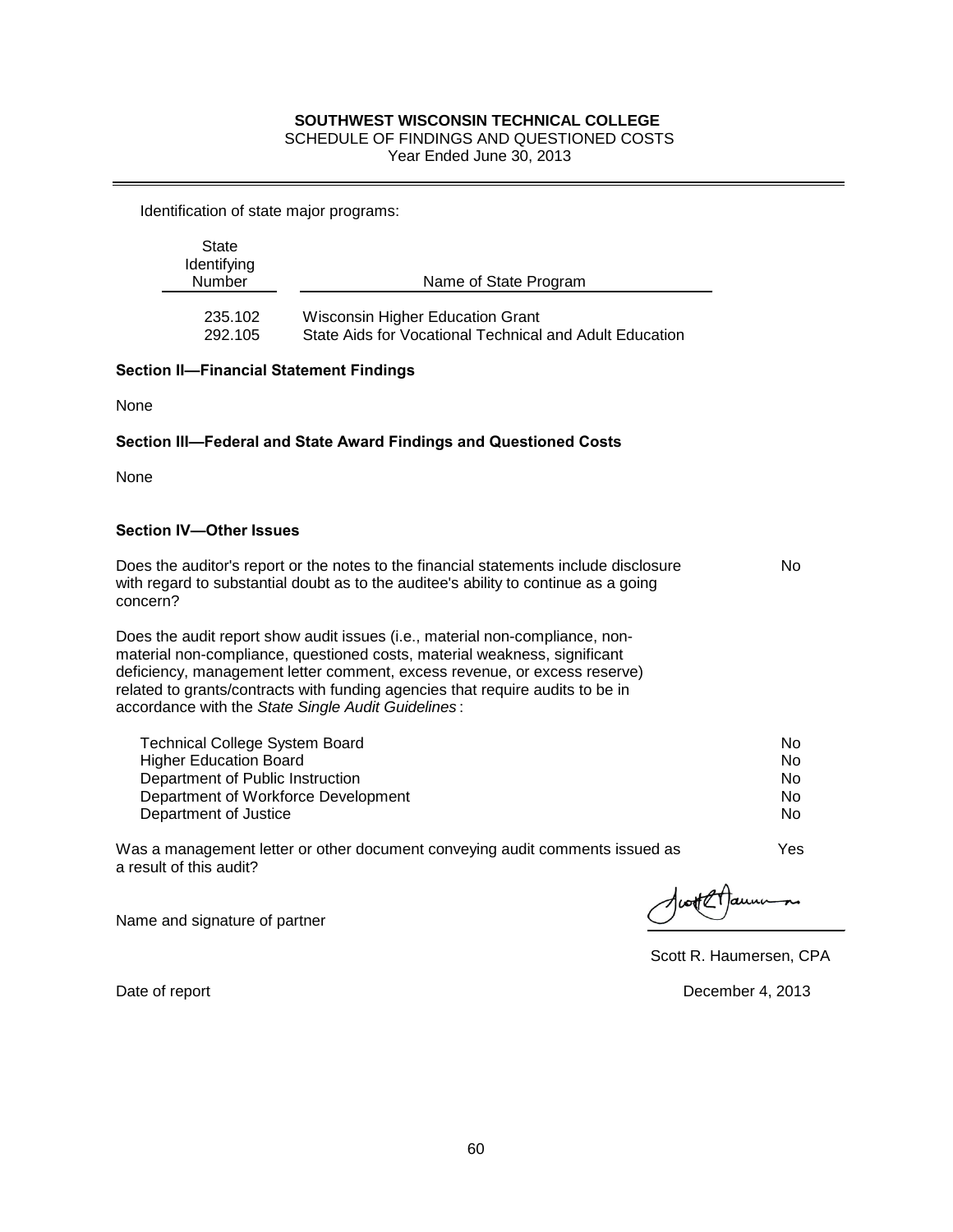**SOUTHWEST WISCONSIN TECHNICAL COLLEGE**
SCHEDULE OF FINDINGS AND QUESTIONED COSTS
Year Ended June 30, 2013

Identification of state major programs:

| State Identifying Number | Name of State Program |
|---|---|
| 235.102 | Wisconsin Higher Education Grant |
| 292.105 | State Aids for Vocational Technical and Adult Education |

### Section II—Financial Statement Findings

None

### Section III—Federal and State Award Findings and Questioned Costs

None

### Section IV—Other Issues

| | |
|---|---|
| Does the auditor's report or the notes to the financial statements include disclosure with regard to substantial doubt as to the auditee's ability to continue as a going concern? | No |
| Does the audit report show audit issues (i.e., material non-compliance, non-material non-compliance, questioned costs, material weakness, significant deficiency, management letter comment, excess revenue, or excess reserve) related to grants/contracts with funding agencies that require audits to be in accordance with the *State Single Audit Guidelines*: | |
| Technical College System Board | No |
| Higher Education Board | No |
| Department of Public Instruction | No |
| Department of Workforce Development | No |
| Department of Justice | No |
| Was a management letter or other document conveying audit comments issued as a result of this audit? | Yes |

Name and signature of partner — Scott R. Haumersen, CPA

Date of report — December 4, 2013